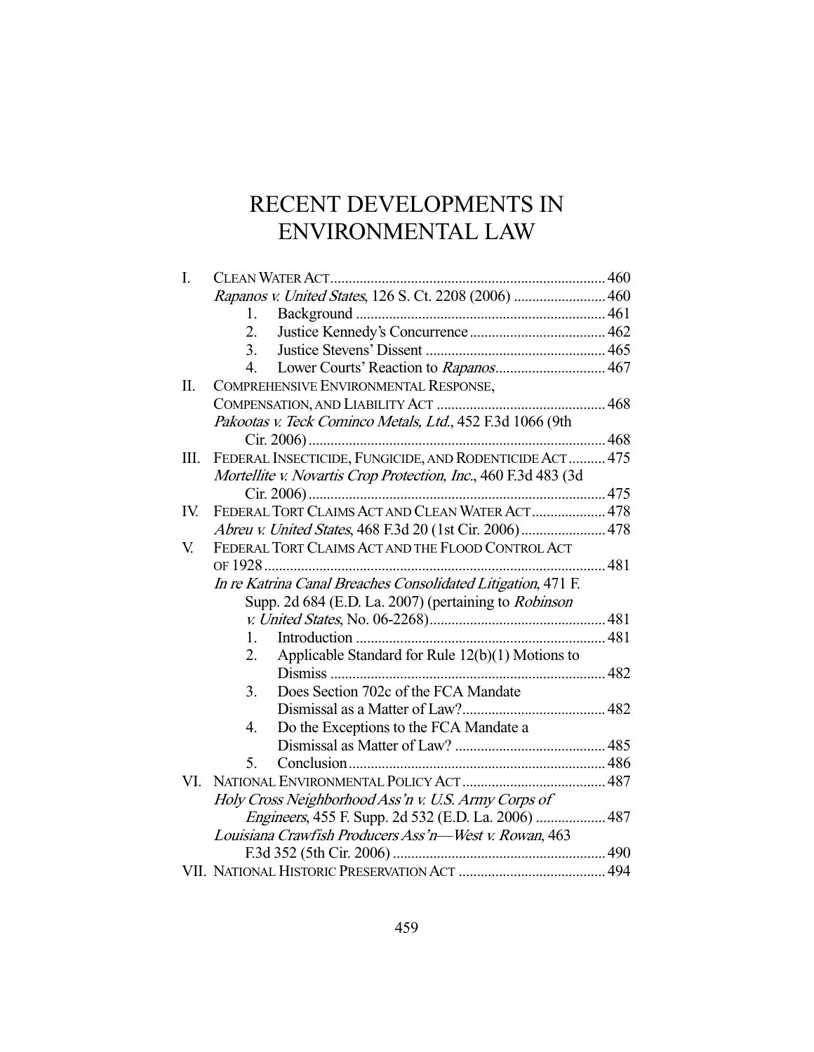# RECENT DEVELOPMENTS IN ENVIRONMENTAL LAW

I. CLEAN WATER ACT .......... 460
   *Rapanos v. United States*, 126 S. Ct. 2208 (2006) .......... 460
      1. Background .......... 461
      2. Justice Kennedy's Concurrence .......... 462
      3. Justice Stevens' Dissent .......... 465
      4. Lower Courts' Reaction to *Rapanos* .......... 467

II. COMPREHENSIVE ENVIRONMENTAL RESPONSE, COMPENSATION, AND LIABILITY ACT .......... 468
   *Pakootas v. Teck Cominco Metals, Ltd.*, 452 F.3d 1066 (9th Cir. 2006) .......... 468

III. FEDERAL INSECTICIDE, FUNGICIDE, AND RODENTICIDE ACT .......... 475
   *Mortellite v. Novartis Crop Protection, Inc.*, 460 F.3d 483 (3d Cir. 2006) .......... 475

IV. FEDERAL TORT CLAIMS ACT AND CLEAN WATER ACT .......... 478
   *Abreu v. United States*, 468 F.3d 20 (1st Cir. 2006) .......... 478

V. FEDERAL TORT CLAIMS ACT AND THE FLOOD CONTROL ACT OF 1928 .......... 481
   *In re Katrina Canal Breaches Consolidated Litigation*, 471 F. Supp. 2d 684 (E.D. La. 2007) (pertaining to *Robinson v. United States*, No. 06-2268) .......... 481
      1. Introduction .......... 481
      2. Applicable Standard for Rule 12(b)(1) Motions to Dismiss .......... 482
      3. Does Section 702c of the FCA Mandate Dismissal as a Matter of Law? .......... 482
      4. Do the Exceptions to the FCA Mandate a Dismissal as Matter of Law? .......... 485
      5. Conclusion .......... 486

VI. NATIONAL ENVIRONMENTAL POLICY ACT .......... 487
   *Holy Cross Neighborhood Ass'n v. U.S. Army Corps of Engineers*, 455 F. Supp. 2d 532 (E.D. La. 2006) .......... 487
   *Louisiana Crawfish Producers Ass'n—West v. Rowan*, 463 F.3d 352 (5th Cir. 2006) .......... 490

VII. NATIONAL HISTORIC PRESERVATION ACT .......... 494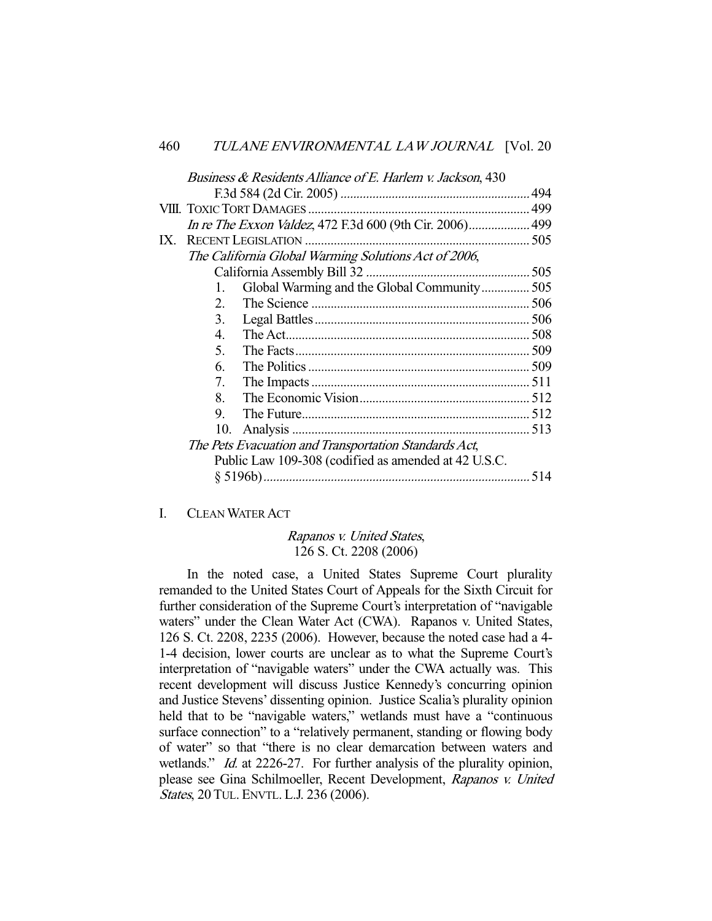*Business & Residents Alliance of E. Harlem v. Jackson*, 430 F.3d 584 (2d Cir. 2005) ........................................................... 494

VIII. TOXIC TORT DAMAGES ..................................................................... 499

*In re The Exxon Valdez*, 472 F.3d 600 (9th Cir. 2006).................. 499

IX. RECENT LEGISLATION ..................................................................... 505

*The California Global Warming Solutions Act of 2006*, California Assembly Bill 32 .................................................. 505

1. Global Warming and the Global Community............... 505
2. The Science ................................................................... 506
3. Legal Battles .................................................................. 506
4. The Act........................................................................... 508
5. The Facts........................................................................ 509
6. The Politics .................................................................... 509
7. The Impacts ................................................................... 511
8. The Economic Vision.................................................... 512
9. The Future...................................................................... 512
10. Analysis .......................................................................... 513

*The Pets Evacuation and Transportation Standards Act*, Public Law 109-308 (codified as amended at 42 U.S.C. § 5196b)................................................................................. 514

## I. CLEAN WATER ACT

### *Rapanos v. United States*, 126 S. Ct. 2208 (2006)

In the noted case, a United States Supreme Court plurality remanded to the United States Court of Appeals for the Sixth Circuit for further consideration of the Supreme Court's interpretation of "navigable waters" under the Clean Water Act (CWA). Rapanos v. United States, 126 S. Ct. 2208, 2235 (2006). However, because the noted case had a 4-1-4 decision, lower courts are unclear as to what the Supreme Court's interpretation of "navigable waters" under the CWA actually was. This recent development will discuss Justice Kennedy's concurring opinion and Justice Stevens' dissenting opinion. Justice Scalia's plurality opinion held that to be "navigable waters," wetlands must have a "continuous surface connection" to a "relatively permanent, standing or flowing body of water" so that "there is no clear demarcation between waters and wetlands." *Id.* at 2226-27. For further analysis of the plurality opinion, please see Gina Schilmoeller, Recent Development, *Rapanos v. United States*, 20 TUL. ENVTL. L.J. 236 (2006).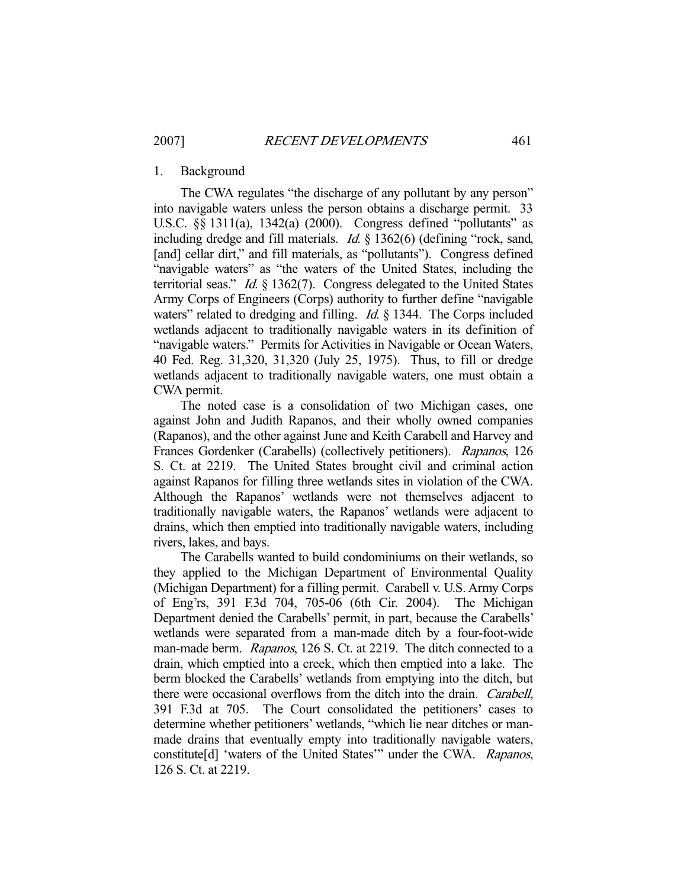### 1. Background

The CWA regulates "the discharge of any pollutant by any person" into navigable waters unless the person obtains a discharge permit. 33 U.S.C. §§ 1311(a), 1342(a) (2000). Congress defined "pollutants" as including dredge and fill materials. *Id.* § 1362(6) (defining "rock, sand, [and] cellar dirt," and fill materials, as "pollutants"). Congress defined "navigable waters" as "the waters of the United States, including the territorial seas." *Id.* § 1362(7). Congress delegated to the United States Army Corps of Engineers (Corps) authority to further define "navigable waters" related to dredging and filling. *Id.* § 1344. The Corps included wetlands adjacent to traditionally navigable waters in its definition of "navigable waters." Permits for Activities in Navigable or Ocean Waters, 40 Fed. Reg. 31,320, 31,320 (July 25, 1975). Thus, to fill or dredge wetlands adjacent to traditionally navigable waters, one must obtain a CWA permit.

The noted case is a consolidation of two Michigan cases, one against John and Judith Rapanos, and their wholly owned companies (Rapanos), and the other against June and Keith Carabell and Harvey and Frances Gordenker (Carabells) (collectively petitioners). *Rapanos*, 126 S. Ct. at 2219. The United States brought civil and criminal action against Rapanos for filling three wetlands sites in violation of the CWA. Although the Rapanos' wetlands were not themselves adjacent to traditionally navigable waters, the Rapanos' wetlands were adjacent to drains, which then emptied into traditionally navigable waters, including rivers, lakes, and bays.

The Carabells wanted to build condominiums on their wetlands, so they applied to the Michigan Department of Environmental Quality (Michigan Department) for a filling permit. Carabell v. U.S. Army Corps of Eng'rs, 391 F.3d 704, 705-06 (6th Cir. 2004). The Michigan Department denied the Carabells' permit, in part, because the Carabells' wetlands were separated from a man-made ditch by a four-foot-wide man-made berm. *Rapanos*, 126 S. Ct. at 2219. The ditch connected to a drain, which emptied into a creek, which then emptied into a lake. The berm blocked the Carabells' wetlands from emptying into the ditch, but there were occasional overflows from the ditch into the drain. *Carabell*, 391 F.3d at 705. The Court consolidated the petitioners' cases to determine whether petitioners' wetlands, "which lie near ditches or man-made drains that eventually empty into traditionally navigable waters, constitute[d] 'waters of the United States'" under the CWA. *Rapanos*, 126 S. Ct. at 2219.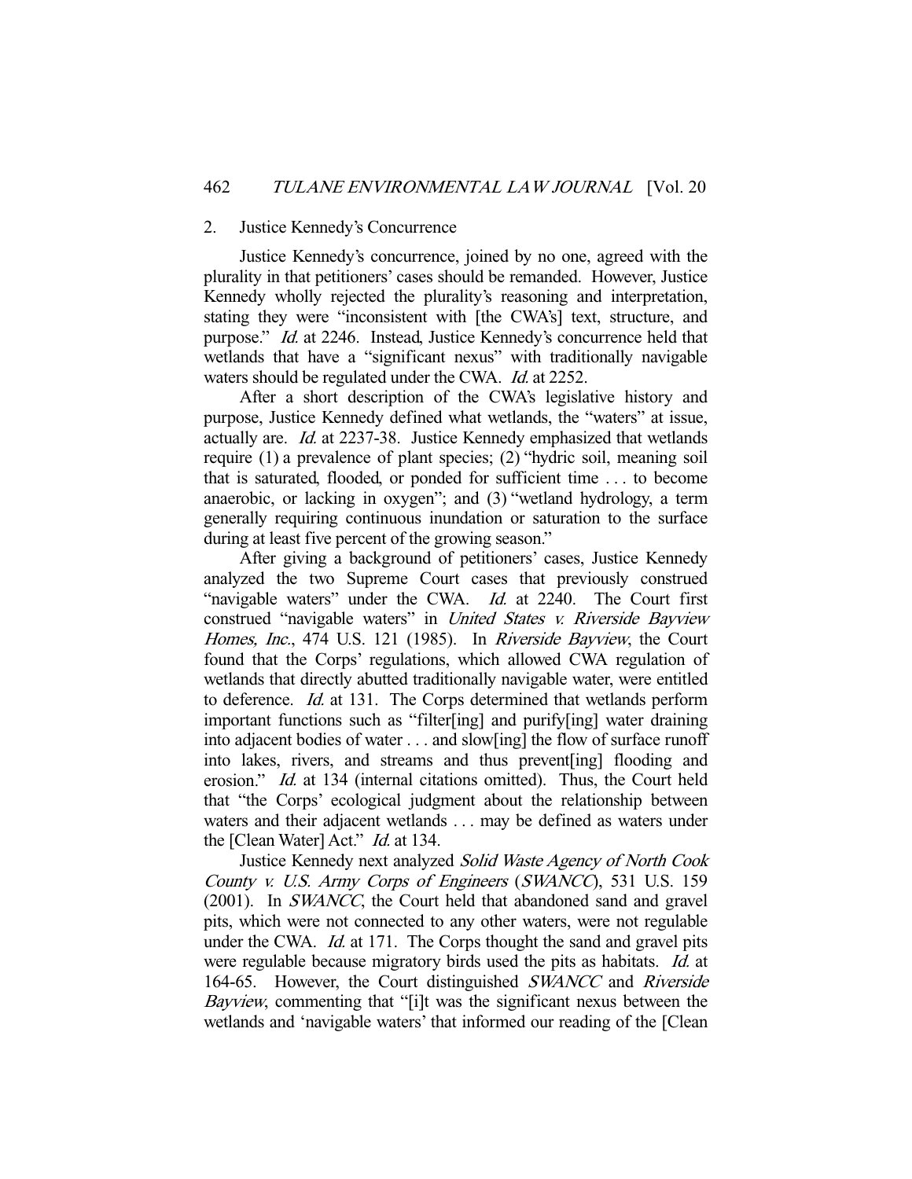### 2. Justice Kennedy's Concurrence

Justice Kennedy's concurrence, joined by no one, agreed with the plurality in that petitioners' cases should be remanded. However, Justice Kennedy wholly rejected the plurality's reasoning and interpretation, stating they were "inconsistent with [the CWA's] text, structure, and purpose." *Id.* at 2246. Instead, Justice Kennedy's concurrence held that wetlands that have a "significant nexus" with traditionally navigable waters should be regulated under the CWA. *Id.* at 2252.

After a short description of the CWA's legislative history and purpose, Justice Kennedy defined what wetlands, the "waters" at issue, actually are. *Id.* at 2237-38. Justice Kennedy emphasized that wetlands require (1) a prevalence of plant species; (2) "hydric soil, meaning soil that is saturated, flooded, or ponded for sufficient time . . . to become anaerobic, or lacking in oxygen"; and (3) "wetland hydrology, a term generally requiring continuous inundation or saturation to the surface during at least five percent of the growing season."

After giving a background of petitioners' cases, Justice Kennedy analyzed the two Supreme Court cases that previously construed "navigable waters" under the CWA. *Id.* at 2240. The Court first construed "navigable waters" in *United States v. Riverside Bayview Homes, Inc.*, 474 U.S. 121 (1985). In *Riverside Bayview*, the Court found that the Corps' regulations, which allowed CWA regulation of wetlands that directly abutted traditionally navigable water, were entitled to deference. *Id.* at 131. The Corps determined that wetlands perform important functions such as "filter[ing] and purify[ing] water draining into adjacent bodies of water . . . and slow[ing] the flow of surface runoff into lakes, rivers, and streams and thus prevent[ing] flooding and erosion." *Id.* at 134 (internal citations omitted). Thus, the Court held that "the Corps' ecological judgment about the relationship between waters and their adjacent wetlands . . . may be defined as waters under the [Clean Water] Act." *Id.* at 134.

Justice Kennedy next analyzed *Solid Waste Agency of North Cook County v. U.S. Army Corps of Engineers* (*SWANCC*), 531 U.S. 159 (2001). In *SWANCC*, the Court held that abandoned sand and gravel pits, which were not connected to any other waters, were not regulable under the CWA. *Id.* at 171. The Corps thought the sand and gravel pits were regulable because migratory birds used the pits as habitats. *Id.* at 164-65. However, the Court distinguished *SWANCC* and *Riverside Bayview*, commenting that "[i]t was the significant nexus between the wetlands and 'navigable waters' that informed our reading of the [Clean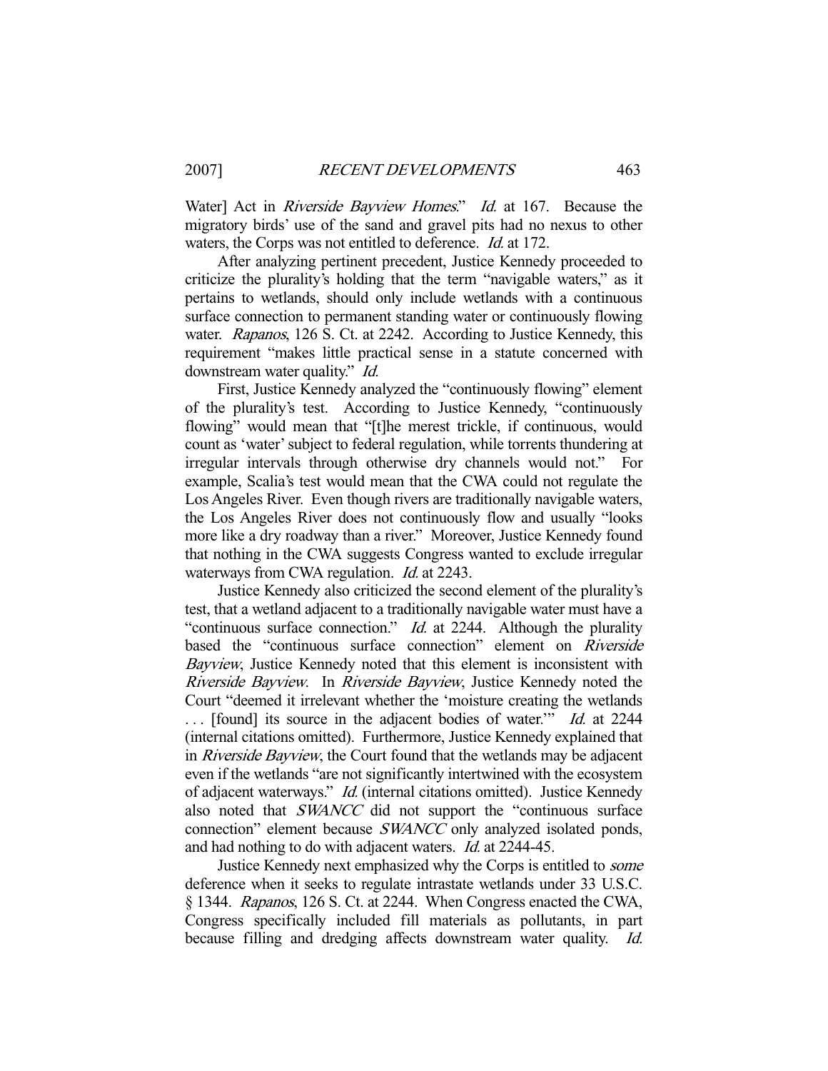Water] Act in *Riverside Bayview Homes*." *Id.* at 167. Because the migratory birds' use of the sand and gravel pits had no nexus to other waters, the Corps was not entitled to deference. *Id.* at 172.

After analyzing pertinent precedent, Justice Kennedy proceeded to criticize the plurality's holding that the term "navigable waters," as it pertains to wetlands, should only include wetlands with a continuous surface connection to permanent standing water or continuously flowing water. *Rapanos*, 126 S. Ct. at 2242. According to Justice Kennedy, this requirement "makes little practical sense in a statute concerned with downstream water quality." *Id.*

First, Justice Kennedy analyzed the "continuously flowing" element of the plurality's test. According to Justice Kennedy, "continuously flowing" would mean that "[t]he merest trickle, if continuous, would count as 'water' subject to federal regulation, while torrents thundering at irregular intervals through otherwise dry channels would not." For example, Scalia's test would mean that the CWA could not regulate the Los Angeles River. Even though rivers are traditionally navigable waters, the Los Angeles River does not continuously flow and usually "looks more like a dry roadway than a river." Moreover, Justice Kennedy found that nothing in the CWA suggests Congress wanted to exclude irregular waterways from CWA regulation. *Id.* at 2243.

Justice Kennedy also criticized the second element of the plurality's test, that a wetland adjacent to a traditionally navigable water must have a "continuous surface connection." *Id.* at 2244. Although the plurality based the "continuous surface connection" element on *Riverside Bayview*, Justice Kennedy noted that this element is inconsistent with *Riverside Bayview*. In *Riverside Bayview*, Justice Kennedy noted the Court "deemed it irrelevant whether the 'moisture creating the wetlands . . . [found] its source in the adjacent bodies of water.'" *Id.* at 2244 (internal citations omitted). Furthermore, Justice Kennedy explained that in *Riverside Bayview*, the Court found that the wetlands may be adjacent even if the wetlands "are not significantly intertwined with the ecosystem of adjacent waterways." *Id.* (internal citations omitted). Justice Kennedy also noted that *SWANCC* did not support the "continuous surface connection" element because *SWANCC* only analyzed isolated ponds, and had nothing to do with adjacent waters. *Id.* at 2244-45.

Justice Kennedy next emphasized why the Corps is entitled to *some* deference when it seeks to regulate intrastate wetlands under 33 U.S.C. § 1344. *Rapanos*, 126 S. Ct. at 2244. When Congress enacted the CWA, Congress specifically included fill materials as pollutants, in part because filling and dredging affects downstream water quality. *Id.*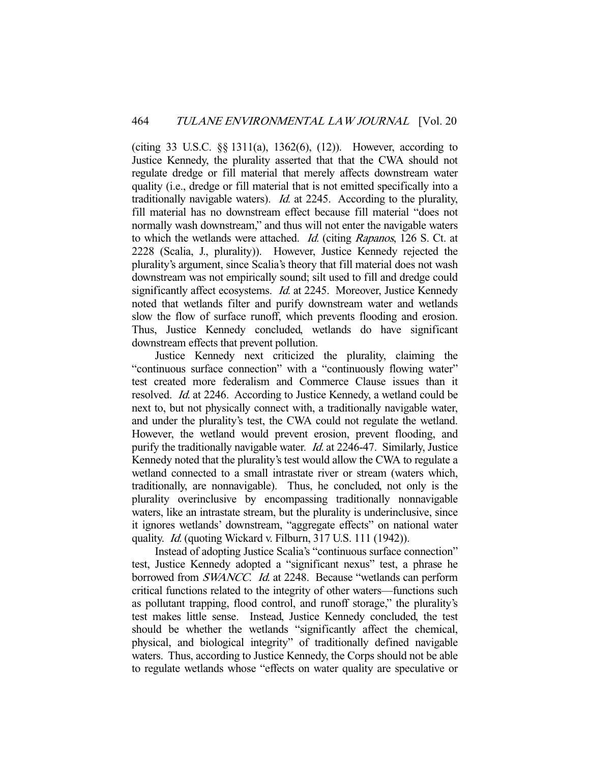(citing 33 U.S.C. §§ 1311(a), 1362(6), (12)). However, according to Justice Kennedy, the plurality asserted that that the CWA should not regulate dredge or fill material that merely affects downstream water quality (i.e., dredge or fill material that is not emitted specifically into a traditionally navigable waters). *Id.* at 2245. According to the plurality, fill material has no downstream effect because fill material "does not normally wash downstream," and thus will not enter the navigable waters to which the wetlands were attached. *Id.* (citing *Rapanos*, 126 S. Ct. at 2228 (Scalia, J., plurality)). However, Justice Kennedy rejected the plurality's argument, since Scalia's theory that fill material does not wash downstream was not empirically sound; silt used to fill and dredge could significantly affect ecosystems. *Id.* at 2245. Moreover, Justice Kennedy noted that wetlands filter and purify downstream water and wetlands slow the flow of surface runoff, which prevents flooding and erosion. Thus, Justice Kennedy concluded, wetlands do have significant downstream effects that prevent pollution.

Justice Kennedy next criticized the plurality, claiming the "continuous surface connection" with a "continuously flowing water" test created more federalism and Commerce Clause issues than it resolved. *Id.* at 2246. According to Justice Kennedy, a wetland could be next to, but not physically connect with, a traditionally navigable water, and under the plurality's test, the CWA could not regulate the wetland. However, the wetland would prevent erosion, prevent flooding, and purify the traditionally navigable water. *Id.* at 2246-47. Similarly, Justice Kennedy noted that the plurality's test would allow the CWA to regulate a wetland connected to a small intrastate river or stream (waters which, traditionally, are nonnavigable). Thus, he concluded, not only is the plurality overinclusive by encompassing traditionally nonnavigable waters, like an intrastate stream, but the plurality is underinclusive, since it ignores wetlands' downstream, "aggregate effects" on national water quality. *Id.* (quoting Wickard v. Filburn, 317 U.S. 111 (1942)).

Instead of adopting Justice Scalia's "continuous surface connection" test, Justice Kennedy adopted a "significant nexus" test, a phrase he borrowed from *SWANCC*. *Id.* at 2248. Because "wetlands can perform critical functions related to the integrity of other waters—functions such as pollutant trapping, flood control, and runoff storage," the plurality's test makes little sense. Instead, Justice Kennedy concluded, the test should be whether the wetlands "significantly affect the chemical, physical, and biological integrity" of traditionally defined navigable waters. Thus, according to Justice Kennedy, the Corps should not be able to regulate wetlands whose "effects on water quality are speculative or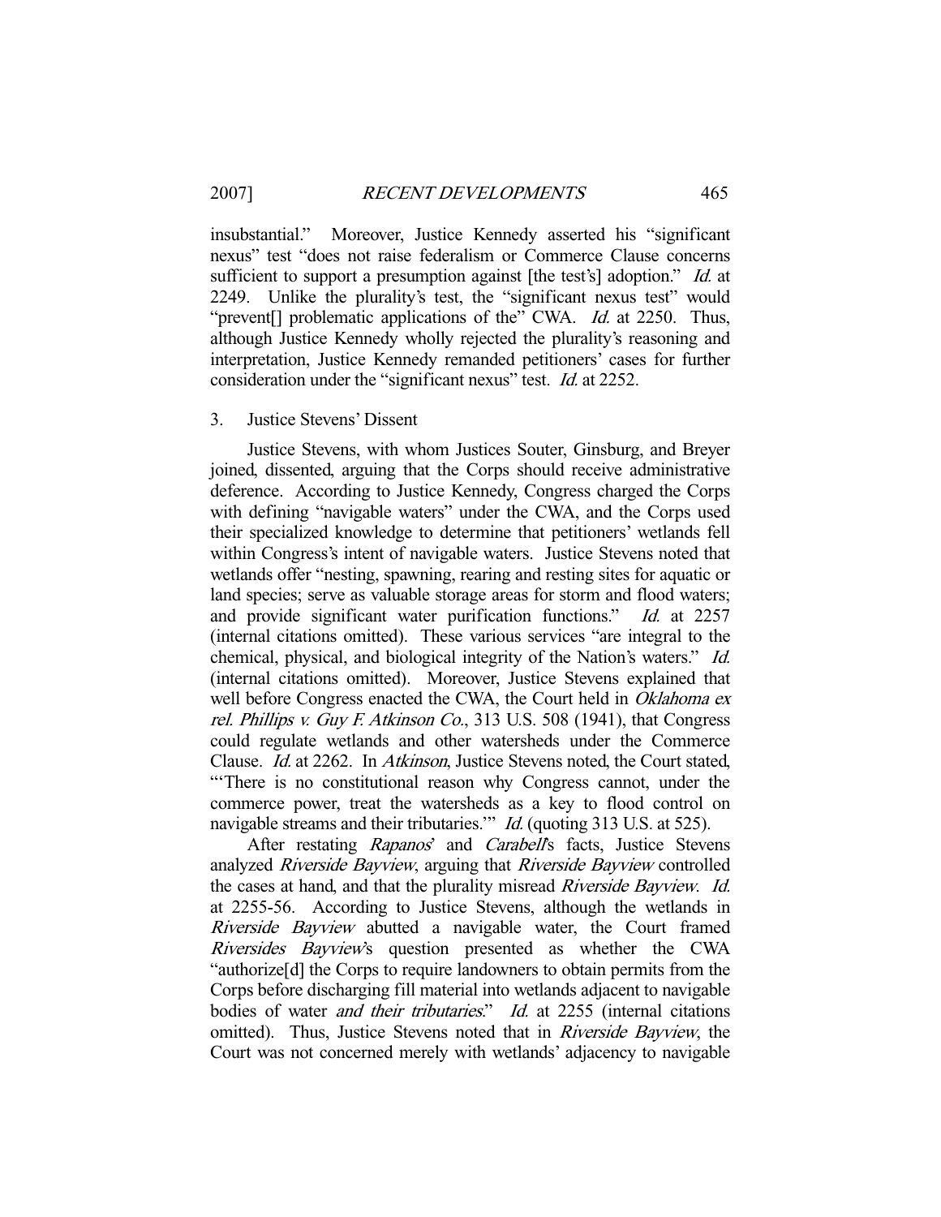insubstantial." Moreover, Justice Kennedy asserted his "significant nexus" test "does not raise federalism or Commerce Clause concerns sufficient to support a presumption against [the test's] adoption." *Id.* at 2249. Unlike the plurality's test, the "significant nexus test" would "prevent[] problematic applications of the" CWA. *Id.* at 2250. Thus, although Justice Kennedy wholly rejected the plurality's reasoning and interpretation, Justice Kennedy remanded petitioners' cases for further consideration under the "significant nexus" test. *Id.* at 2252.

### 3. Justice Stevens' Dissent

Justice Stevens, with whom Justices Souter, Ginsburg, and Breyer joined, dissented, arguing that the Corps should receive administrative deference. According to Justice Kennedy, Congress charged the Corps with defining "navigable waters" under the CWA, and the Corps used their specialized knowledge to determine that petitioners' wetlands fell within Congress's intent of navigable waters. Justice Stevens noted that wetlands offer "nesting, spawning, rearing and resting sites for aquatic or land species; serve as valuable storage areas for storm and flood waters; and provide significant water purification functions." *Id.* at 2257 (internal citations omitted). These various services "are integral to the chemical, physical, and biological integrity of the Nation's waters." *Id.* (internal citations omitted). Moreover, Justice Stevens explained that well before Congress enacted the CWA, the Court held in *Oklahoma ex rel. Phillips v. Guy F. Atkinson Co.*, 313 U.S. 508 (1941), that Congress could regulate wetlands and other watersheds under the Commerce Clause. *Id.* at 2262. In *Atkinson*, Justice Stevens noted, the Court stated, "'There is no constitutional reason why Congress cannot, under the commerce power, treat the watersheds as a key to flood control on navigable streams and their tributaries.'" *Id.* (quoting 313 U.S. at 525).

After restating *Rapanos*' and *Carabell*'s facts, Justice Stevens analyzed *Riverside Bayview*, arguing that *Riverside Bayview* controlled the cases at hand, and that the plurality misread *Riverside Bayview*. *Id.* at 2255-56. According to Justice Stevens, although the wetlands in *Riverside Bayview* abutted a navigable water, the Court framed *Riversides Bayview*'s question presented as whether the CWA "authorize[d] the Corps to require landowners to obtain permits from the Corps before discharging fill material into wetlands adjacent to navigable bodies of water *and their tributaries*." *Id.* at 2255 (internal citations omitted). Thus, Justice Stevens noted that in *Riverside Bayview*, the Court was not concerned merely with wetlands' adjacency to navigable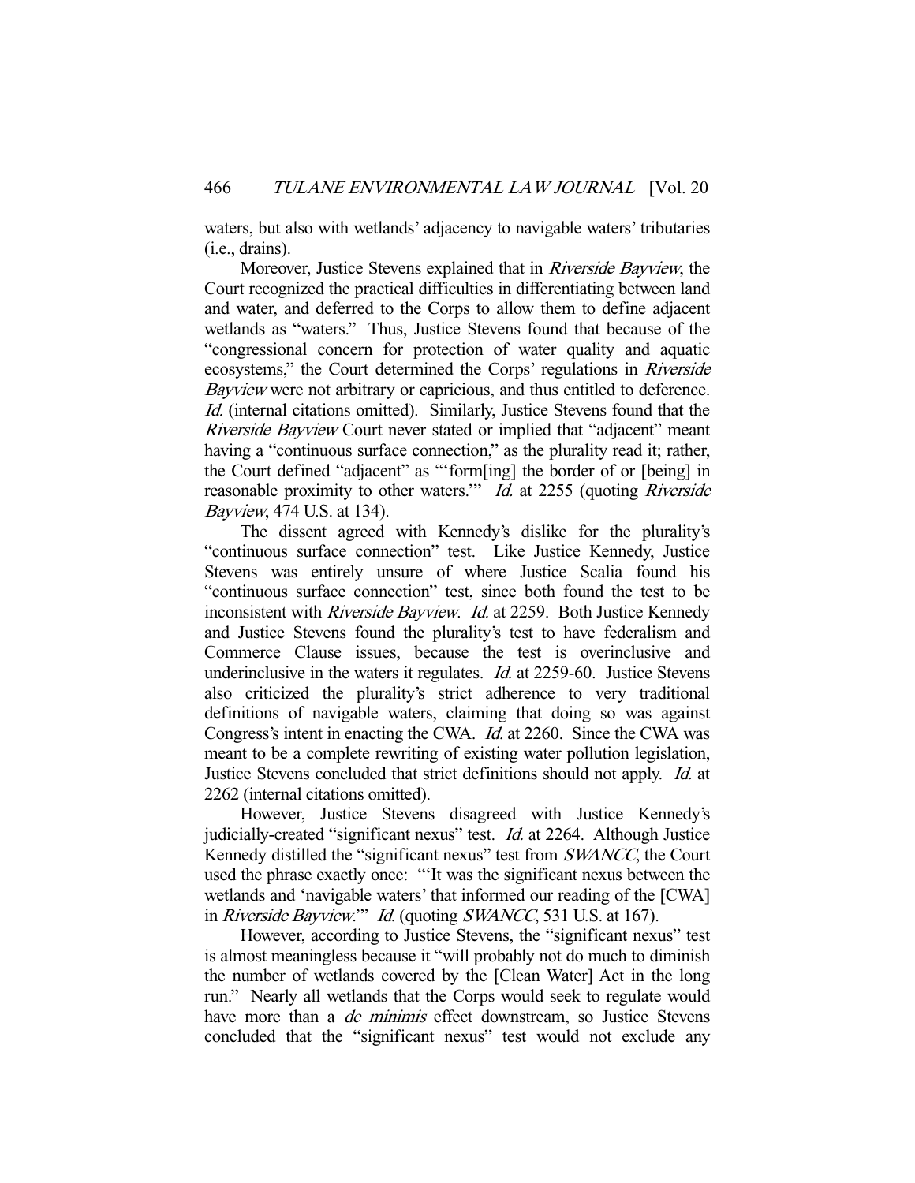waters, but also with wetlands' adjacency to navigable waters' tributaries (i.e., drains).

Moreover, Justice Stevens explained that in *Riverside Bayview*, the Court recognized the practical difficulties in differentiating between land and water, and deferred to the Corps to allow them to define adjacent wetlands as "waters." Thus, Justice Stevens found that because of the "congressional concern for protection of water quality and aquatic ecosystems," the Court determined the Corps' regulations in *Riverside Bayview* were not arbitrary or capricious, and thus entitled to deference. *Id.* (internal citations omitted). Similarly, Justice Stevens found that the *Riverside Bayview* Court never stated or implied that "adjacent" meant having a "continuous surface connection," as the plurality read it; rather, the Court defined "adjacent" as "'form[ing] the border of or [being] in reasonable proximity to other waters.'" *Id.* at 2255 (quoting *Riverside Bayview*, 474 U.S. at 134).

The dissent agreed with Kennedy's dislike for the plurality's "continuous surface connection" test. Like Justice Kennedy, Justice Stevens was entirely unsure of where Justice Scalia found his "continuous surface connection" test, since both found the test to be inconsistent with *Riverside Bayview*. *Id.* at 2259. Both Justice Kennedy and Justice Stevens found the plurality's test to have federalism and Commerce Clause issues, because the test is overinclusive and underinclusive in the waters it regulates. *Id.* at 2259-60. Justice Stevens also criticized the plurality's strict adherence to very traditional definitions of navigable waters, claiming that doing so was against Congress's intent in enacting the CWA. *Id.* at 2260. Since the CWA was meant to be a complete rewriting of existing water pollution legislation, Justice Stevens concluded that strict definitions should not apply. *Id.* at 2262 (internal citations omitted).

However, Justice Stevens disagreed with Justice Kennedy's judicially-created "significant nexus" test. *Id.* at 2264. Although Justice Kennedy distilled the "significant nexus" test from *SWANCC*, the Court used the phrase exactly once: "'It was the significant nexus between the wetlands and 'navigable waters' that informed our reading of the [CWA] in *Riverside Bayview*.'" *Id.* (quoting *SWANCC*, 531 U.S. at 167).

However, according to Justice Stevens, the "significant nexus" test is almost meaningless because it "will probably not do much to diminish the number of wetlands covered by the [Clean Water] Act in the long run." Nearly all wetlands that the Corps would seek to regulate would have more than a *de minimis* effect downstream, so Justice Stevens concluded that the "significant nexus" test would not exclude any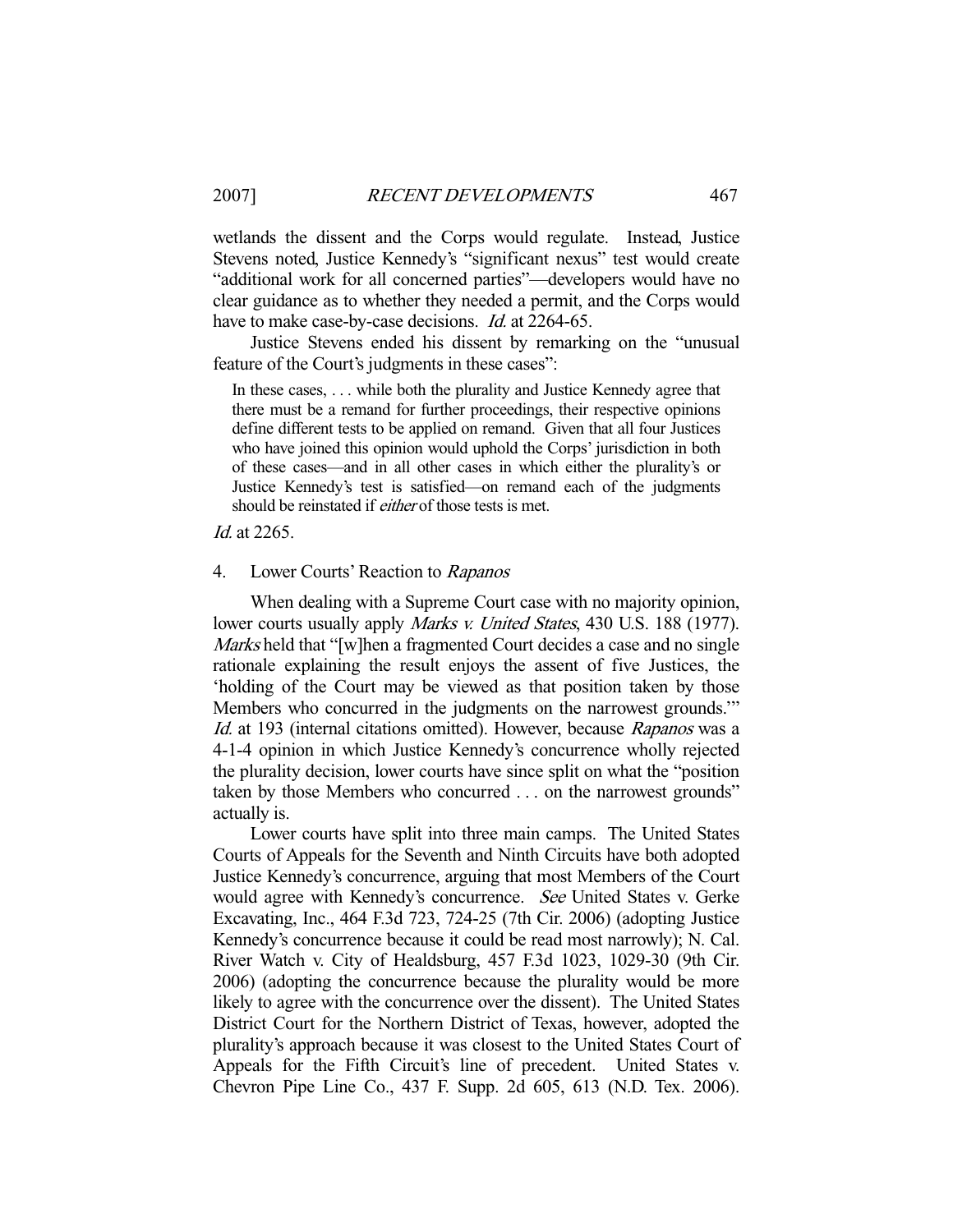wetlands the dissent and the Corps would regulate. Instead, Justice Stevens noted, Justice Kennedy's "significant nexus" test would create "additional work for all concerned parties"—developers would have no clear guidance as to whether they needed a permit, and the Corps would have to make case-by-case decisions. *Id.* at 2264-65.

Justice Stevens ended his dissent by remarking on the "unusual feature of the Court's judgments in these cases":

> In these cases, . . . while both the plurality and Justice Kennedy agree that there must be a remand for further proceedings, their respective opinions define different tests to be applied on remand. Given that all four Justices who have joined this opinion would uphold the Corps' jurisdiction in both of these cases—and in all other cases in which either the plurality's or Justice Kennedy's test is satisfied—on remand each of the judgments should be reinstated if *either* of those tests is met.

*Id.* at 2265.

4. Lower Courts' Reaction to *Rapanos*

When dealing with a Supreme Court case with no majority opinion, lower courts usually apply *Marks v. United States*, 430 U.S. 188 (1977). *Marks* held that "[w]hen a fragmented Court decides a case and no single rationale explaining the result enjoys the assent of five Justices, the 'holding of the Court may be viewed as that position taken by those Members who concurred in the judgments on the narrowest grounds.'" *Id.* at 193 (internal citations omitted). However, because *Rapanos* was a 4-1-4 opinion in which Justice Kennedy's concurrence wholly rejected the plurality decision, lower courts have since split on what the "position taken by those Members who concurred . . . on the narrowest grounds" actually is.

Lower courts have split into three main camps. The United States Courts of Appeals for the Seventh and Ninth Circuits have both adopted Justice Kennedy's concurrence, arguing that most Members of the Court would agree with Kennedy's concurrence. *See* United States v. Gerke Excavating, Inc., 464 F.3d 723, 724-25 (7th Cir. 2006) (adopting Justice Kennedy's concurrence because it could be read most narrowly); N. Cal. River Watch v. City of Healdsburg, 457 F.3d 1023, 1029-30 (9th Cir. 2006) (adopting the concurrence because the plurality would be more likely to agree with the concurrence over the dissent). The United States District Court for the Northern District of Texas, however, adopted the plurality's approach because it was closest to the United States Court of Appeals for the Fifth Circuit's line of precedent. United States v. Chevron Pipe Line Co., 437 F. Supp. 2d 605, 613 (N.D. Tex. 2006).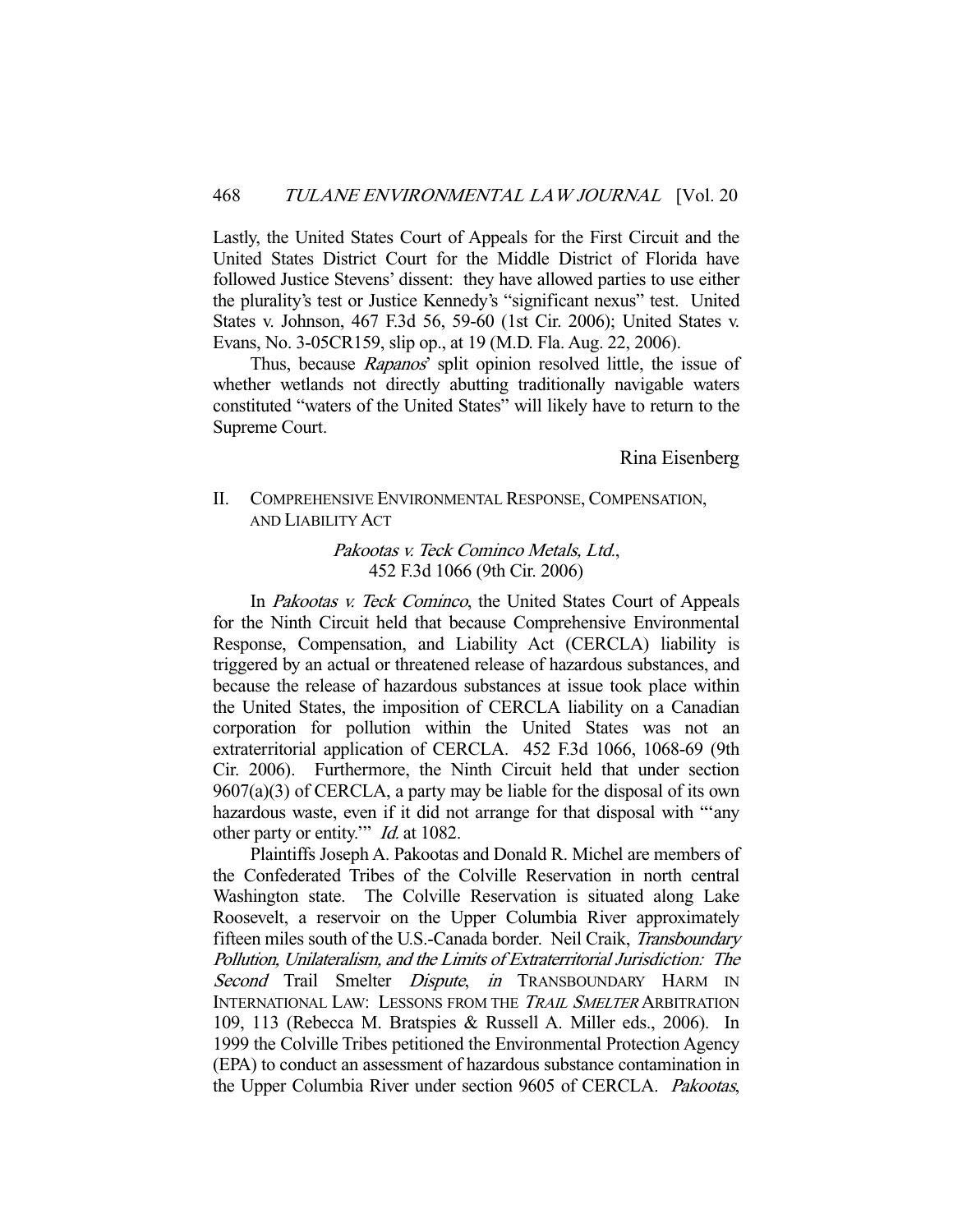Lastly, the United States Court of Appeals for the First Circuit and the United States District Court for the Middle District of Florida have followed Justice Stevens' dissent: they have allowed parties to use either the plurality's test or Justice Kennedy's "significant nexus" test. United States v. Johnson, 467 F.3d 56, 59-60 (1st Cir. 2006); United States v. Evans, No. 3-05CR159, slip op., at 19 (M.D. Fla. Aug. 22, 2006).

Thus, because *Rapanos*' split opinion resolved little, the issue of whether wetlands not directly abutting traditionally navigable waters constituted "waters of the United States" will likely have to return to the Supreme Court.

Rina Eisenberg

## II. Comprehensive Environmental Response, Compensation, and Liability Act

### *Pakootas v. Teck Cominco Metals, Ltd.*, 452 F.3d 1066 (9th Cir. 2006)

In *Pakootas v. Teck Cominco*, the United States Court of Appeals for the Ninth Circuit held that because Comprehensive Environmental Response, Compensation, and Liability Act (CERCLA) liability is triggered by an actual or threatened release of hazardous substances, and because the release of hazardous substances at issue took place within the United States, the imposition of CERCLA liability on a Canadian corporation for pollution within the United States was not an extraterritorial application of CERCLA. 452 F.3d 1066, 1068-69 (9th Cir. 2006). Furthermore, the Ninth Circuit held that under section 9607(a)(3) of CERCLA, a party may be liable for the disposal of its own hazardous waste, even if it did not arrange for that disposal with "'any other party or entity.'" *Id.* at 1082.

Plaintiffs Joseph A. Pakootas and Donald R. Michel are members of the Confederated Tribes of the Colville Reservation in north central Washington state. The Colville Reservation is situated along Lake Roosevelt, a reservoir on the Upper Columbia River approximately fifteen miles south of the U.S.-Canada border. Neil Craik, *Transboundary Pollution, Unilateralism, and the Limits of Extraterritorial Jurisdiction: The Second* Trail Smelter *Dispute*, *in* TRANSBOUNDARY HARM IN INTERNATIONAL LAW: LESSONS FROM THE *TRAIL SMELTER* ARBITRATION 109, 113 (Rebecca M. Bratspies & Russell A. Miller eds., 2006). In 1999 the Colville Tribes petitioned the Environmental Protection Agency (EPA) to conduct an assessment of hazardous substance contamination in the Upper Columbia River under section 9605 of CERCLA. *Pakootas*,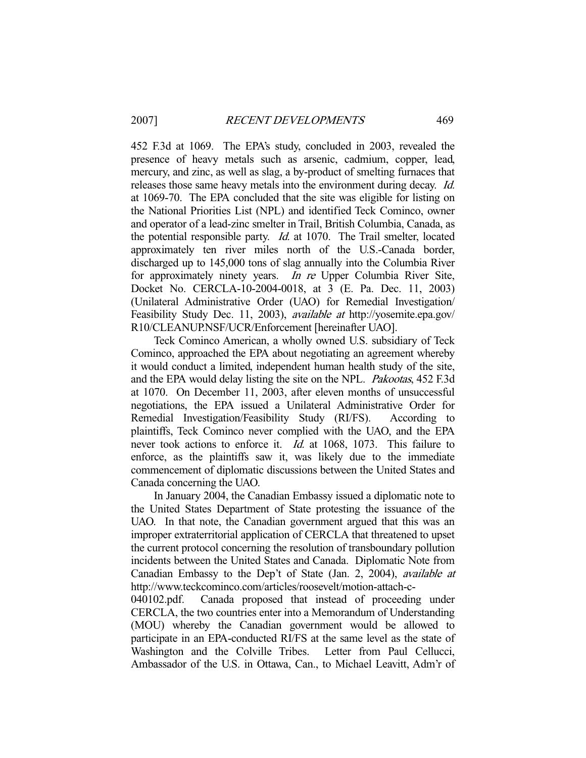452 F.3d at 1069. The EPA's study, concluded in 2003, revealed the presence of heavy metals such as arsenic, cadmium, copper, lead, mercury, and zinc, as well as slag, a by-product of smelting furnaces that releases those same heavy metals into the environment during decay. *Id.* at 1069-70. The EPA concluded that the site was eligible for listing on the National Priorities List (NPL) and identified Teck Cominco, owner and operator of a lead-zinc smelter in Trail, British Columbia, Canada, as the potential responsible party. *Id.* at 1070. The Trail smelter, located approximately ten river miles north of the U.S.-Canada border, discharged up to 145,000 tons of slag annually into the Columbia River for approximately ninety years. *In re* Upper Columbia River Site, Docket No. CERCLA-10-2004-0018, at 3 (E. Pa. Dec. 11, 2003) (Unilateral Administrative Order (UAO) for Remedial Investigation/ Feasibility Study Dec. 11, 2003), *available at* http://yosemite.epa.gov/ R10/CLEANUP.NSF/UCR/Enforcement [hereinafter UAO].

Teck Cominco American, a wholly owned U.S. subsidiary of Teck Cominco, approached the EPA about negotiating an agreement whereby it would conduct a limited, independent human health study of the site, and the EPA would delay listing the site on the NPL. *Pakootas*, 452 F.3d at 1070. On December 11, 2003, after eleven months of unsuccessful negotiations, the EPA issued a Unilateral Administrative Order for Remedial Investigation/Feasibility Study (RI/FS). According to plaintiffs, Teck Cominco never complied with the UAO, and the EPA never took actions to enforce it. *Id.* at 1068, 1073. This failure to enforce, as the plaintiffs saw it, was likely due to the immediate commencement of diplomatic discussions between the United States and Canada concerning the UAO.

In January 2004, the Canadian Embassy issued a diplomatic note to the United States Department of State protesting the issuance of the UAO. In that note, the Canadian government argued that this was an improper extraterritorial application of CERCLA that threatened to upset the current protocol concerning the resolution of transboundary pollution incidents between the United States and Canada. Diplomatic Note from Canadian Embassy to the Dep't of State (Jan. 2, 2004), *available at* http://www.teckcominco.com/articles/roosevelt/motion-attach-c-040102.pdf. Canada proposed that instead of proceeding under CERCLA, the two countries enter into a Memorandum of Understanding (MOU) whereby the Canadian government would be allowed to participate in an EPA-conducted RI/FS at the same level as the state of Washington and the Colville Tribes. Letter from Paul Cellucci, Ambassador of the U.S. in Ottawa, Can., to Michael Leavitt, Adm'r of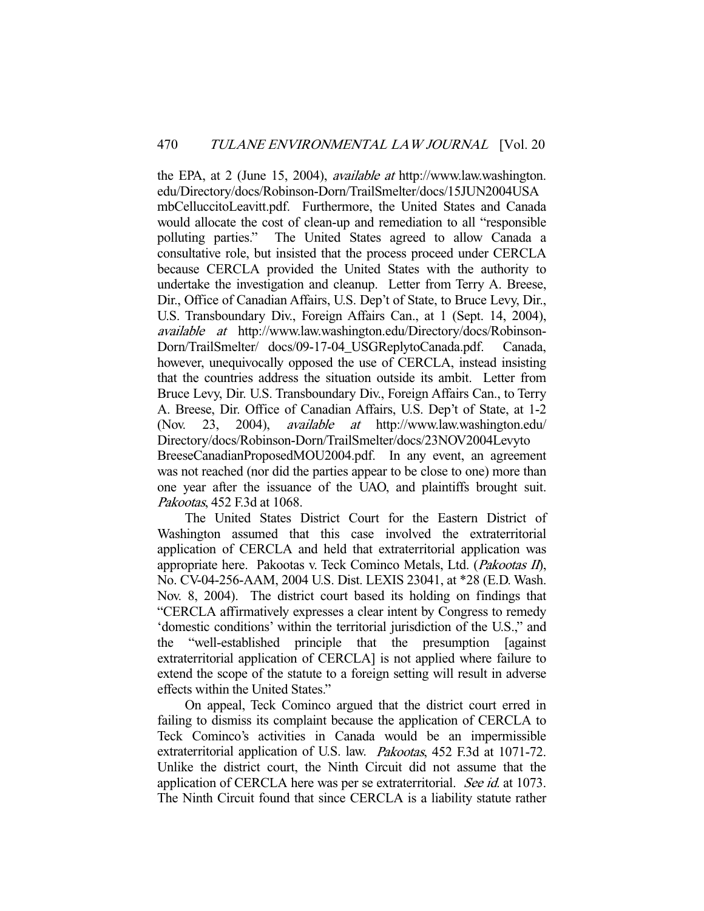the EPA, at 2 (June 15, 2004), *available at* http://www.law.washington.edu/Directory/docs/Robinson-Dorn/TrailSmelter/docs/15JUN2004USAmbCelluccitoLeavitt.pdf. Furthermore, the United States and Canada would allocate the cost of clean-up and remediation to all "responsible polluting parties." The United States agreed to allow Canada a consultative role, but insisted that the process proceed under CERCLA because CERCLA provided the United States with the authority to undertake the investigation and cleanup. Letter from Terry A. Breese, Dir., Office of Canadian Affairs, U.S. Dep't of State, to Bruce Levy, Dir., U.S. Transboundary Div., Foreign Affairs Can., at 1 (Sept. 14, 2004), *available at* http://www.law.washington.edu/Directory/docs/Robinson-Dorn/TrailSmelter/ docs/09-17-04_USGReplytoCanada.pdf. Canada, however, unequivocally opposed the use of CERCLA, instead insisting that the countries address the situation outside its ambit. Letter from Bruce Levy, Dir. U.S. Transboundary Div., Foreign Affairs Can., to Terry A. Breese, Dir. Office of Canadian Affairs, U.S. Dep't of State, at 1-2 (Nov. 23, 2004), *available at* http://www.law.washington.edu/Directory/docs/Robinson-Dorn/TrailSmelter/docs/23NOV2004LevytoBreeseCanadianProposedMOU2004.pdf. In any event, an agreement was not reached (nor did the parties appear to be close to one) more than one year after the issuance of the UAO, and plaintiffs brought suit. *Pakootas*, 452 F.3d at 1068.

The United States District Court for the Eastern District of Washington assumed that this case involved the extraterritorial application of CERCLA and held that extraterritorial application was appropriate here. Pakootas v. Teck Cominco Metals, Ltd. (*Pakootas II*), No. CV-04-256-AAM, 2004 U.S. Dist. LEXIS 23041, at *28 (E.D. Wash. Nov. 8, 2004). The district court based its holding on findings that "CERCLA affirmatively expresses a clear intent by Congress to remedy 'domestic conditions' within the territorial jurisdiction of the U.S.," and the "well-established principle that the presumption [against extraterritorial application of CERCLA] is not applied where failure to extend the scope of the statute to a foreign setting will result in adverse effects within the United States."

On appeal, Teck Cominco argued that the district court erred in failing to dismiss its complaint because the application of CERCLA to Teck Cominco's activities in Canada would be an impermissible extraterritorial application of U.S. law. *Pakootas*, 452 F.3d at 1071-72. Unlike the district court, the Ninth Circuit did not assume that the application of CERCLA here was per se extraterritorial. *See id.* at 1073. The Ninth Circuit found that since CERCLA is a liability statute rather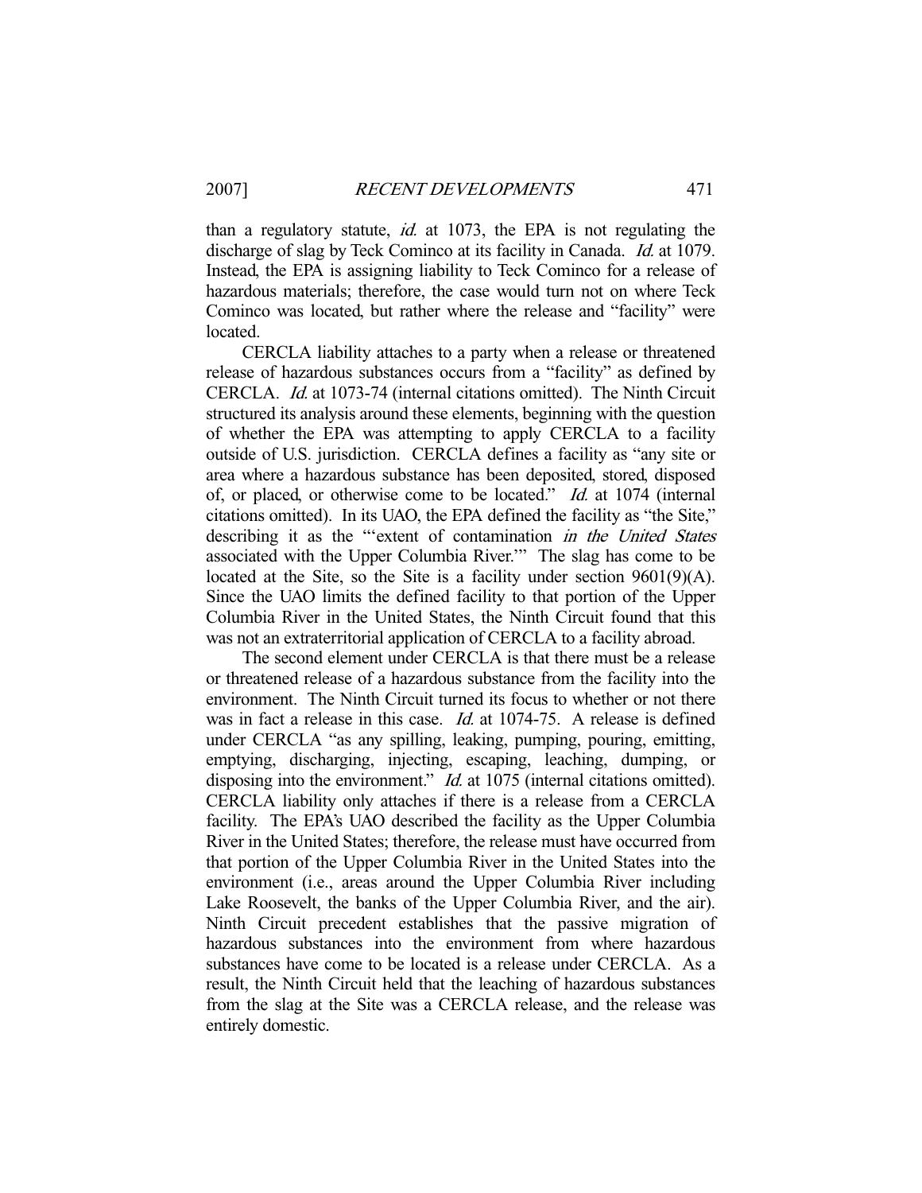than a regulatory statute, *id.* at 1073, the EPA is not regulating the discharge of slag by Teck Cominco at its facility in Canada. *Id.* at 1079. Instead, the EPA is assigning liability to Teck Cominco for a release of hazardous materials; therefore, the case would turn not on where Teck Cominco was located, but rather where the release and "facility" were located.

CERCLA liability attaches to a party when a release or threatened release of hazardous substances occurs from a "facility" as defined by CERCLA. *Id.* at 1073-74 (internal citations omitted). The Ninth Circuit structured its analysis around these elements, beginning with the question of whether the EPA was attempting to apply CERCLA to a facility outside of U.S. jurisdiction. CERCLA defines a facility as "any site or area where a hazardous substance has been deposited, stored, disposed of, or placed, or otherwise come to be located." *Id.* at 1074 (internal citations omitted). In its UAO, the EPA defined the facility as "the Site," describing it as the "'extent of contamination *in the United States* associated with the Upper Columbia River.'" The slag has come to be located at the Site, so the Site is a facility under section 9601(9)(A). Since the UAO limits the defined facility to that portion of the Upper Columbia River in the United States, the Ninth Circuit found that this was not an extraterritorial application of CERCLA to a facility abroad.

The second element under CERCLA is that there must be a release or threatened release of a hazardous substance from the facility into the environment. The Ninth Circuit turned its focus to whether or not there was in fact a release in this case. *Id.* at 1074-75. A release is defined under CERCLA "as any spilling, leaking, pumping, pouring, emitting, emptying, discharging, injecting, escaping, leaching, dumping, or disposing into the environment." *Id.* at 1075 (internal citations omitted). CERCLA liability only attaches if there is a release from a CERCLA facility. The EPA's UAO described the facility as the Upper Columbia River in the United States; therefore, the release must have occurred from that portion of the Upper Columbia River in the United States into the environment (i.e., areas around the Upper Columbia River including Lake Roosevelt, the banks of the Upper Columbia River, and the air). Ninth Circuit precedent establishes that the passive migration of hazardous substances into the environment from where hazardous substances have come to be located is a release under CERCLA. As a result, the Ninth Circuit held that the leaching of hazardous substances from the slag at the Site was a CERCLA release, and the release was entirely domestic.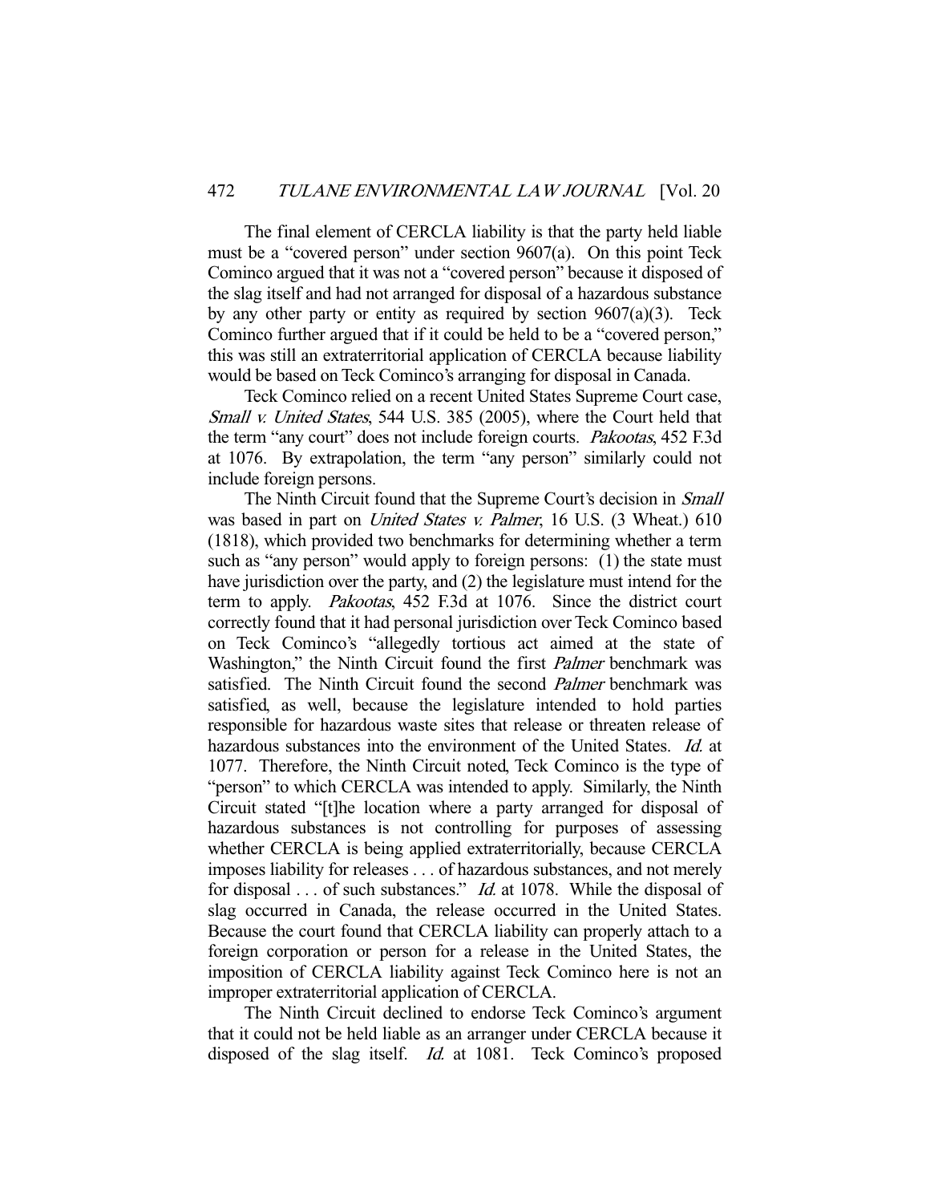The final element of CERCLA liability is that the party held liable must be a "covered person" under section 9607(a). On this point Teck Cominco argued that it was not a "covered person" because it disposed of the slag itself and had not arranged for disposal of a hazardous substance by any other party or entity as required by section 9607(a)(3). Teck Cominco further argued that if it could be held to be a "covered person," this was still an extraterritorial application of CERCLA because liability would be based on Teck Cominco's arranging for disposal in Canada.

Teck Cominco relied on a recent United States Supreme Court case, *Small v. United States*, 544 U.S. 385 (2005), where the Court held that the term "any court" does not include foreign courts. *Pakootas*, 452 F.3d at 1076. By extrapolation, the term "any person" similarly could not include foreign persons.

The Ninth Circuit found that the Supreme Court's decision in *Small* was based in part on *United States v. Palmer*, 16 U.S. (3 Wheat.) 610 (1818), which provided two benchmarks for determining whether a term such as "any person" would apply to foreign persons: (1) the state must have jurisdiction over the party, and (2) the legislature must intend for the term to apply. *Pakootas*, 452 F.3d at 1076. Since the district court correctly found that it had personal jurisdiction over Teck Cominco based on Teck Cominco's "allegedly tortious act aimed at the state of Washington," the Ninth Circuit found the first *Palmer* benchmark was satisfied. The Ninth Circuit found the second *Palmer* benchmark was satisfied, as well, because the legislature intended to hold parties responsible for hazardous waste sites that release or threaten release of hazardous substances into the environment of the United States. *Id.* at 1077. Therefore, the Ninth Circuit noted, Teck Cominco is the type of "person" to which CERCLA was intended to apply. Similarly, the Ninth Circuit stated "[t]he location where a party arranged for disposal of hazardous substances is not controlling for purposes of assessing whether CERCLA is being applied extraterritorially, because CERCLA imposes liability for releases . . . of hazardous substances, and not merely for disposal . . . of such substances." *Id.* at 1078. While the disposal of slag occurred in Canada, the release occurred in the United States. Because the court found that CERCLA liability can properly attach to a foreign corporation or person for a release in the United States, the imposition of CERCLA liability against Teck Cominco here is not an improper extraterritorial application of CERCLA.

The Ninth Circuit declined to endorse Teck Cominco's argument that it could not be held liable as an arranger under CERCLA because it disposed of the slag itself. *Id.* at 1081. Teck Cominco's proposed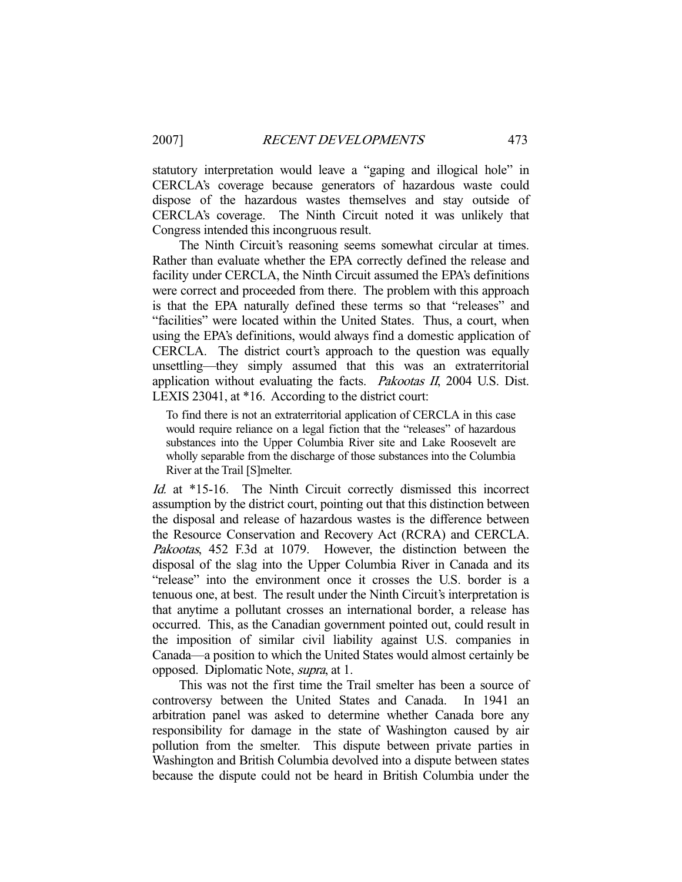statutory interpretation would leave a "gaping and illogical hole" in CERCLA's coverage because generators of hazardous waste could dispose of the hazardous wastes themselves and stay outside of CERCLA's coverage. The Ninth Circuit noted it was unlikely that Congress intended this incongruous result.

The Ninth Circuit's reasoning seems somewhat circular at times. Rather than evaluate whether the EPA correctly defined the release and facility under CERCLA, the Ninth Circuit assumed the EPA's definitions were correct and proceeded from there. The problem with this approach is that the EPA naturally defined these terms so that "releases" and "facilities" were located within the United States. Thus, a court, when using the EPA's definitions, would always find a domestic application of CERCLA. The district court's approach to the question was equally unsettling—they simply assumed that this was an extraterritorial application without evaluating the facts. *Pakootas II*, 2004 U.S. Dist. LEXIS 23041, at *16. According to the district court:

> To find there is not an extraterritorial application of CERCLA in this case would require reliance on a legal fiction that the "releases" of hazardous substances into the Upper Columbia River site and Lake Roosevelt are wholly separable from the discharge of those substances into the Columbia River at the Trail [S]melter.

*Id.* at *15-16. The Ninth Circuit correctly dismissed this incorrect assumption by the district court, pointing out that this distinction between the disposal and release of hazardous wastes is the difference between the Resource Conservation and Recovery Act (RCRA) and CERCLA. *Pakootas*, 452 F.3d at 1079. However, the distinction between the disposal of the slag into the Upper Columbia River in Canada and its "release" into the environment once it crosses the U.S. border is a tenuous one, at best. The result under the Ninth Circuit's interpretation is that anytime a pollutant crosses an international border, a release has occurred. This, as the Canadian government pointed out, could result in the imposition of similar civil liability against U.S. companies in Canada—a position to which the United States would almost certainly be opposed. Diplomatic Note, *supra*, at 1.

This was not the first time the Trail smelter has been a source of controversy between the United States and Canada. In 1941 an arbitration panel was asked to determine whether Canada bore any responsibility for damage in the state of Washington caused by air pollution from the smelter. This dispute between private parties in Washington and British Columbia devolved into a dispute between states because the dispute could not be heard in British Columbia under the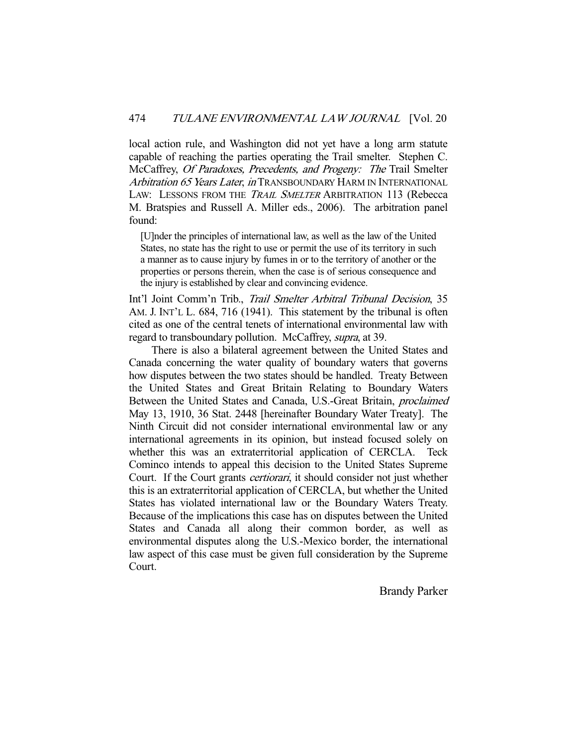local action rule, and Washington did not yet have a long arm statute capable of reaching the parties operating the Trail smelter. Stephen C. McCaffrey, *Of Paradoxes, Precedents, and Progeny: The* Trail Smelter *Arbitration 65 Years Later*, *in* TRANSBOUNDARY HARM IN INTERNATIONAL LAW: LESSONS FROM THE *TRAIL SMELTER* ARBITRATION 113 (Rebecca M. Bratspies and Russell A. Miller eds., 2006). The arbitration panel found:

> [U]nder the principles of international law, as well as the law of the United States, no state has the right to use or permit the use of its territory in such a manner as to cause injury by fumes in or to the territory of another or the properties or persons therein, when the case is of serious consequence and the injury is established by clear and convincing evidence.

Int'l Joint Comm'n Trib., *Trail Smelter Arbitral Tribunal Decision*, 35 AM. J. INT'L L. 684, 716 (1941). This statement by the tribunal is often cited as one of the central tenets of international environmental law with regard to transboundary pollution. McCaffrey, *supra*, at 39.

There is also a bilateral agreement between the United States and Canada concerning the water quality of boundary waters that governs how disputes between the two states should be handled. Treaty Between the United States and Great Britain Relating to Boundary Waters Between the United States and Canada, U.S.-Great Britain, *proclaimed* May 13, 1910, 36 Stat. 2448 [hereinafter Boundary Water Treaty]. The Ninth Circuit did not consider international environmental law or any international agreements in its opinion, but instead focused solely on whether this was an extraterritorial application of CERCLA. Teck Cominco intends to appeal this decision to the United States Supreme Court. If the Court grants *certiorari*, it should consider not just whether this is an extraterritorial application of CERCLA, but whether the United States has violated international law or the Boundary Waters Treaty. Because of the implications this case has on disputes between the United States and Canada all along their common border, as well as environmental disputes along the U.S.-Mexico border, the international law aspect of this case must be given full consideration by the Supreme Court.

Brandy Parker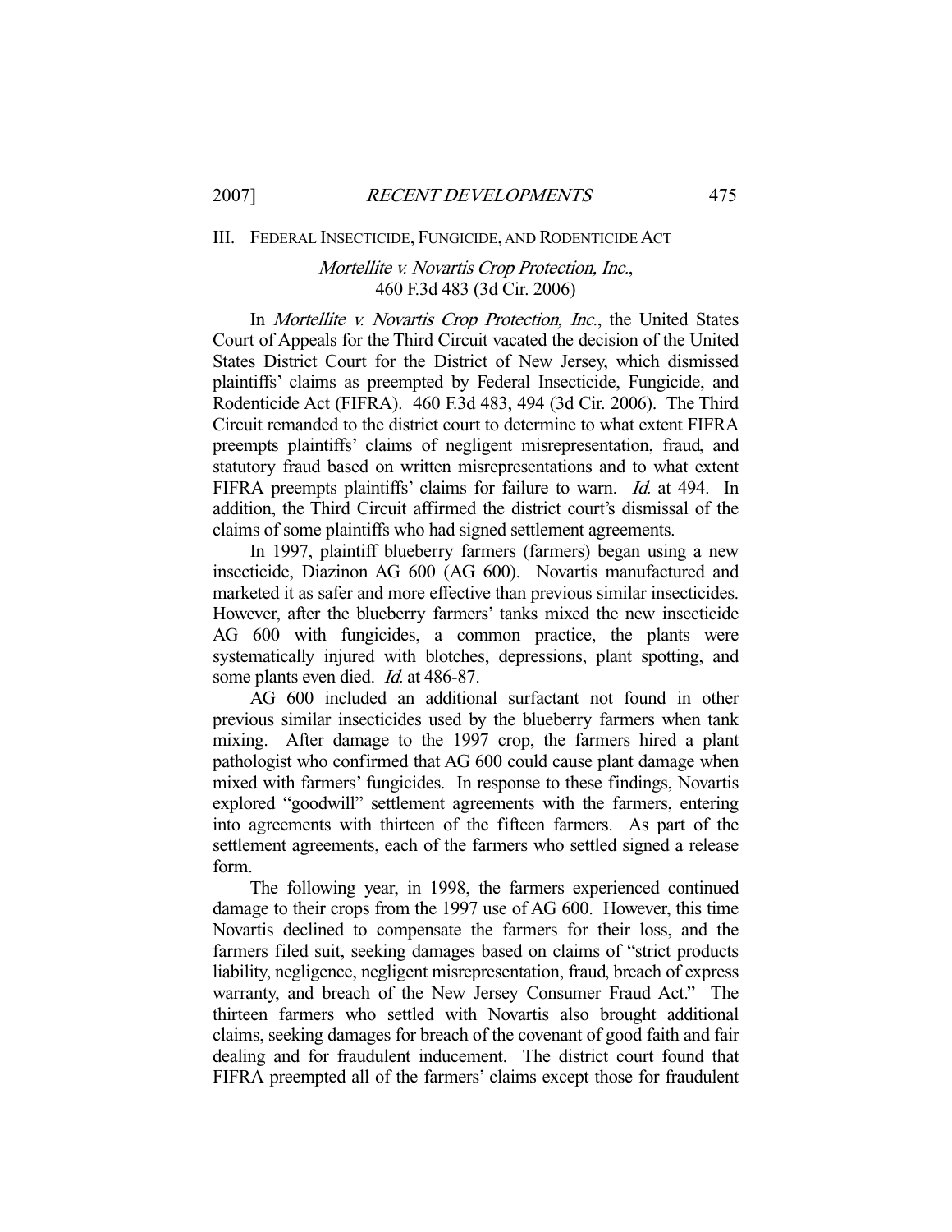## III. FEDERAL INSECTICIDE, FUNGICIDE, AND RODENTICIDE ACT

### *Mortellite v. Novartis Crop Protection, Inc.*, 460 F.3d 483 (3d Cir. 2006)

In *Mortellite v. Novartis Crop Protection, Inc.*, the United States Court of Appeals for the Third Circuit vacated the decision of the United States District Court for the District of New Jersey, which dismissed plaintiffs' claims as preempted by Federal Insecticide, Fungicide, and Rodenticide Act (FIFRA). 460 F.3d 483, 494 (3d Cir. 2006). The Third Circuit remanded to the district court to determine to what extent FIFRA preempts plaintiffs' claims of negligent misrepresentation, fraud, and statutory fraud based on written misrepresentations and to what extent FIFRA preempts plaintiffs' claims for failure to warn. *Id.* at 494. In addition, the Third Circuit affirmed the district court's dismissal of the claims of some plaintiffs who had signed settlement agreements.

In 1997, plaintiff blueberry farmers (farmers) began using a new insecticide, Diazinon AG 600 (AG 600). Novartis manufactured and marketed it as safer and more effective than previous similar insecticides. However, after the blueberry farmers' tanks mixed the new insecticide AG 600 with fungicides, a common practice, the plants were systematically injured with blotches, depressions, plant spotting, and some plants even died. *Id.* at 486-87.

AG 600 included an additional surfactant not found in other previous similar insecticides used by the blueberry farmers when tank mixing. After damage to the 1997 crop, the farmers hired a plant pathologist who confirmed that AG 600 could cause plant damage when mixed with farmers' fungicides. In response to these findings, Novartis explored "goodwill" settlement agreements with the farmers, entering into agreements with thirteen of the fifteen farmers. As part of the settlement agreements, each of the farmers who settled signed a release form.

The following year, in 1998, the farmers experienced continued damage to their crops from the 1997 use of AG 600. However, this time Novartis declined to compensate the farmers for their loss, and the farmers filed suit, seeking damages based on claims of "strict products liability, negligence, negligent misrepresentation, fraud, breach of express warranty, and breach of the New Jersey Consumer Fraud Act." The thirteen farmers who settled with Novartis also brought additional claims, seeking damages for breach of the covenant of good faith and fair dealing and for fraudulent inducement. The district court found that FIFRA preempted all of the farmers' claims except those for fraudulent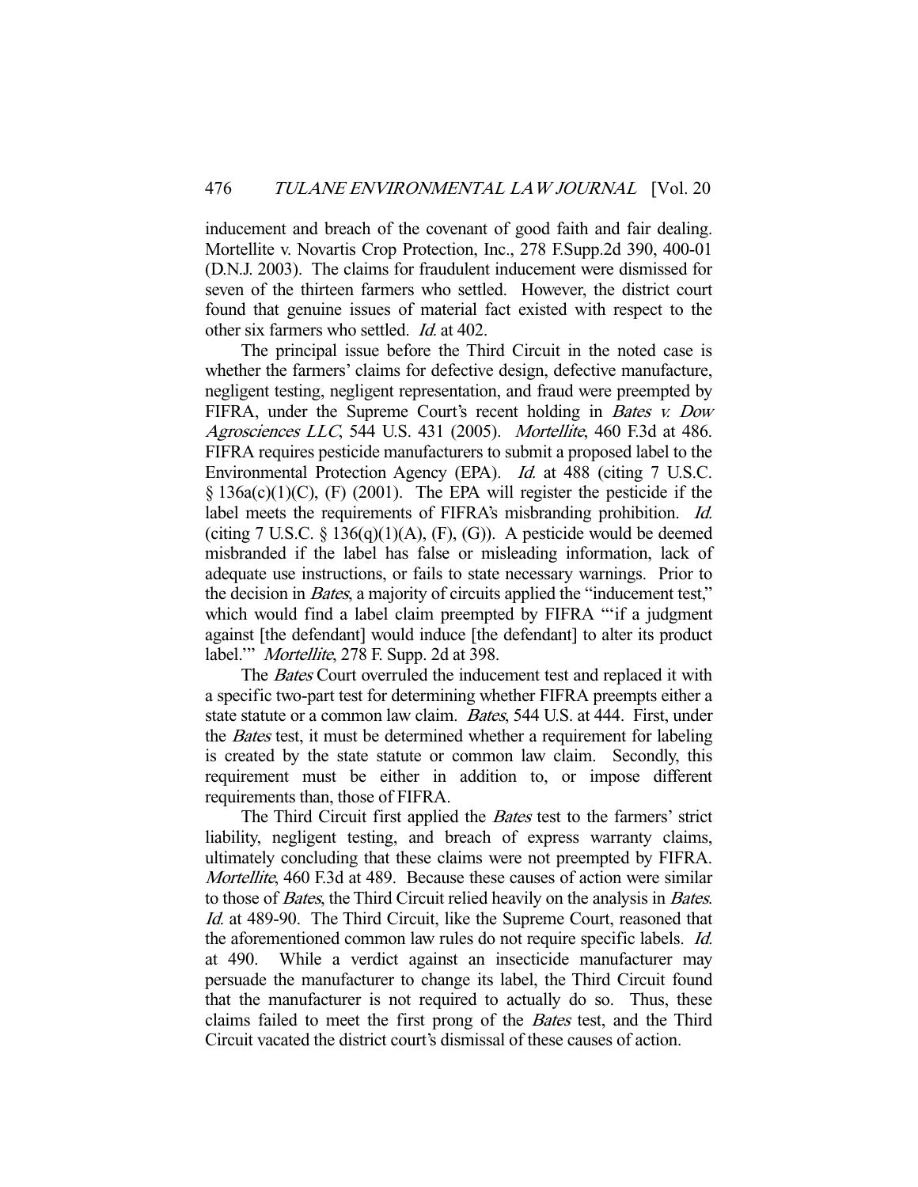inducement and breach of the covenant of good faith and fair dealing. Mortellite v. Novartis Crop Protection, Inc., 278 F.Supp.2d 390, 400-01 (D.N.J. 2003). The claims for fraudulent inducement were dismissed for seven of the thirteen farmers who settled. However, the district court found that genuine issues of material fact existed with respect to the other six farmers who settled. *Id.* at 402.

The principal issue before the Third Circuit in the noted case is whether the farmers' claims for defective design, defective manufacture, negligent testing, negligent representation, and fraud were preempted by FIFRA, under the Supreme Court's recent holding in *Bates v. Dow Agrosciences LLC*, 544 U.S. 431 (2005). *Mortellite*, 460 F.3d at 486. FIFRA requires pesticide manufacturers to submit a proposed label to the Environmental Protection Agency (EPA). *Id.* at 488 (citing 7 U.S.C. § 136a(c)(1)(C), (F) (2001). The EPA will register the pesticide if the label meets the requirements of FIFRA's misbranding prohibition. *Id.* (citing 7 U.S.C. § 136(q)(1)(A), (F), (G)). A pesticide would be deemed misbranded if the label has false or misleading information, lack of adequate use instructions, or fails to state necessary warnings. Prior to the decision in *Bates*, a majority of circuits applied the "inducement test," which would find a label claim preempted by FIFRA "'if a judgment against [the defendant] would induce [the defendant] to alter its product label.'" *Mortellite*, 278 F. Supp. 2d at 398.

The *Bates* Court overruled the inducement test and replaced it with a specific two-part test for determining whether FIFRA preempts either a state statute or a common law claim. *Bates*, 544 U.S. at 444. First, under the *Bates* test, it must be determined whether a requirement for labeling is created by the state statute or common law claim. Secondly, this requirement must be either in addition to, or impose different requirements than, those of FIFRA.

The Third Circuit first applied the *Bates* test to the farmers' strict liability, negligent testing, and breach of express warranty claims, ultimately concluding that these claims were not preempted by FIFRA. *Mortellite*, 460 F.3d at 489. Because these causes of action were similar to those of *Bates*, the Third Circuit relied heavily on the analysis in *Bates*. *Id.* at 489-90. The Third Circuit, like the Supreme Court, reasoned that the aforementioned common law rules do not require specific labels. *Id.* at 490. While a verdict against an insecticide manufacturer may persuade the manufacturer to change its label, the Third Circuit found that the manufacturer is not required to actually do so. Thus, these claims failed to meet the first prong of the *Bates* test, and the Third Circuit vacated the district court's dismissal of these causes of action.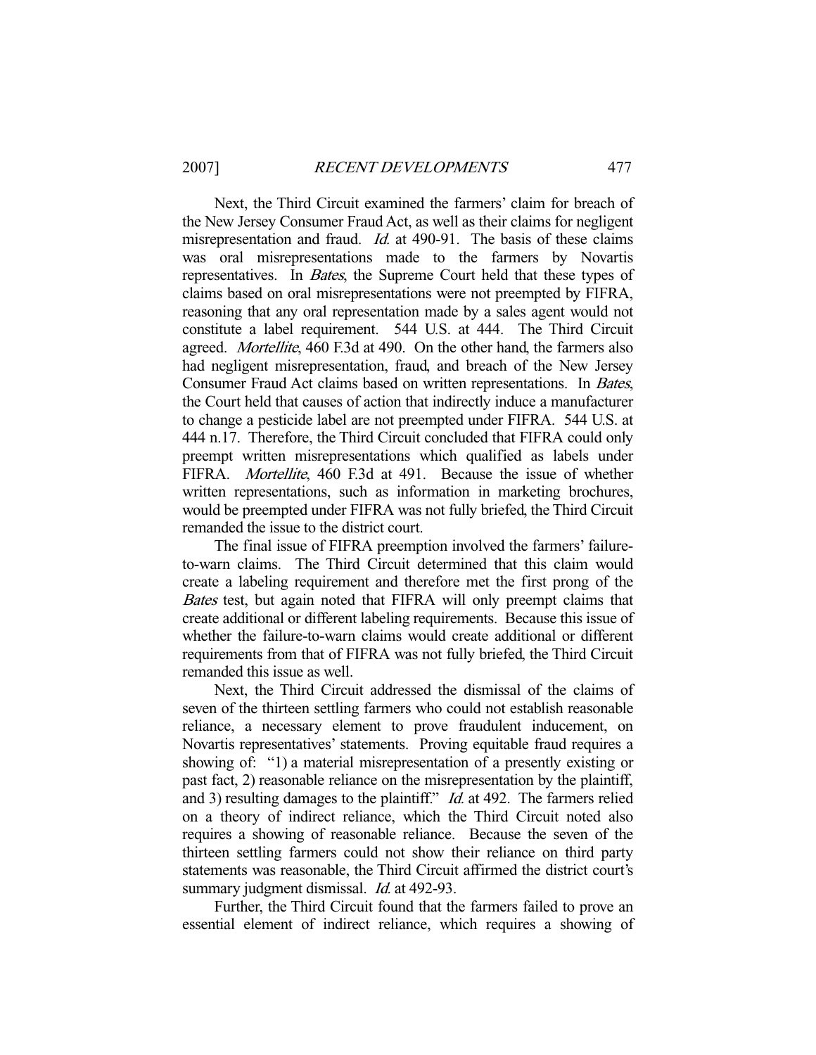Next, the Third Circuit examined the farmers' claim for breach of the New Jersey Consumer Fraud Act, as well as their claims for negligent misrepresentation and fraud. *Id.* at 490-91. The basis of these claims was oral misrepresentations made to the farmers by Novartis representatives. In *Bates*, the Supreme Court held that these types of claims based on oral misrepresentations were not preempted by FIFRA, reasoning that any oral representation made by a sales agent would not constitute a label requirement. 544 U.S. at 444. The Third Circuit agreed. *Mortellite*, 460 F.3d at 490. On the other hand, the farmers also had negligent misrepresentation, fraud, and breach of the New Jersey Consumer Fraud Act claims based on written representations. In *Bates*, the Court held that causes of action that indirectly induce a manufacturer to change a pesticide label are not preempted under FIFRA. 544 U.S. at 444 n.17. Therefore, the Third Circuit concluded that FIFRA could only preempt written misrepresentations which qualified as labels under FIFRA. *Mortellite*, 460 F.3d at 491. Because the issue of whether written representations, such as information in marketing brochures, would be preempted under FIFRA was not fully briefed, the Third Circuit remanded the issue to the district court.

The final issue of FIFRA preemption involved the farmers' failure-to-warn claims. The Third Circuit determined that this claim would create a labeling requirement and therefore met the first prong of the *Bates* test, but again noted that FIFRA will only preempt claims that create additional or different labeling requirements. Because this issue of whether the failure-to-warn claims would create additional or different requirements from that of FIFRA was not fully briefed, the Third Circuit remanded this issue as well.

Next, the Third Circuit addressed the dismissal of the claims of seven of the thirteen settling farmers who could not establish reasonable reliance, a necessary element to prove fraudulent inducement, on Novartis representatives' statements. Proving equitable fraud requires a showing of: "1) a material misrepresentation of a presently existing or past fact, 2) reasonable reliance on the misrepresentation by the plaintiff, and 3) resulting damages to the plaintiff." *Id.* at 492. The farmers relied on a theory of indirect reliance, which the Third Circuit noted also requires a showing of reasonable reliance. Because the seven of the thirteen settling farmers could not show their reliance on third party statements was reasonable, the Third Circuit affirmed the district court's summary judgment dismissal. *Id.* at 492-93.

Further, the Third Circuit found that the farmers failed to prove an essential element of indirect reliance, which requires a showing of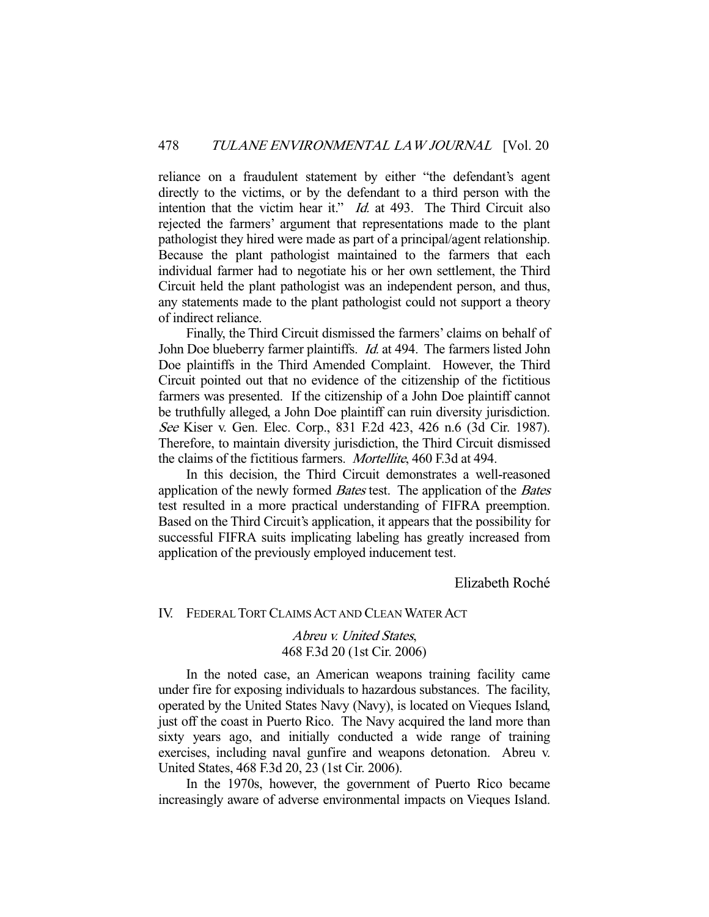reliance on a fraudulent statement by either "the defendant's agent directly to the victims, or by the defendant to a third person with the intention that the victim hear it." *Id.* at 493. The Third Circuit also rejected the farmers' argument that representations made to the plant pathologist they hired were made as part of a principal/agent relationship. Because the plant pathologist maintained to the farmers that each individual farmer had to negotiate his or her own settlement, the Third Circuit held the plant pathologist was an independent person, and thus, any statements made to the plant pathologist could not support a theory of indirect reliance.

Finally, the Third Circuit dismissed the farmers' claims on behalf of John Doe blueberry farmer plaintiffs. *Id.* at 494. The farmers listed John Doe plaintiffs in the Third Amended Complaint. However, the Third Circuit pointed out that no evidence of the citizenship of the fictitious farmers was presented. If the citizenship of a John Doe plaintiff cannot be truthfully alleged, a John Doe plaintiff can ruin diversity jurisdiction. *See* Kiser v. Gen. Elec. Corp., 831 F.2d 423, 426 n.6 (3d Cir. 1987). Therefore, to maintain diversity jurisdiction, the Third Circuit dismissed the claims of the fictitious farmers. *Mortellite*, 460 F.3d at 494.

In this decision, the Third Circuit demonstrates a well-reasoned application of the newly formed *Bates* test. The application of the *Bates* test resulted in a more practical understanding of FIFRA preemption. Based on the Third Circuit's application, it appears that the possibility for successful FIFRA suits implicating labeling has greatly increased from application of the previously employed inducement test.

Elizabeth Roché

## IV. FEDERAL TORT CLAIMS ACT AND CLEAN WATER ACT

### *Abreu v. United States*, 468 F.3d 20 (1st Cir. 2006)

In the noted case, an American weapons training facility came under fire for exposing individuals to hazardous substances. The facility, operated by the United States Navy (Navy), is located on Vieques Island, just off the coast in Puerto Rico. The Navy acquired the land more than sixty years ago, and initially conducted a wide range of training exercises, including naval gunfire and weapons detonation. Abreu v. United States, 468 F.3d 20, 23 (1st Cir. 2006).

In the 1970s, however, the government of Puerto Rico became increasingly aware of adverse environmental impacts on Vieques Island.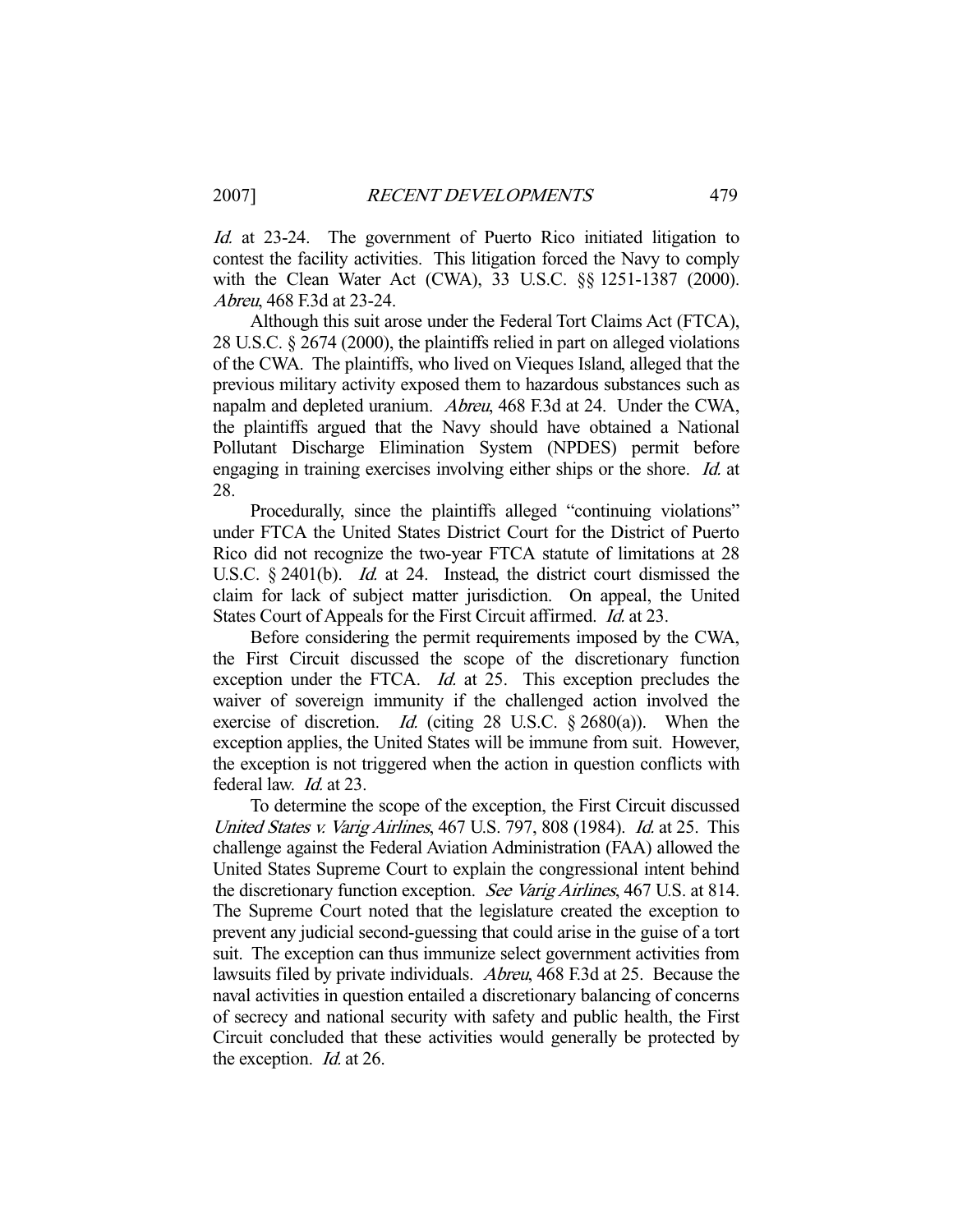*Id.* at 23-24. The government of Puerto Rico initiated litigation to contest the facility activities. This litigation forced the Navy to comply with the Clean Water Act (CWA), 33 U.S.C. §§ 1251-1387 (2000). *Abreu*, 468 F.3d at 23-24.

Although this suit arose under the Federal Tort Claims Act (FTCA), 28 U.S.C. § 2674 (2000), the plaintiffs relied in part on alleged violations of the CWA. The plaintiffs, who lived on Vieques Island, alleged that the previous military activity exposed them to hazardous substances such as napalm and depleted uranium. *Abreu*, 468 F.3d at 24. Under the CWA, the plaintiffs argued that the Navy should have obtained a National Pollutant Discharge Elimination System (NPDES) permit before engaging in training exercises involving either ships or the shore. *Id.* at 28.

Procedurally, since the plaintiffs alleged "continuing violations" under FTCA the United States District Court for the District of Puerto Rico did not recognize the two-year FTCA statute of limitations at 28 U.S.C. § 2401(b). *Id.* at 24. Instead, the district court dismissed the claim for lack of subject matter jurisdiction. On appeal, the United States Court of Appeals for the First Circuit affirmed. *Id.* at 23.

Before considering the permit requirements imposed by the CWA, the First Circuit discussed the scope of the discretionary function exception under the FTCA. *Id.* at 25. This exception precludes the waiver of sovereign immunity if the challenged action involved the exercise of discretion. *Id.* (citing 28 U.S.C. § 2680(a)). When the exception applies, the United States will be immune from suit. However, the exception is not triggered when the action in question conflicts with federal law. *Id.* at 23.

To determine the scope of the exception, the First Circuit discussed *United States v. Varig Airlines*, 467 U.S. 797, 808 (1984). *Id.* at 25. This challenge against the Federal Aviation Administration (FAA) allowed the United States Supreme Court to explain the congressional intent behind the discretionary function exception. *See Varig Airlines*, 467 U.S. at 814. The Supreme Court noted that the legislature created the exception to prevent any judicial second-guessing that could arise in the guise of a tort suit. The exception can thus immunize select government activities from lawsuits filed by private individuals. *Abreu*, 468 F.3d at 25. Because the naval activities in question entailed a discretionary balancing of concerns of secrecy and national security with safety and public health, the First Circuit concluded that these activities would generally be protected by the exception. *Id.* at 26.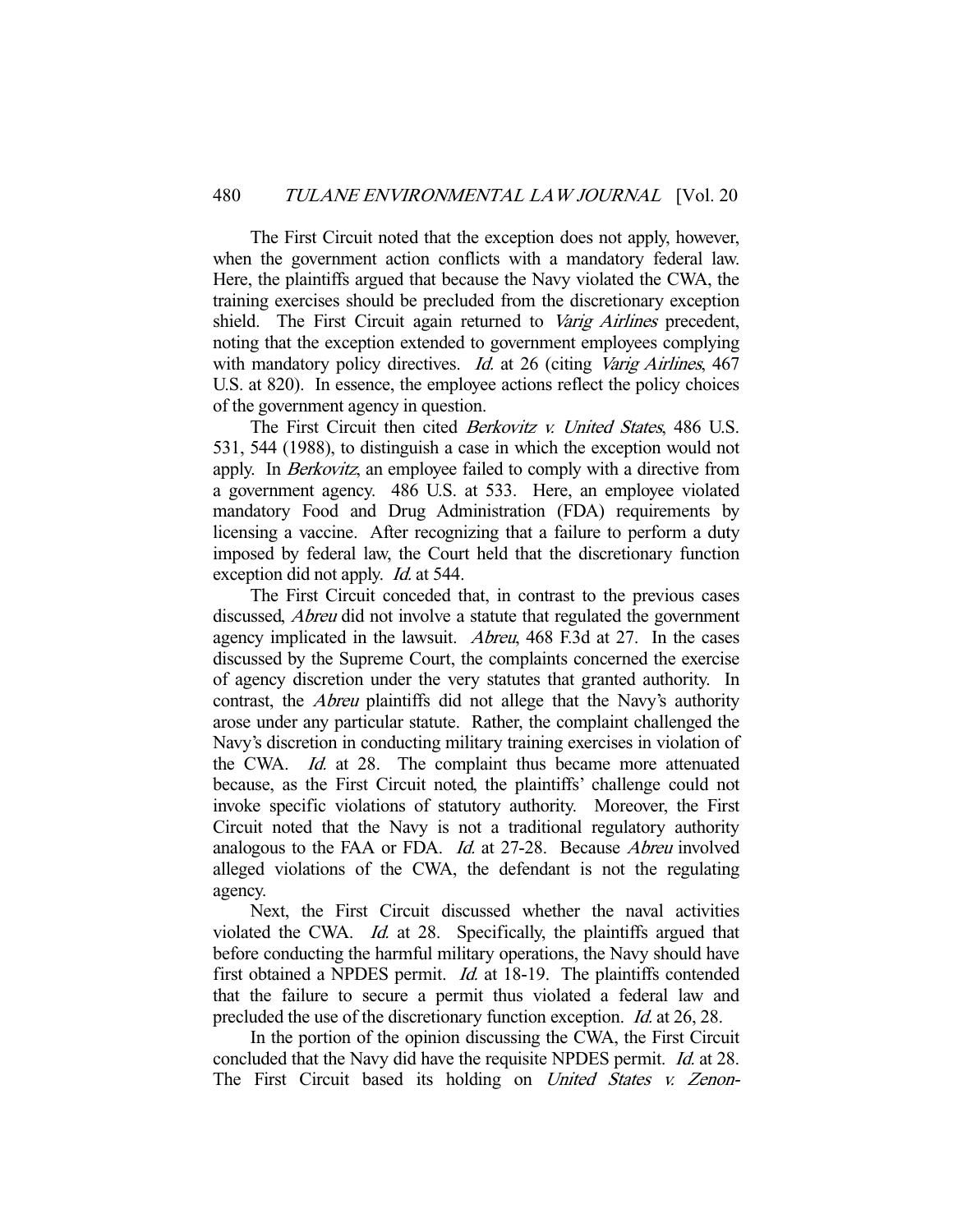The First Circuit noted that the exception does not apply, however, when the government action conflicts with a mandatory federal law. Here, the plaintiffs argued that because the Navy violated the CWA, the training exercises should be precluded from the discretionary exception shield. The First Circuit again returned to *Varig Airlines* precedent, noting that the exception extended to government employees complying with mandatory policy directives. *Id.* at 26 (citing *Varig Airlines*, 467 U.S. at 820). In essence, the employee actions reflect the policy choices of the government agency in question.

The First Circuit then cited *Berkovitz v. United States*, 486 U.S. 531, 544 (1988), to distinguish a case in which the exception would not apply. In *Berkovitz*, an employee failed to comply with a directive from a government agency. 486 U.S. at 533. Here, an employee violated mandatory Food and Drug Administration (FDA) requirements by licensing a vaccine. After recognizing that a failure to perform a duty imposed by federal law, the Court held that the discretionary function exception did not apply. *Id.* at 544.

The First Circuit conceded that, in contrast to the previous cases discussed, *Abreu* did not involve a statute that regulated the government agency implicated in the lawsuit. *Abreu*, 468 F.3d at 27. In the cases discussed by the Supreme Court, the complaints concerned the exercise of agency discretion under the very statutes that granted authority. In contrast, the *Abreu* plaintiffs did not allege that the Navy's authority arose under any particular statute. Rather, the complaint challenged the Navy's discretion in conducting military training exercises in violation of the CWA. *Id.* at 28. The complaint thus became more attenuated because, as the First Circuit noted, the plaintiffs' challenge could not invoke specific violations of statutory authority. Moreover, the First Circuit noted that the Navy is not a traditional regulatory authority analogous to the FAA or FDA. *Id.* at 27-28. Because *Abreu* involved alleged violations of the CWA, the defendant is not the regulating agency.

Next, the First Circuit discussed whether the naval activities violated the CWA. *Id.* at 28. Specifically, the plaintiffs argued that before conducting the harmful military operations, the Navy should have first obtained a NPDES permit. *Id.* at 18-19. The plaintiffs contended that the failure to secure a permit thus violated a federal law and precluded the use of the discretionary function exception. *Id.* at 26, 28.

In the portion of the opinion discussing the CWA, the First Circuit concluded that the Navy did have the requisite NPDES permit. *Id.* at 28. The First Circuit based its holding on *United States v. Zenon-*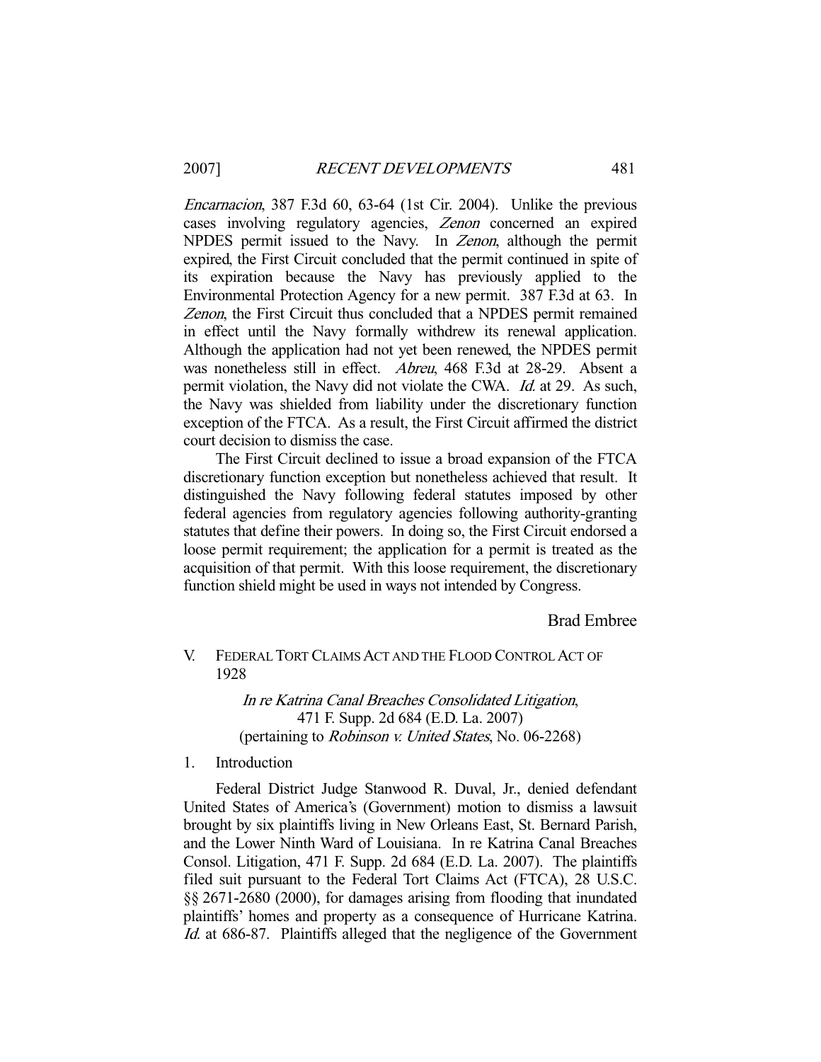*Encarnacion*, 387 F.3d 60, 63-64 (1st Cir. 2004). Unlike the previous cases involving regulatory agencies, *Zenon* concerned an expired NPDES permit issued to the Navy. In *Zenon*, although the permit expired, the First Circuit concluded that the permit continued in spite of its expiration because the Navy has previously applied to the Environmental Protection Agency for a new permit. 387 F.3d at 63. In *Zenon*, the First Circuit thus concluded that a NPDES permit remained in effect until the Navy formally withdrew its renewal application. Although the application had not yet been renewed, the NPDES permit was nonetheless still in effect. *Abreu*, 468 F.3d at 28-29. Absent a permit violation, the Navy did not violate the CWA. *Id.* at 29. As such, the Navy was shielded from liability under the discretionary function exception of the FTCA. As a result, the First Circuit affirmed the district court decision to dismiss the case.

The First Circuit declined to issue a broad expansion of the FTCA discretionary function exception but nonetheless achieved that result. It distinguished the Navy following federal statutes imposed by other federal agencies from regulatory agencies following authority-granting statutes that define their powers. In doing so, the First Circuit endorsed a loose permit requirement; the application for a permit is treated as the acquisition of that permit. With this loose requirement, the discretionary function shield might be used in ways not intended by Congress.

Brad Embree

## V. FEDERAL TORT CLAIMS ACT AND THE FLOOD CONTROL ACT OF 1928

*In re Katrina Canal Breaches Consolidated Litigation*,
471 F. Supp. 2d 684 (E.D. La. 2007)
(pertaining to *Robinson v. United States*, No. 06-2268)

### 1. Introduction

Federal District Judge Stanwood R. Duval, Jr., denied defendant United States of America's (Government) motion to dismiss a lawsuit brought by six plaintiffs living in New Orleans East, St. Bernard Parish, and the Lower Ninth Ward of Louisiana. In re Katrina Canal Breaches Consol. Litigation, 471 F. Supp. 2d 684 (E.D. La. 2007). The plaintiffs filed suit pursuant to the Federal Tort Claims Act (FTCA), 28 U.S.C. §§ 2671-2680 (2000), for damages arising from flooding that inundated plaintiffs' homes and property as a consequence of Hurricane Katrina. *Id.* at 686-87. Plaintiffs alleged that the negligence of the Government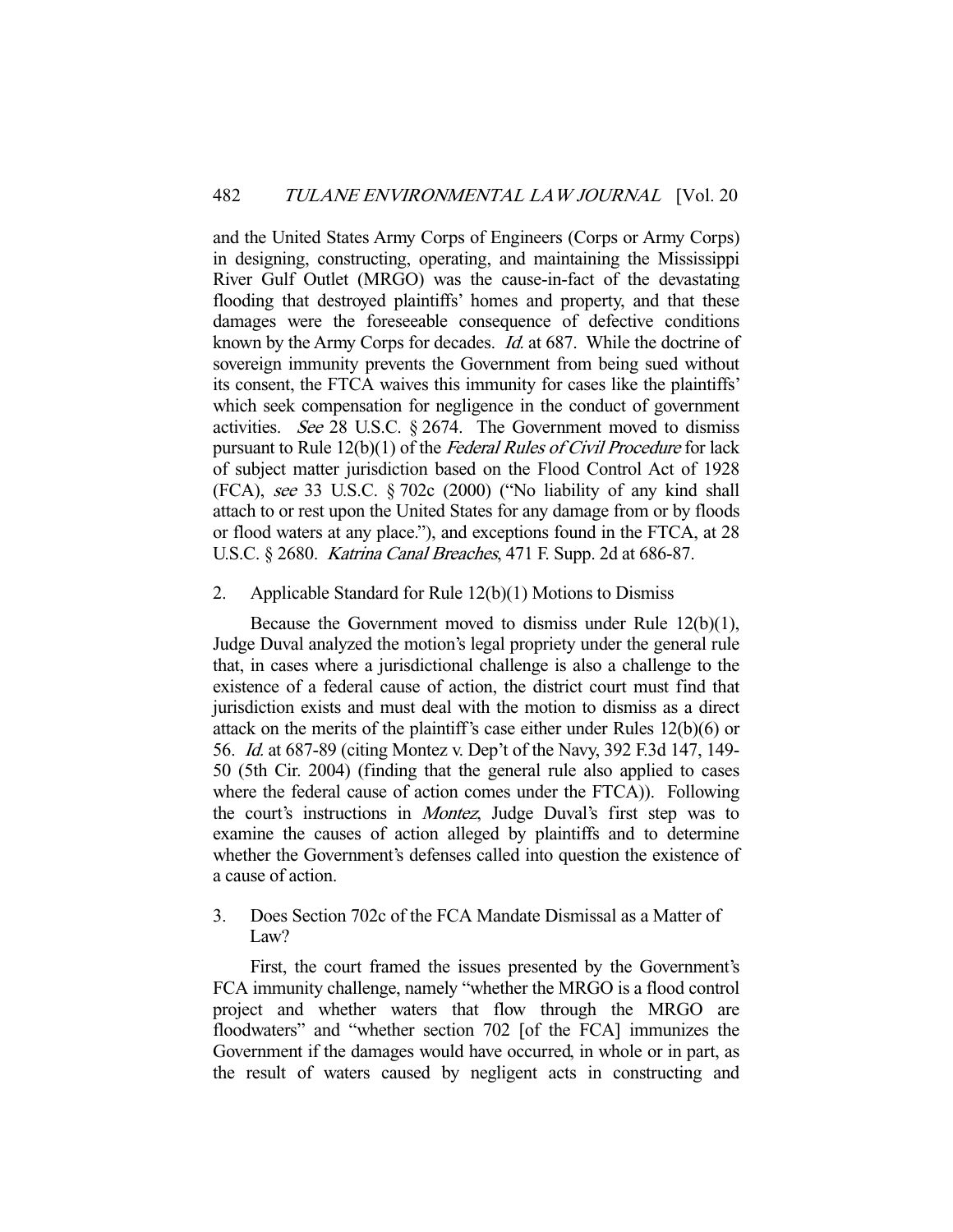and the United States Army Corps of Engineers (Corps or Army Corps) in designing, constructing, operating, and maintaining the Mississippi River Gulf Outlet (MRGO) was the cause-in-fact of the devastating flooding that destroyed plaintiffs' homes and property, and that these damages were the foreseeable consequence of defective conditions known by the Army Corps for decades. *Id.* at 687. While the doctrine of sovereign immunity prevents the Government from being sued without its consent, the FTCA waives this immunity for cases like the plaintiffs' which seek compensation for negligence in the conduct of government activities. *See* 28 U.S.C. § 2674. The Government moved to dismiss pursuant to Rule 12(b)(1) of the *Federal Rules of Civil Procedure* for lack of subject matter jurisdiction based on the Flood Control Act of 1928 (FCA), *see* 33 U.S.C. § 702c (2000) ("No liability of any kind shall attach to or rest upon the United States for any damage from or by floods or flood waters at any place."), and exceptions found in the FTCA, at 28 U.S.C. § 2680. *Katrina Canal Breaches*, 471 F. Supp. 2d at 686-87.

2. Applicable Standard for Rule 12(b)(1) Motions to Dismiss

Because the Government moved to dismiss under Rule 12(b)(1), Judge Duval analyzed the motion's legal propriety under the general rule that, in cases where a jurisdictional challenge is also a challenge to the existence of a federal cause of action, the district court must find that jurisdiction exists and must deal with the motion to dismiss as a direct attack on the merits of the plaintiff's case either under Rules 12(b)(6) or 56. *Id.* at 687-89 (citing Montez v. Dep't of the Navy, 392 F.3d 147, 149-50 (5th Cir. 2004) (finding that the general rule also applied to cases where the federal cause of action comes under the FTCA)). Following the court's instructions in *Montez*, Judge Duval's first step was to examine the causes of action alleged by plaintiffs and to determine whether the Government's defenses called into question the existence of a cause of action.

3. Does Section 702c of the FCA Mandate Dismissal as a Matter of Law?

First, the court framed the issues presented by the Government's FCA immunity challenge, namely "whether the MRGO is a flood control project and whether waters that flow through the MRGO are floodwaters" and "whether section 702 [of the FCA] immunizes the Government if the damages would have occurred, in whole or in part, as the result of waters caused by negligent acts in constructing and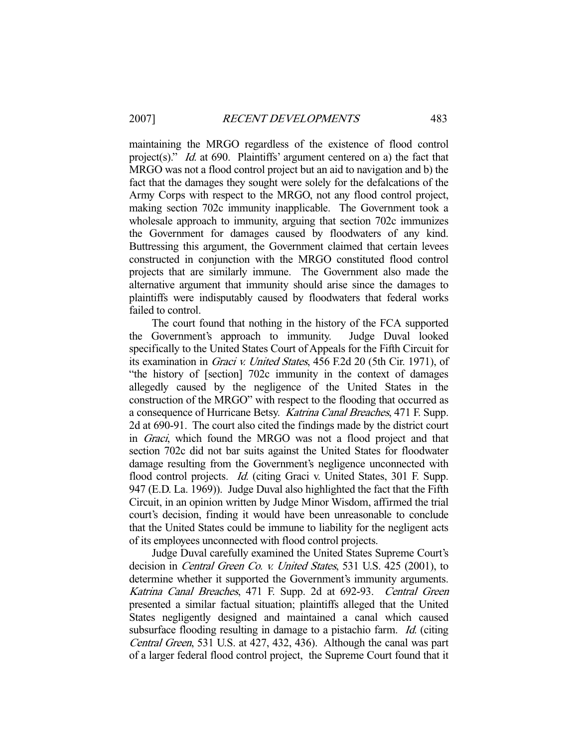maintaining the MRGO regardless of the existence of flood control project(s)." *Id.* at 690. Plaintiffs' argument centered on a) the fact that MRGO was not a flood control project but an aid to navigation and b) the fact that the damages they sought were solely for the defalcations of the Army Corps with respect to the MRGO, not any flood control project, making section 702c immunity inapplicable. The Government took a wholesale approach to immunity, arguing that section 702c immunizes the Government for damages caused by floodwaters of any kind. Buttressing this argument, the Government claimed that certain levees constructed in conjunction with the MRGO constituted flood control projects that are similarly immune. The Government also made the alternative argument that immunity should arise since the damages to plaintiffs were indisputably caused by floodwaters that federal works failed to control.

The court found that nothing in the history of the FCA supported the Government's approach to immunity. Judge Duval looked specifically to the United States Court of Appeals for the Fifth Circuit for its examination in *Graci v. United States*, 456 F.2d 20 (5th Cir. 1971), of "the history of [section] 702c immunity in the context of damages allegedly caused by the negligence of the United States in the construction of the MRGO" with respect to the flooding that occurred as a consequence of Hurricane Betsy. *Katrina Canal Breaches*, 471 F. Supp. 2d at 690-91. The court also cited the findings made by the district court in *Graci*, which found the MRGO was not a flood project and that section 702c did not bar suits against the United States for floodwater damage resulting from the Government's negligence unconnected with flood control projects. *Id.* (citing Graci v. United States, 301 F. Supp. 947 (E.D. La. 1969)). Judge Duval also highlighted the fact that the Fifth Circuit, in an opinion written by Judge Minor Wisdom, affirmed the trial court's decision, finding it would have been unreasonable to conclude that the United States could be immune to liability for the negligent acts of its employees unconnected with flood control projects.

Judge Duval carefully examined the United States Supreme Court's decision in *Central Green Co. v. United States*, 531 U.S. 425 (2001), to determine whether it supported the Government's immunity arguments. *Katrina Canal Breaches*, 471 F. Supp. 2d at 692-93. *Central Green* presented a similar factual situation; plaintiffs alleged that the United States negligently designed and maintained a canal which caused subsurface flooding resulting in damage to a pistachio farm. *Id.* (citing *Central Green*, 531 U.S. at 427, 432, 436). Although the canal was part of a larger federal flood control project, the Supreme Court found that it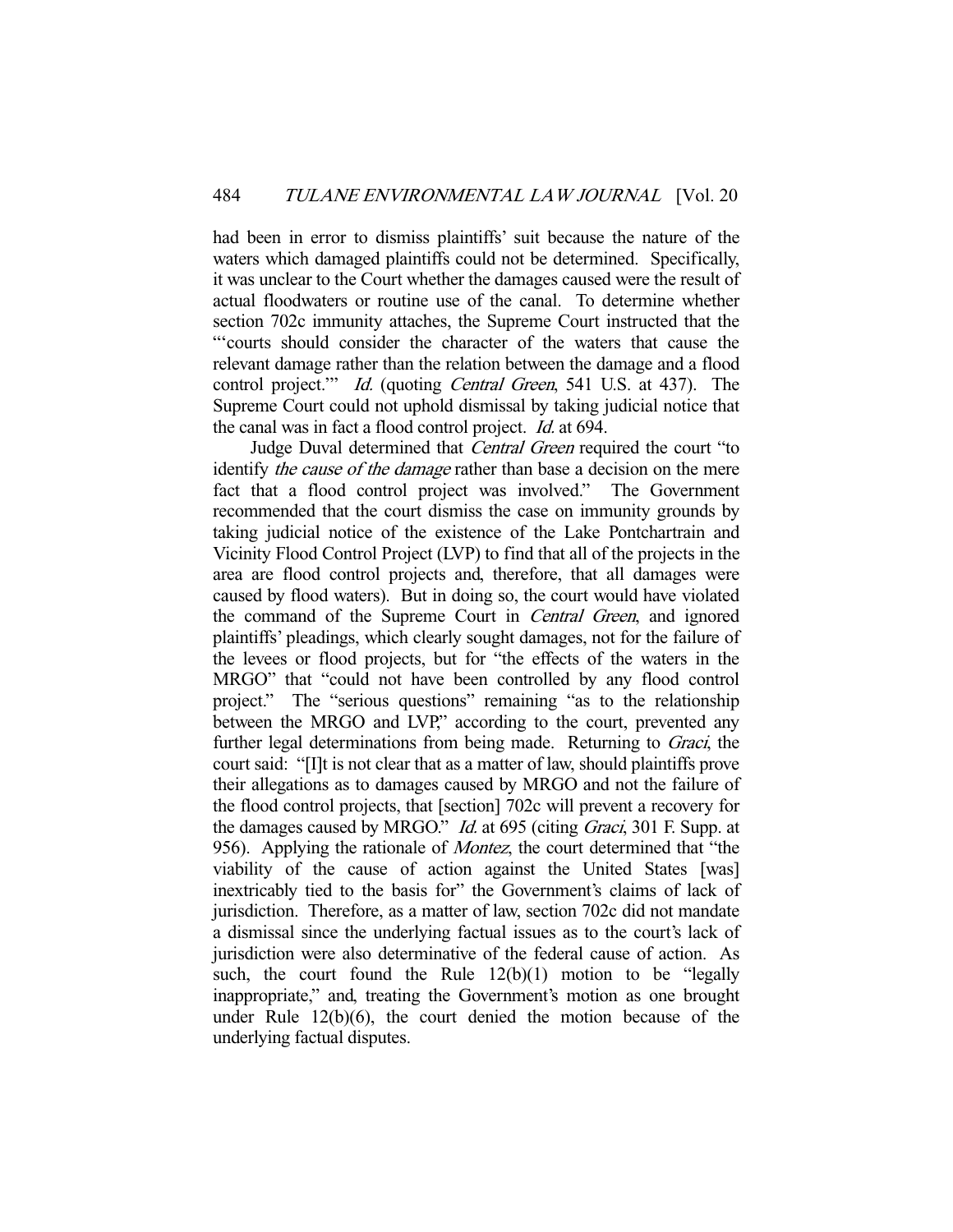had been in error to dismiss plaintiffs' suit because the nature of the waters which damaged plaintiffs could not be determined. Specifically, it was unclear to the Court whether the damages caused were the result of actual floodwaters or routine use of the canal. To determine whether section 702c immunity attaches, the Supreme Court instructed that the "'courts should consider the character of the waters that cause the relevant damage rather than the relation between the damage and a flood control project.'" *Id.* (quoting *Central Green*, 541 U.S. at 437). The Supreme Court could not uphold dismissal by taking judicial notice that the canal was in fact a flood control project. *Id.* at 694.

Judge Duval determined that *Central Green* required the court "to identify *the cause of the damage* rather than base a decision on the mere fact that a flood control project was involved." The Government recommended that the court dismiss the case on immunity grounds by taking judicial notice of the existence of the Lake Pontchartrain and Vicinity Flood Control Project (LVP) to find that all of the projects in the area are flood control projects and, therefore, that all damages were caused by flood waters). But in doing so, the court would have violated the command of the Supreme Court in *Central Green*, and ignored plaintiffs' pleadings, which clearly sought damages, not for the failure of the levees or flood projects, but for "the effects of the waters in the MRGO" that "could not have been controlled by any flood control project." The "serious questions" remaining "as to the relationship between the MRGO and LVP," according to the court, prevented any further legal determinations from being made. Returning to *Graci*, the court said: "[I]t is not clear that as a matter of law, should plaintiffs prove their allegations as to damages caused by MRGO and not the failure of the flood control projects, that [section] 702c will prevent a recovery for the damages caused by MRGO." *Id.* at 695 (citing *Graci*, 301 F. Supp. at 956). Applying the rationale of *Montez*, the court determined that "the viability of the cause of action against the United States [was] inextricably tied to the basis for" the Government's claims of lack of jurisdiction. Therefore, as a matter of law, section 702c did not mandate a dismissal since the underlying factual issues as to the court's lack of jurisdiction were also determinative of the federal cause of action. As such, the court found the Rule 12(b)(1) motion to be "legally inappropriate," and, treating the Government's motion as one brought under Rule 12(b)(6), the court denied the motion because of the underlying factual disputes.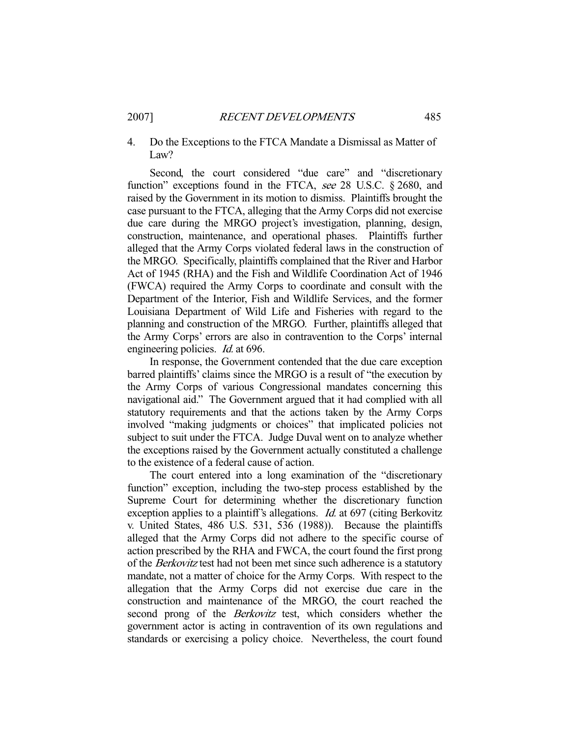### 4. Do the Exceptions to the FTCA Mandate a Dismissal as Matter of Law?

Second, the court considered "due care" and "discretionary function" exceptions found in the FTCA, *see* 28 U.S.C. § 2680, and raised by the Government in its motion to dismiss. Plaintiffs brought the case pursuant to the FTCA, alleging that the Army Corps did not exercise due care during the MRGO project's investigation, planning, design, construction, maintenance, and operational phases. Plaintiffs further alleged that the Army Corps violated federal laws in the construction of the MRGO. Specifically, plaintiffs complained that the River and Harbor Act of 1945 (RHA) and the Fish and Wildlife Coordination Act of 1946 (FWCA) required the Army Corps to coordinate and consult with the Department of the Interior, Fish and Wildlife Services, and the former Louisiana Department of Wild Life and Fisheries with regard to the planning and construction of the MRGO. Further, plaintiffs alleged that the Army Corps' errors are also in contravention to the Corps' internal engineering policies. *Id.* at 696.

In response, the Government contended that the due care exception barred plaintiffs' claims since the MRGO is a result of "the execution by the Army Corps of various Congressional mandates concerning this navigational aid." The Government argued that it had complied with all statutory requirements and that the actions taken by the Army Corps involved "making judgments or choices" that implicated policies not subject to suit under the FTCA. Judge Duval went on to analyze whether the exceptions raised by the Government actually constituted a challenge to the existence of a federal cause of action.

The court entered into a long examination of the "discretionary function" exception, including the two-step process established by the Supreme Court for determining whether the discretionary function exception applies to a plaintiff's allegations. *Id.* at 697 (citing Berkovitz v. United States, 486 U.S. 531, 536 (1988)). Because the plaintiffs alleged that the Army Corps did not adhere to the specific course of action prescribed by the RHA and FWCA, the court found the first prong of the *Berkovitz* test had not been met since such adherence is a statutory mandate, not a matter of choice for the Army Corps. With respect to the allegation that the Army Corps did not exercise due care in the construction and maintenance of the MRGO, the court reached the second prong of the *Berkovitz* test, which considers whether the government actor is acting in contravention of its own regulations and standards or exercising a policy choice. Nevertheless, the court found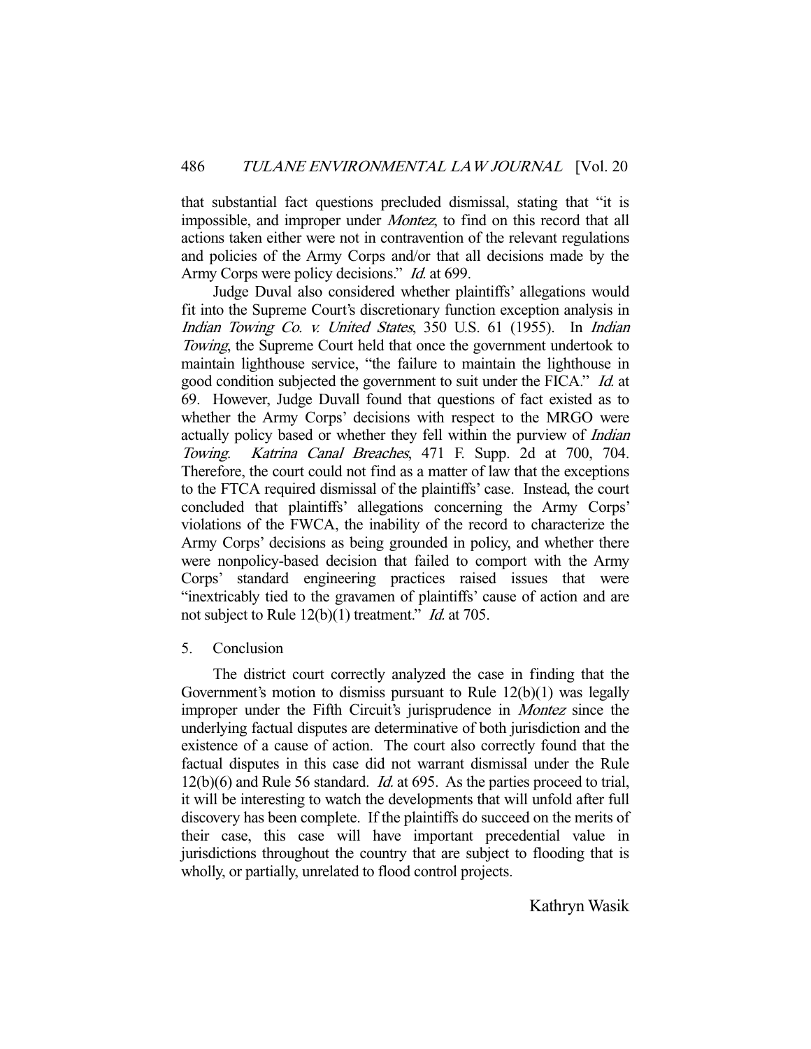that substantial fact questions precluded dismissal, stating that "it is impossible, and improper under *Montez*, to find on this record that all actions taken either were not in contravention of the relevant regulations and policies of the Army Corps and/or that all decisions made by the Army Corps were policy decisions." *Id.* at 699.

Judge Duval also considered whether plaintiffs' allegations would fit into the Supreme Court's discretionary function exception analysis in *Indian Towing Co. v. United States*, 350 U.S. 61 (1955). In *Indian Towing*, the Supreme Court held that once the government undertook to maintain lighthouse service, "the failure to maintain the lighthouse in good condition subjected the government to suit under the FICA." *Id.* at 69. However, Judge Duvall found that questions of fact existed as to whether the Army Corps' decisions with respect to the MRGO were actually policy based or whether they fell within the purview of *Indian Towing*. *Katrina Canal Breaches*, 471 F. Supp. 2d at 700, 704. Therefore, the court could not find as a matter of law that the exceptions to the FTCA required dismissal of the plaintiffs' case. Instead, the court concluded that plaintiffs' allegations concerning the Army Corps' violations of the FWCA, the inability of the record to characterize the Army Corps' decisions as being grounded in policy, and whether there were nonpolicy-based decision that failed to comport with the Army Corps' standard engineering practices raised issues that were "inextricably tied to the gravamen of plaintiffs' cause of action and are not subject to Rule 12(b)(1) treatment." *Id.* at 705.

5. Conclusion

The district court correctly analyzed the case in finding that the Government's motion to dismiss pursuant to Rule 12(b)(1) was legally improper under the Fifth Circuit's jurisprudence in *Montez* since the underlying factual disputes are determinative of both jurisdiction and the existence of a cause of action. The court also correctly found that the factual disputes in this case did not warrant dismissal under the Rule 12(b)(6) and Rule 56 standard. *Id.* at 695. As the parties proceed to trial, it will be interesting to watch the developments that will unfold after full discovery has been complete. If the plaintiffs do succeed on the merits of their case, this case will have important precedential value in jurisdictions throughout the country that are subject to flooding that is wholly, or partially, unrelated to flood control projects.

Kathryn Wasik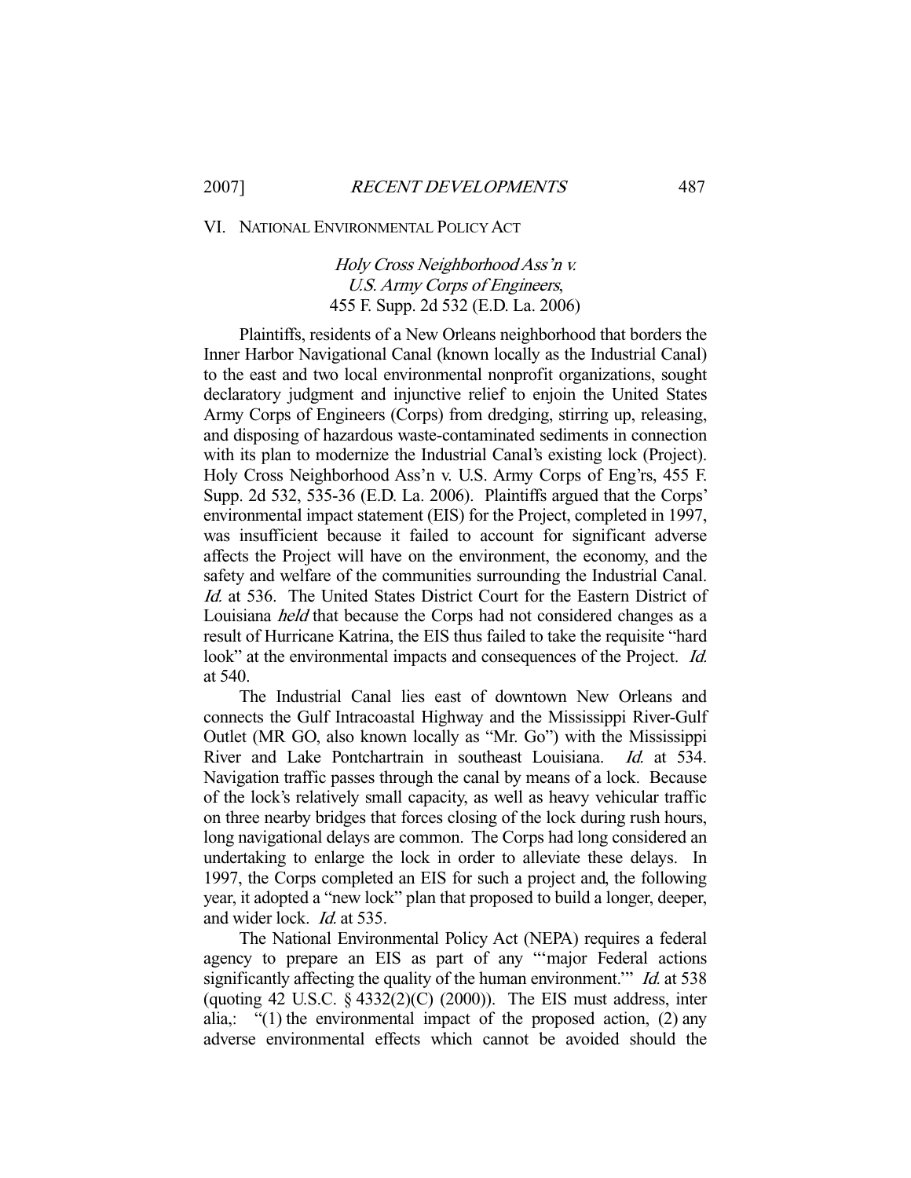## VI. NATIONAL ENVIRONMENTAL POLICY ACT

### *Holy Cross Neighborhood Ass'n v. U.S. Army Corps of Engineers*, 455 F. Supp. 2d 532 (E.D. La. 2006)

Plaintiffs, residents of a New Orleans neighborhood that borders the Inner Harbor Navigational Canal (known locally as the Industrial Canal) to the east and two local environmental nonprofit organizations, sought declaratory judgment and injunctive relief to enjoin the United States Army Corps of Engineers (Corps) from dredging, stirring up, releasing, and disposing of hazardous waste-contaminated sediments in connection with its plan to modernize the Industrial Canal's existing lock (Project). Holy Cross Neighborhood Ass'n v. U.S. Army Corps of Eng'rs, 455 F. Supp. 2d 532, 535-36 (E.D. La. 2006). Plaintiffs argued that the Corps' environmental impact statement (EIS) for the Project, completed in 1997, was insufficient because it failed to account for significant adverse affects the Project will have on the environment, the economy, and the safety and welfare of the communities surrounding the Industrial Canal. *Id.* at 536. The United States District Court for the Eastern District of Louisiana *held* that because the Corps had not considered changes as a result of Hurricane Katrina, the EIS thus failed to take the requisite "hard look" at the environmental impacts and consequences of the Project. *Id.* at 540.

The Industrial Canal lies east of downtown New Orleans and connects the Gulf Intracoastal Highway and the Mississippi River-Gulf Outlet (MR GO, also known locally as "Mr. Go") with the Mississippi River and Lake Pontchartrain in southeast Louisiana. *Id.* at 534. Navigation traffic passes through the canal by means of a lock. Because of the lock's relatively small capacity, as well as heavy vehicular traffic on three nearby bridges that forces closing of the lock during rush hours, long navigational delays are common. The Corps had long considered an undertaking to enlarge the lock in order to alleviate these delays. In 1997, the Corps completed an EIS for such a project and, the following year, it adopted a "new lock" plan that proposed to build a longer, deeper, and wider lock. *Id.* at 535.

The National Environmental Policy Act (NEPA) requires a federal agency to prepare an EIS as part of any "'major Federal actions significantly affecting the quality of the human environment.'" *Id.* at 538 (quoting 42 U.S.C. § 4332(2)(C) (2000)). The EIS must address, inter alia,: "(1) the environmental impact of the proposed action, (2) any adverse environmental effects which cannot be avoided should the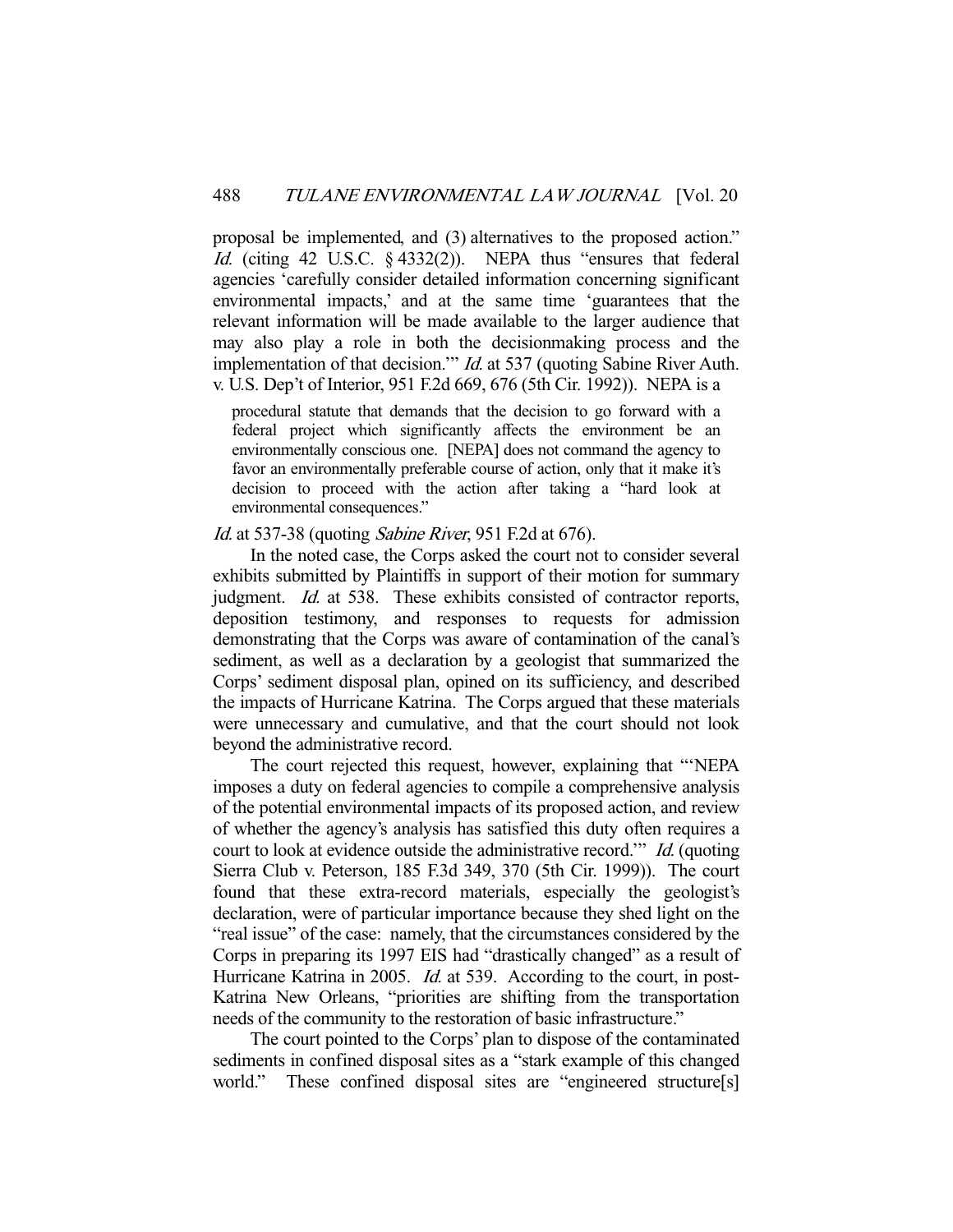proposal be implemented, and (3) alternatives to the proposed action." *Id.* (citing 42 U.S.C. § 4332(2)). NEPA thus "ensures that federal agencies 'carefully consider detailed information concerning significant environmental impacts,' and at the same time 'guarantees that the relevant information will be made available to the larger audience that may also play a role in both the decisionmaking process and the implementation of that decision.'" *Id.* at 537 (quoting Sabine River Auth. v. U.S. Dep't of Interior, 951 F.2d 669, 676 (5th Cir. 1992)). NEPA is a

> procedural statute that demands that the decision to go forward with a federal project which significantly affects the environment be an environmentally conscious one. [NEPA] does not command the agency to favor an environmentally preferable course of action, only that it make it's decision to proceed with the action after taking a "hard look at environmental consequences."

*Id.* at 537-38 (quoting *Sabine River*, 951 F.2d at 676).

In the noted case, the Corps asked the court not to consider several exhibits submitted by Plaintiffs in support of their motion for summary judgment. *Id.* at 538. These exhibits consisted of contractor reports, deposition testimony, and responses to requests for admission demonstrating that the Corps was aware of contamination of the canal's sediment, as well as a declaration by a geologist that summarized the Corps' sediment disposal plan, opined on its sufficiency, and described the impacts of Hurricane Katrina. The Corps argued that these materials were unnecessary and cumulative, and that the court should not look beyond the administrative record.

The court rejected this request, however, explaining that "'NEPA imposes a duty on federal agencies to compile a comprehensive analysis of the potential environmental impacts of its proposed action, and review of whether the agency's analysis has satisfied this duty often requires a court to look at evidence outside the administrative record.'" *Id.* (quoting Sierra Club v. Peterson, 185 F.3d 349, 370 (5th Cir. 1999)). The court found that these extra-record materials, especially the geologist's declaration, were of particular importance because they shed light on the "real issue" of the case: namely, that the circumstances considered by the Corps in preparing its 1997 EIS had "drastically changed" as a result of Hurricane Katrina in 2005. *Id.* at 539. According to the court, in post-Katrina New Orleans, "priorities are shifting from the transportation needs of the community to the restoration of basic infrastructure."

The court pointed to the Corps' plan to dispose of the contaminated sediments in confined disposal sites as a "stark example of this changed world." These confined disposal sites are "engineered structure[s]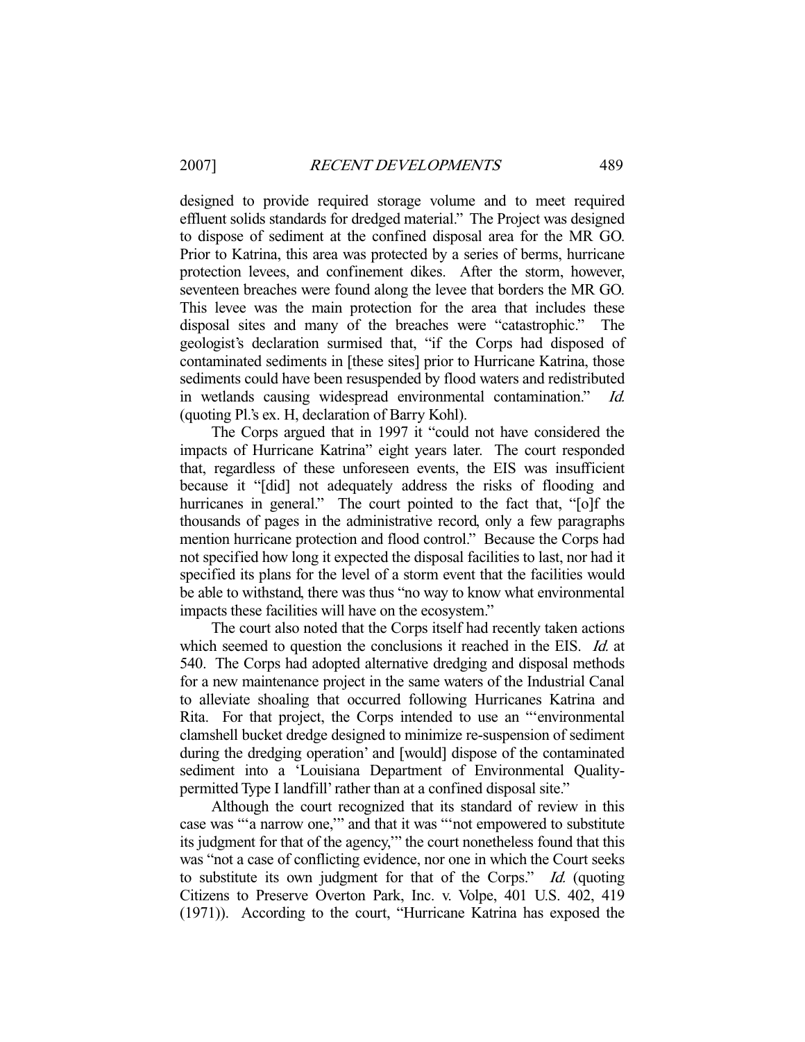designed to provide required storage volume and to meet required effluent solids standards for dredged material." The Project was designed to dispose of sediment at the confined disposal area for the MR GO. Prior to Katrina, this area was protected by a series of berms, hurricane protection levees, and confinement dikes. After the storm, however, seventeen breaches were found along the levee that borders the MR GO. This levee was the main protection for the area that includes these disposal sites and many of the breaches were "catastrophic." The geologist's declaration surmised that, "if the Corps had disposed of contaminated sediments in [these sites] prior to Hurricane Katrina, those sediments could have been resuspended by flood waters and redistributed in wetlands causing widespread environmental contamination." *Id.* (quoting Pl.'s ex. H, declaration of Barry Kohl).

The Corps argued that in 1997 it "could not have considered the impacts of Hurricane Katrina" eight years later. The court responded that, regardless of these unforeseen events, the EIS was insufficient because it "[did] not adequately address the risks of flooding and hurricanes in general." The court pointed to the fact that, "[o]f the thousands of pages in the administrative record, only a few paragraphs mention hurricane protection and flood control." Because the Corps had not specified how long it expected the disposal facilities to last, nor had it specified its plans for the level of a storm event that the facilities would be able to withstand, there was thus "no way to know what environmental impacts these facilities will have on the ecosystem."

The court also noted that the Corps itself had recently taken actions which seemed to question the conclusions it reached in the EIS. *Id.* at 540. The Corps had adopted alternative dredging and disposal methods for a new maintenance project in the same waters of the Industrial Canal to alleviate shoaling that occurred following Hurricanes Katrina and Rita. For that project, the Corps intended to use an "'environmental clamshell bucket dredge designed to minimize re-suspension of sediment during the dredging operation' and [would] dispose of the contaminated sediment into a 'Louisiana Department of Environmental Quality-permitted Type I landfill' rather than at a confined disposal site."

Although the court recognized that its standard of review in this case was "'a narrow one,'" and that it was "'not empowered to substitute its judgment for that of the agency,'" the court nonetheless found that this was "not a case of conflicting evidence, nor one in which the Court seeks to substitute its own judgment for that of the Corps." *Id.* (quoting Citizens to Preserve Overton Park, Inc. v. Volpe, 401 U.S. 402, 419 (1971)). According to the court, "Hurricane Katrina has exposed the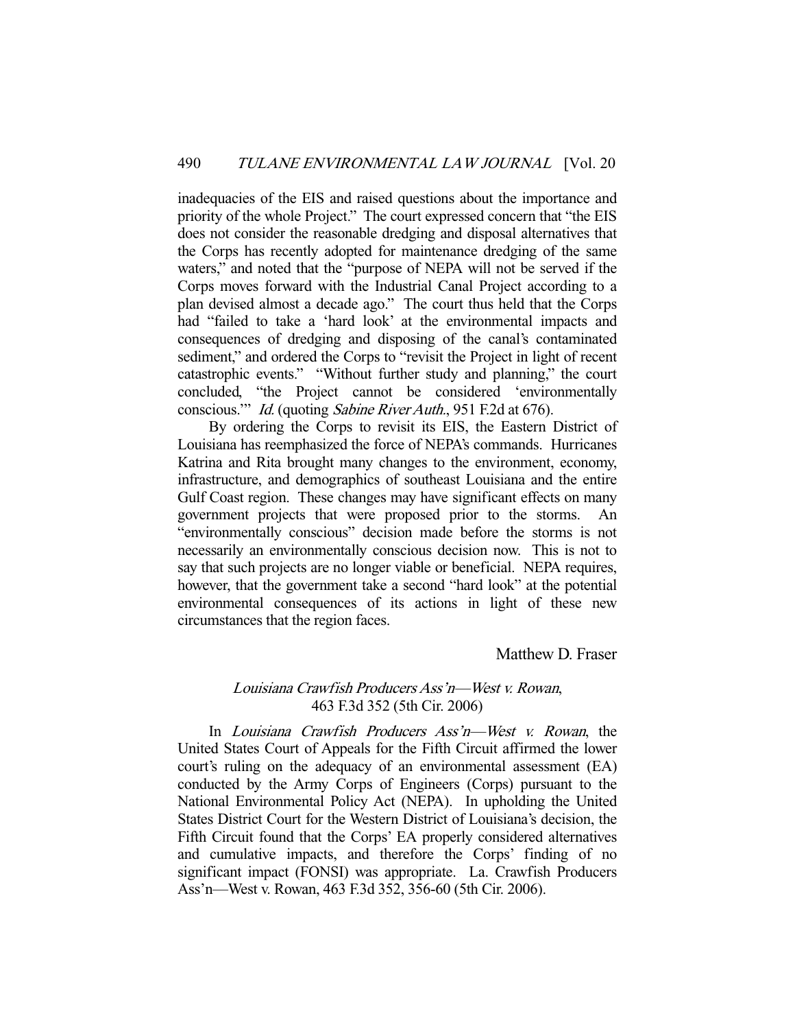inadequacies of the EIS and raised questions about the importance and priority of the whole Project." The court expressed concern that "the EIS does not consider the reasonable dredging and disposal alternatives that the Corps has recently adopted for maintenance dredging of the same waters," and noted that the "purpose of NEPA will not be served if the Corps moves forward with the Industrial Canal Project according to a plan devised almost a decade ago." The court thus held that the Corps had "failed to take a 'hard look' at the environmental impacts and consequences of dredging and disposing of the canal's contaminated sediment," and ordered the Corps to "revisit the Project in light of recent catastrophic events." "Without further study and planning," the court concluded, "the Project cannot be considered 'environmentally conscious.'" *Id.* (quoting *Sabine River Auth.*, 951 F.2d at 676).

By ordering the Corps to revisit its EIS, the Eastern District of Louisiana has reemphasized the force of NEPA's commands. Hurricanes Katrina and Rita brought many changes to the environment, economy, infrastructure, and demographics of southeast Louisiana and the entire Gulf Coast region. These changes may have significant effects on many government projects that were proposed prior to the storms. An "environmentally conscious" decision made before the storms is not necessarily an environmentally conscious decision now. This is not to say that such projects are no longer viable or beneficial. NEPA requires, however, that the government take a second "hard look" at the potential environmental consequences of its actions in light of these new circumstances that the region faces.

Matthew D. Fraser

### *Louisiana Crawfish Producers Ass'n—West v. Rowan*, 463 F.3d 352 (5th Cir. 2006)

In *Louisiana Crawfish Producers Ass'n—West v. Rowan*, the United States Court of Appeals for the Fifth Circuit affirmed the lower court's ruling on the adequacy of an environmental assessment (EA) conducted by the Army Corps of Engineers (Corps) pursuant to the National Environmental Policy Act (NEPA). In upholding the United States District Court for the Western District of Louisiana's decision, the Fifth Circuit found that the Corps' EA properly considered alternatives and cumulative impacts, and therefore the Corps' finding of no significant impact (FONSI) was appropriate. La. Crawfish Producers Ass'n—West v. Rowan, 463 F.3d 352, 356-60 (5th Cir. 2006).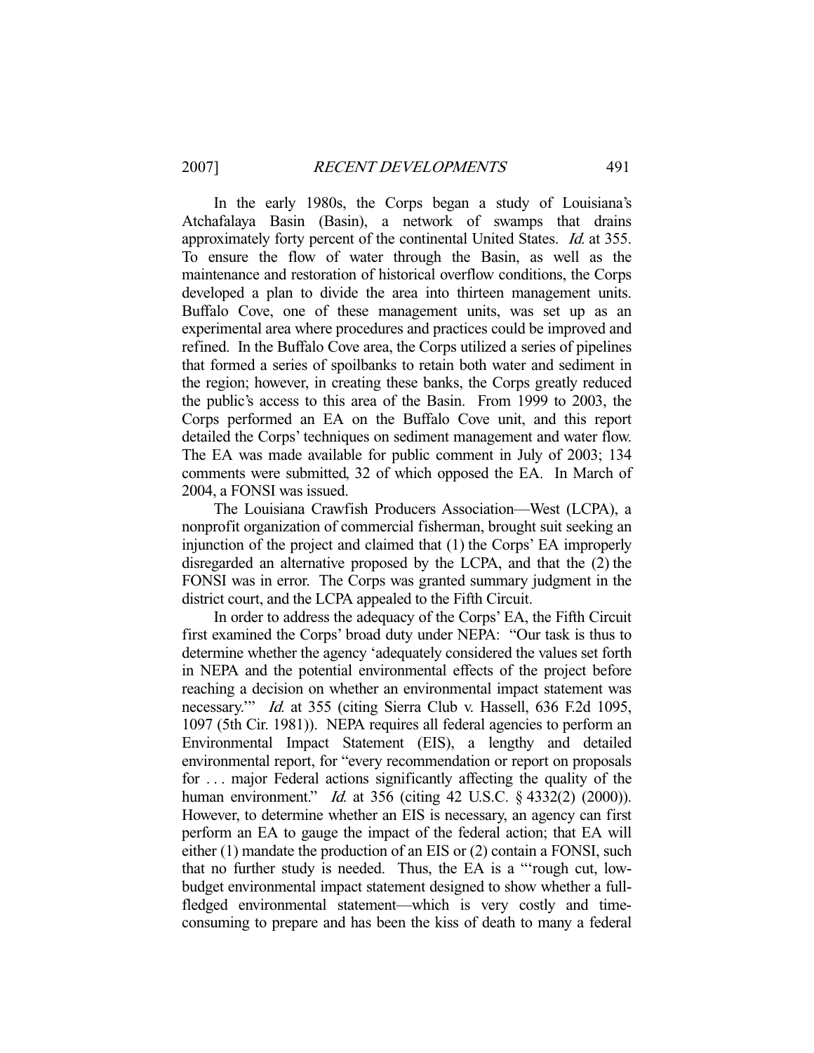In the early 1980s, the Corps began a study of Louisiana's Atchafalaya Basin (Basin), a network of swamps that drains approximately forty percent of the continental United States. *Id.* at 355. To ensure the flow of water through the Basin, as well as the maintenance and restoration of historical overflow conditions, the Corps developed a plan to divide the area into thirteen management units. Buffalo Cove, one of these management units, was set up as an experimental area where procedures and practices could be improved and refined. In the Buffalo Cove area, the Corps utilized a series of pipelines that formed a series of spoilbanks to retain both water and sediment in the region; however, in creating these banks, the Corps greatly reduced the public's access to this area of the Basin. From 1999 to 2003, the Corps performed an EA on the Buffalo Cove unit, and this report detailed the Corps' techniques on sediment management and water flow. The EA was made available for public comment in July of 2003; 134 comments were submitted, 32 of which opposed the EA. In March of 2004, a FONSI was issued.

The Louisiana Crawfish Producers Association—West (LCPA), a nonprofit organization of commercial fisherman, brought suit seeking an injunction of the project and claimed that (1) the Corps' EA improperly disregarded an alternative proposed by the LCPA, and that the (2) the FONSI was in error. The Corps was granted summary judgment in the district court, and the LCPA appealed to the Fifth Circuit.

In order to address the adequacy of the Corps' EA, the Fifth Circuit first examined the Corps' broad duty under NEPA: "Our task is thus to determine whether the agency 'adequately considered the values set forth in NEPA and the potential environmental effects of the project before reaching a decision on whether an environmental impact statement was necessary.'" *Id.* at 355 (citing Sierra Club v. Hassell, 636 F.2d 1095, 1097 (5th Cir. 1981)). NEPA requires all federal agencies to perform an Environmental Impact Statement (EIS), a lengthy and detailed environmental report, for "every recommendation or report on proposals for . . . major Federal actions significantly affecting the quality of the human environment." *Id.* at 356 (citing 42 U.S.C. § 4332(2) (2000)). However, to determine whether an EIS is necessary, an agency can first perform an EA to gauge the impact of the federal action; that EA will either (1) mandate the production of an EIS or (2) contain a FONSI, such that no further study is needed. Thus, the EA is a "'rough cut, low-budget environmental impact statement designed to show whether a full-fledged environmental statement—which is very costly and time-consuming to prepare and has been the kiss of death to many a federal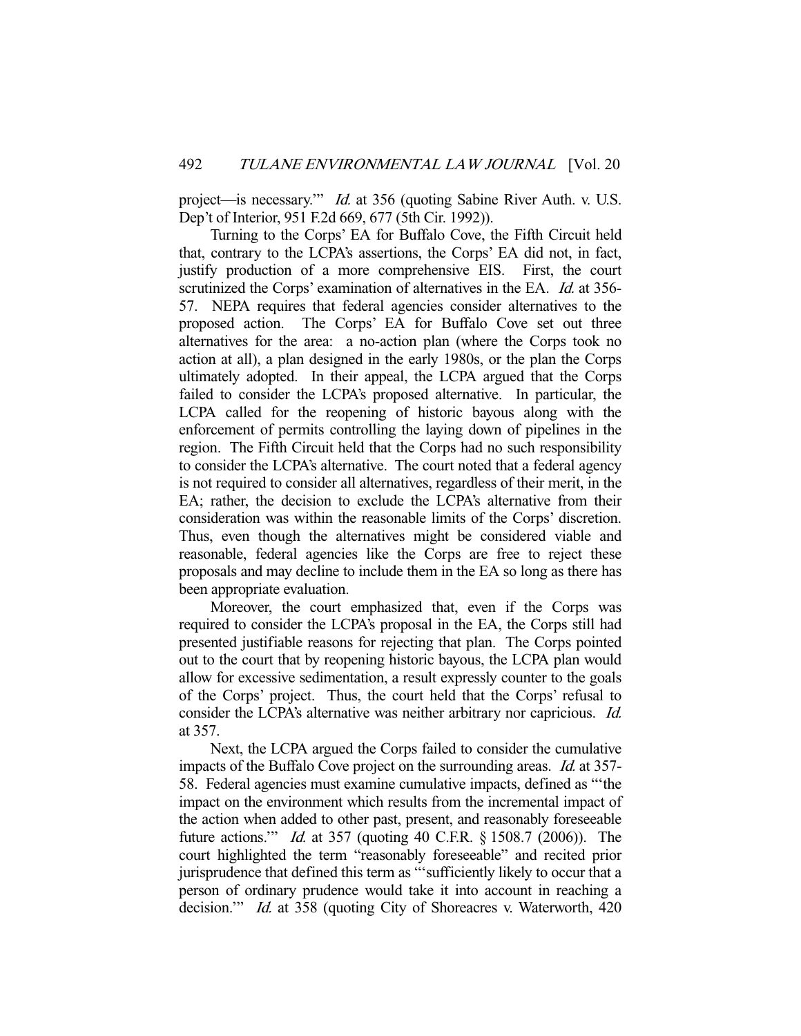project—is necessary.'" *Id.* at 356 (quoting Sabine River Auth. v. U.S. Dep't of Interior, 951 F.2d 669, 677 (5th Cir. 1992)).

Turning to the Corps' EA for Buffalo Cove, the Fifth Circuit held that, contrary to the LCPA's assertions, the Corps' EA did not, in fact, justify production of a more comprehensive EIS. First, the court scrutinized the Corps' examination of alternatives in the EA. *Id.* at 356-57. NEPA requires that federal agencies consider alternatives to the proposed action. The Corps' EA for Buffalo Cove set out three alternatives for the area: a no-action plan (where the Corps took no action at all), a plan designed in the early 1980s, or the plan the Corps ultimately adopted. In their appeal, the LCPA argued that the Corps failed to consider the LCPA's proposed alternative. In particular, the LCPA called for the reopening of historic bayous along with the enforcement of permits controlling the laying down of pipelines in the region. The Fifth Circuit held that the Corps had no such responsibility to consider the LCPA's alternative. The court noted that a federal agency is not required to consider all alternatives, regardless of their merit, in the EA; rather, the decision to exclude the LCPA's alternative from their consideration was within the reasonable limits of the Corps' discretion. Thus, even though the alternatives might be considered viable and reasonable, federal agencies like the Corps are free to reject these proposals and may decline to include them in the EA so long as there has been appropriate evaluation.

Moreover, the court emphasized that, even if the Corps was required to consider the LCPA's proposal in the EA, the Corps still had presented justifiable reasons for rejecting that plan. The Corps pointed out to the court that by reopening historic bayous, the LCPA plan would allow for excessive sedimentation, a result expressly counter to the goals of the Corps' project. Thus, the court held that the Corps' refusal to consider the LCPA's alternative was neither arbitrary nor capricious. *Id.* at 357.

Next, the LCPA argued the Corps failed to consider the cumulative impacts of the Buffalo Cove project on the surrounding areas. *Id.* at 357-58. Federal agencies must examine cumulative impacts, defined as "'the impact on the environment which results from the incremental impact of the action when added to other past, present, and reasonably foreseeable future actions.'" *Id.* at 357 (quoting 40 C.F.R. § 1508.7 (2006)). The court highlighted the term "reasonably foreseeable" and recited prior jurisprudence that defined this term as "'sufficiently likely to occur that a person of ordinary prudence would take it into account in reaching a decision.'" *Id.* at 358 (quoting City of Shoreacres v. Waterworth, 420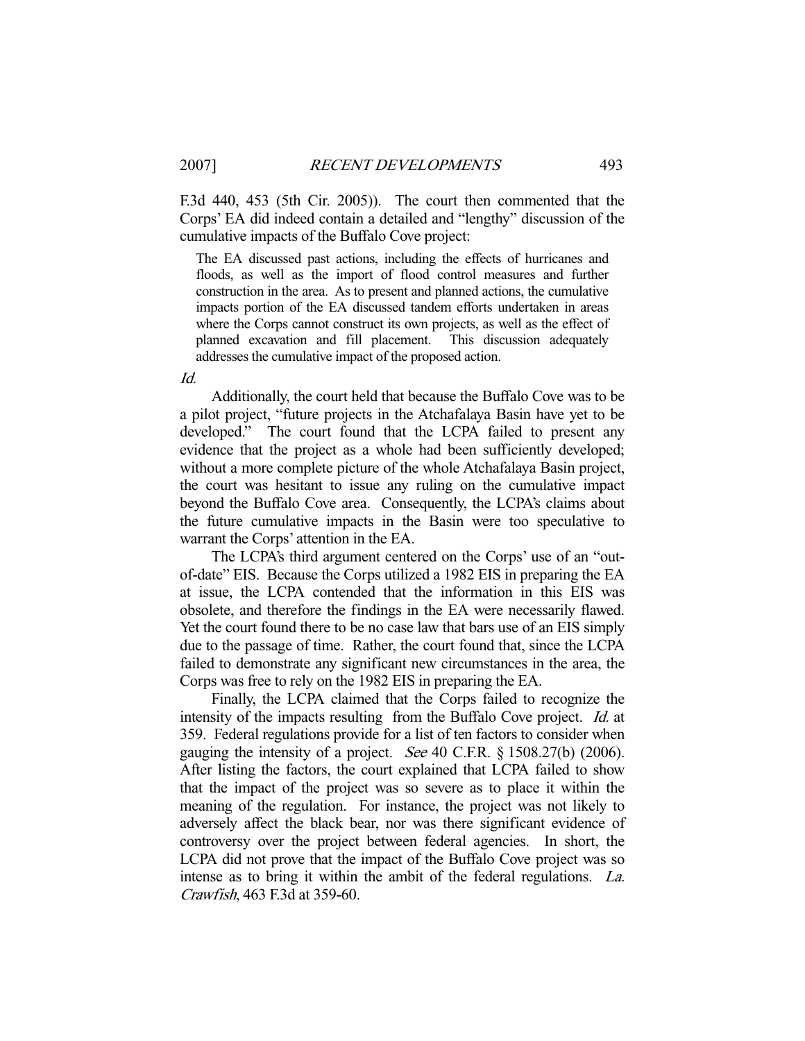F.3d 440, 453 (5th Cir. 2005)). The court then commented that the Corps' EA did indeed contain a detailed and "lengthy" discussion of the cumulative impacts of the Buffalo Cove project:

> The EA discussed past actions, including the effects of hurricanes and floods, as well as the import of flood control measures and further construction in the area. As to present and planned actions, the cumulative impacts portion of the EA discussed tandem efforts undertaken in areas where the Corps cannot construct its own projects, as well as the effect of planned excavation and fill placement. This discussion adequately addresses the cumulative impact of the proposed action.

*Id.*

Additionally, the court held that because the Buffalo Cove was to be a pilot project, "future projects in the Atchafalaya Basin have yet to be developed." The court found that the LCPA failed to present any evidence that the project as a whole had been sufficiently developed; without a more complete picture of the whole Atchafalaya Basin project, the court was hesitant to issue any ruling on the cumulative impact beyond the Buffalo Cove area. Consequently, the LCPA's claims about the future cumulative impacts in the Basin were too speculative to warrant the Corps' attention in the EA.

The LCPA's third argument centered on the Corps' use of an "out-of-date" EIS. Because the Corps utilized a 1982 EIS in preparing the EA at issue, the LCPA contended that the information in this EIS was obsolete, and therefore the findings in the EA were necessarily flawed. Yet the court found there to be no case law that bars use of an EIS simply due to the passage of time. Rather, the court found that, since the LCPA failed to demonstrate any significant new circumstances in the area, the Corps was free to rely on the 1982 EIS in preparing the EA.

Finally, the LCPA claimed that the Corps failed to recognize the intensity of the impacts resulting from the Buffalo Cove project. *Id.* at 359. Federal regulations provide for a list of ten factors to consider when gauging the intensity of a project. *See* 40 C.F.R. § 1508.27(b) (2006). After listing the factors, the court explained that LCPA failed to show that the impact of the project was so severe as to place it within the meaning of the regulation. For instance, the project was not likely to adversely affect the black bear, nor was there significant evidence of controversy over the project between federal agencies. In short, the LCPA did not prove that the impact of the Buffalo Cove project was so intense as to bring it within the ambit of the federal regulations. *La. Crawfish*, 463 F.3d at 359-60.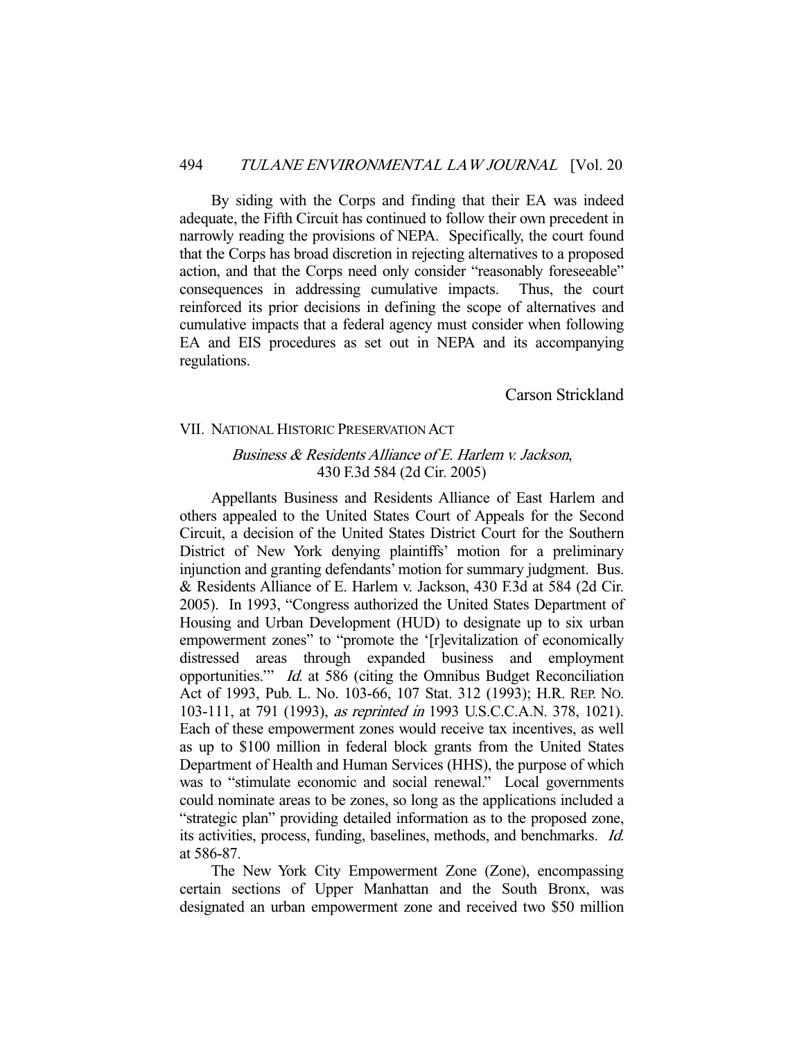By siding with the Corps and finding that their EA was indeed adequate, the Fifth Circuit has continued to follow their own precedent in narrowly reading the provisions of NEPA. Specifically, the court found that the Corps has broad discretion in rejecting alternatives to a proposed action, and that the Corps need only consider "reasonably foreseeable" consequences in addressing cumulative impacts. Thus, the court reinforced its prior decisions in defining the scope of alternatives and cumulative impacts that a federal agency must consider when following EA and EIS procedures as set out in NEPA and its accompanying regulations.

Carson Strickland

## VII. National Historic Preservation Act

### *Business & Residents Alliance of E. Harlem v. Jackson*, 430 F.3d 584 (2d Cir. 2005)

Appellants Business and Residents Alliance of East Harlem and others appealed to the United States Court of Appeals for the Second Circuit, a decision of the United States District Court for the Southern District of New York denying plaintiffs' motion for a preliminary injunction and granting defendants' motion for summary judgment. Bus. & Residents Alliance of E. Harlem v. Jackson, 430 F.3d at 584 (2d Cir. 2005). In 1993, "Congress authorized the United States Department of Housing and Urban Development (HUD) to designate up to six urban empowerment zones" to "promote the '[r]evitalization of economically distressed areas through expanded business and employment opportunities.'" *Id.* at 586 (citing the Omnibus Budget Reconciliation Act of 1993, Pub. L. No. 103-66, 107 Stat. 312 (1993); H.R. Rep. No. 103-111, at 791 (1993), *as reprinted in* 1993 U.S.C.C.A.N. 378, 1021). Each of these empowerment zones would receive tax incentives, as well as up to $100 million in federal block grants from the United States Department of Health and Human Services (HHS), the purpose of which was to "stimulate economic and social renewal." Local governments could nominate areas to be zones, so long as the applications included a "strategic plan" providing detailed information as to the proposed zone, its activities, process, funding, baselines, methods, and benchmarks. *Id.* at 586-87.

The New York City Empowerment Zone (Zone), encompassing certain sections of Upper Manhattan and the South Bronx, was designated an urban empowerment zone and received two $50 million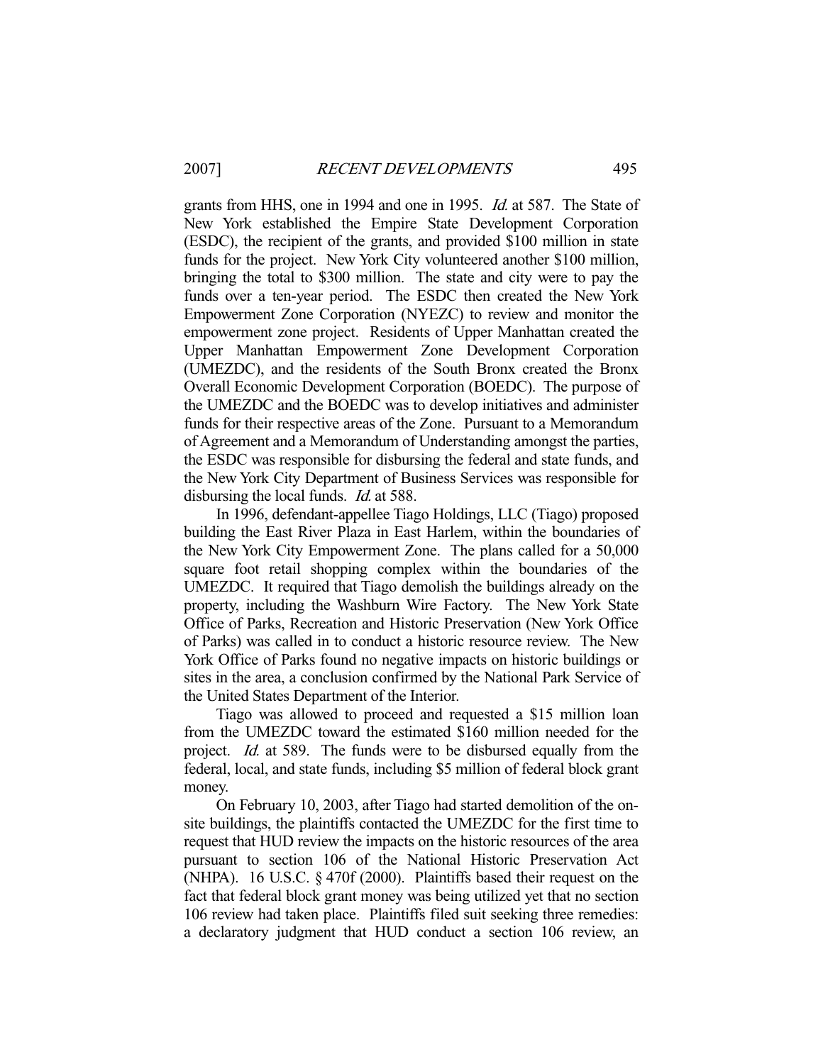grants from HHS, one in 1994 and one in 1995. *Id.* at 587. The State of New York established the Empire State Development Corporation (ESDC), the recipient of the grants, and provided $100 million in state funds for the project. New York City volunteered another $100 million, bringing the total to $300 million. The state and city were to pay the funds over a ten-year period. The ESDC then created the New York Empowerment Zone Corporation (NYEZC) to review and monitor the empowerment zone project. Residents of Upper Manhattan created the Upper Manhattan Empowerment Zone Development Corporation (UMEZDC), and the residents of the South Bronx created the Bronx Overall Economic Development Corporation (BOEDC). The purpose of the UMEZDC and the BOEDC was to develop initiatives and administer funds for their respective areas of the Zone. Pursuant to a Memorandum of Agreement and a Memorandum of Understanding amongst the parties, the ESDC was responsible for disbursing the federal and state funds, and the New York City Department of Business Services was responsible for disbursing the local funds. *Id.* at 588.

In 1996, defendant-appellee Tiago Holdings, LLC (Tiago) proposed building the East River Plaza in East Harlem, within the boundaries of the New York City Empowerment Zone. The plans called for a 50,000 square foot retail shopping complex within the boundaries of the UMEZDC. It required that Tiago demolish the buildings already on the property, including the Washburn Wire Factory. The New York State Office of Parks, Recreation and Historic Preservation (New York Office of Parks) was called in to conduct a historic resource review. The New York Office of Parks found no negative impacts on historic buildings or sites in the area, a conclusion confirmed by the National Park Service of the United States Department of the Interior.

Tiago was allowed to proceed and requested a $15 million loan from the UMEZDC toward the estimated $160 million needed for the project. *Id.* at 589. The funds were to be disbursed equally from the federal, local, and state funds, including $5 million of federal block grant money.

On February 10, 2003, after Tiago had started demolition of the on-site buildings, the plaintiffs contacted the UMEZDC for the first time to request that HUD review the impacts on the historic resources of the area pursuant to section 106 of the National Historic Preservation Act (NHPA). 16 U.S.C. § 470f (2000). Plaintiffs based their request on the fact that federal block grant money was being utilized yet that no section 106 review had taken place. Plaintiffs filed suit seeking three remedies: a declaratory judgment that HUD conduct a section 106 review, an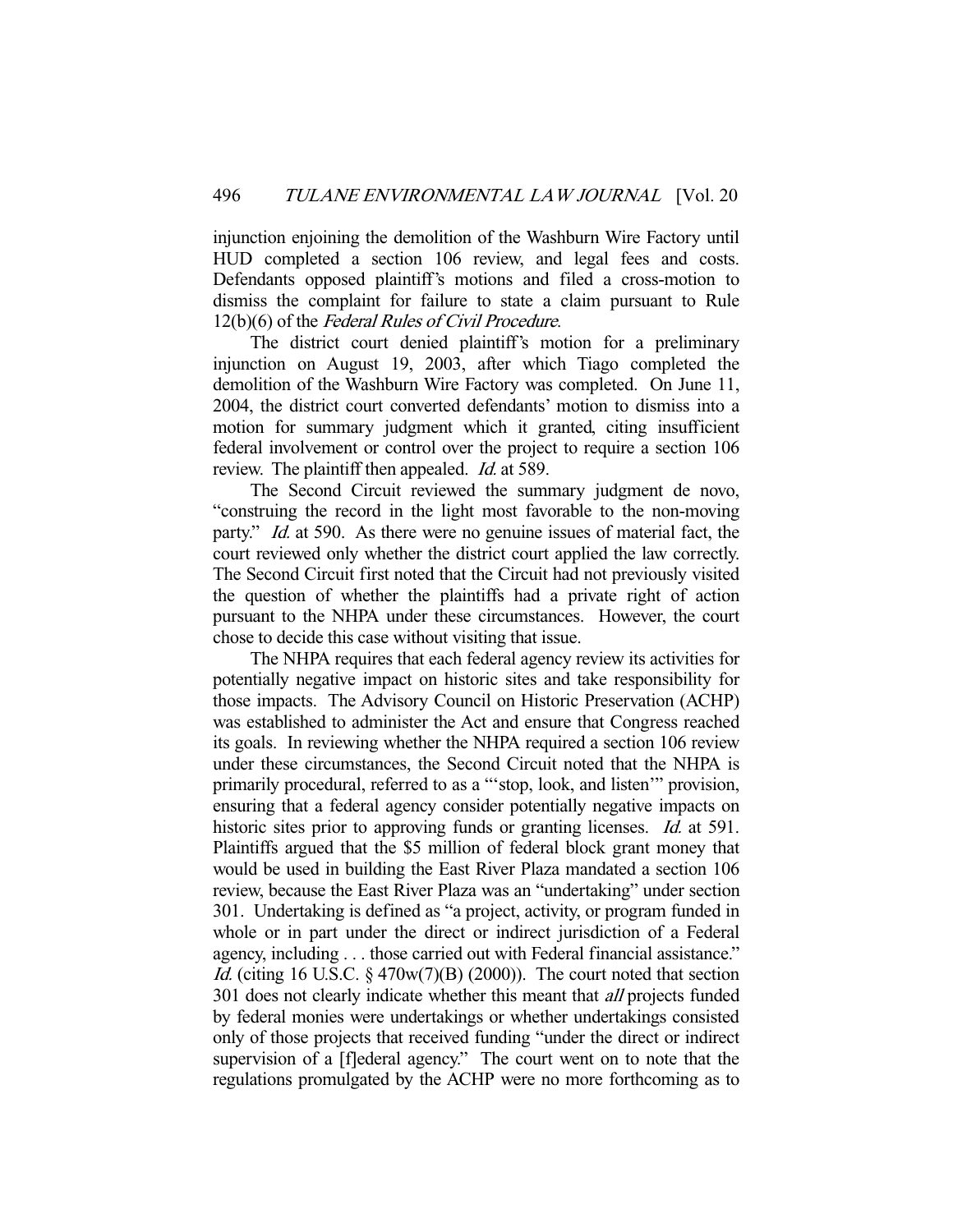injunction enjoining the demolition of the Washburn Wire Factory until HUD completed a section 106 review, and legal fees and costs. Defendants opposed plaintiff's motions and filed a cross-motion to dismiss the complaint for failure to state a claim pursuant to Rule 12(b)(6) of the *Federal Rules of Civil Procedure*.

The district court denied plaintiff's motion for a preliminary injunction on August 19, 2003, after which Tiago completed the demolition of the Washburn Wire Factory was completed. On June 11, 2004, the district court converted defendants' motion to dismiss into a motion for summary judgment which it granted, citing insufficient federal involvement or control over the project to require a section 106 review. The plaintiff then appealed. *Id.* at 589.

The Second Circuit reviewed the summary judgment de novo, "construing the record in the light most favorable to the non-moving party." *Id.* at 590. As there were no genuine issues of material fact, the court reviewed only whether the district court applied the law correctly. The Second Circuit first noted that the Circuit had not previously visited the question of whether the plaintiffs had a private right of action pursuant to the NHPA under these circumstances. However, the court chose to decide this case without visiting that issue.

The NHPA requires that each federal agency review its activities for potentially negative impact on historic sites and take responsibility for those impacts. The Advisory Council on Historic Preservation (ACHP) was established to administer the Act and ensure that Congress reached its goals. In reviewing whether the NHPA required a section 106 review under these circumstances, the Second Circuit noted that the NHPA is primarily procedural, referred to as a "'stop, look, and listen'" provision, ensuring that a federal agency consider potentially negative impacts on historic sites prior to approving funds or granting licenses. *Id.* at 591. Plaintiffs argued that the $5 million of federal block grant money that would be used in building the East River Plaza mandated a section 106 review, because the East River Plaza was an "undertaking" under section 301. Undertaking is defined as "a project, activity, or program funded in whole or in part under the direct or indirect jurisdiction of a Federal agency, including . . . those carried out with Federal financial assistance." *Id.* (citing 16 U.S.C. § 470w(7)(B) (2000)). The court noted that section 301 does not clearly indicate whether this meant that *all* projects funded by federal monies were undertakings or whether undertakings consisted only of those projects that received funding "under the direct or indirect supervision of a [f]ederal agency." The court went on to note that the regulations promulgated by the ACHP were no more forthcoming as to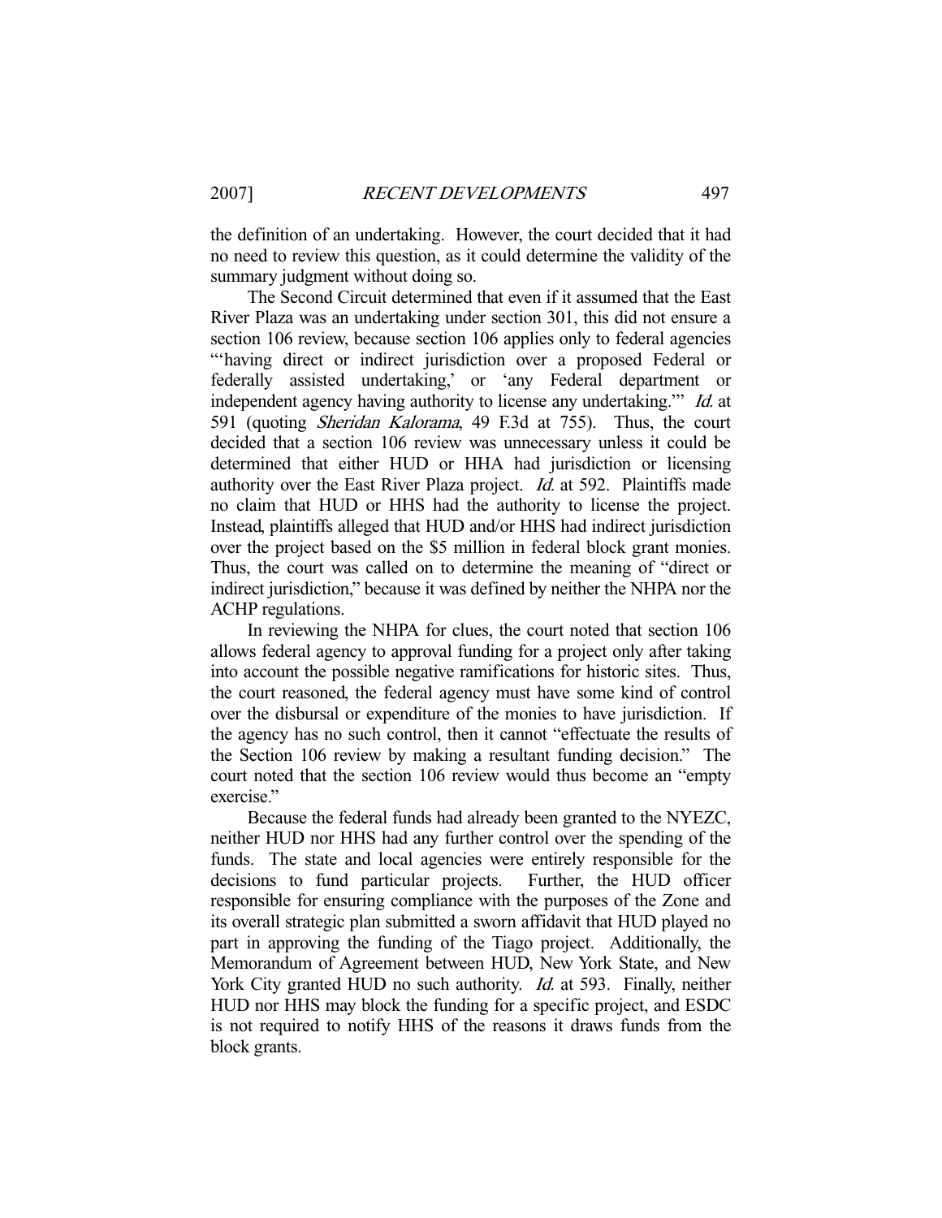the definition of an undertaking. However, the court decided that it had no need to review this question, as it could determine the validity of the summary judgment without doing so.

The Second Circuit determined that even if it assumed that the East River Plaza was an undertaking under section 301, this did not ensure a section 106 review, because section 106 applies only to federal agencies "'having direct or indirect jurisdiction over a proposed Federal or federally assisted undertaking,' or 'any Federal department or independent agency having authority to license any undertaking.'" *Id.* at 591 (quoting *Sheridan Kalorama*, 49 F.3d at 755). Thus, the court decided that a section 106 review was unnecessary unless it could be determined that either HUD or HHA had jurisdiction or licensing authority over the East River Plaza project. *Id.* at 592. Plaintiffs made no claim that HUD or HHS had the authority to license the project. Instead, plaintiffs alleged that HUD and/or HHS had indirect jurisdiction over the project based on the $5 million in federal block grant monies. Thus, the court was called on to determine the meaning of "direct or indirect jurisdiction," because it was defined by neither the NHPA nor the ACHP regulations.

In reviewing the NHPA for clues, the court noted that section 106 allows federal agency to approval funding for a project only after taking into account the possible negative ramifications for historic sites. Thus, the court reasoned, the federal agency must have some kind of control over the disbursal or expenditure of the monies to have jurisdiction. If the agency has no such control, then it cannot "effectuate the results of the Section 106 review by making a resultant funding decision." The court noted that the section 106 review would thus become an "empty exercise."

Because the federal funds had already been granted to the NYEZC, neither HUD nor HHS had any further control over the spending of the funds. The state and local agencies were entirely responsible for the decisions to fund particular projects. Further, the HUD officer responsible for ensuring compliance with the purposes of the Zone and its overall strategic plan submitted a sworn affidavit that HUD played no part in approving the funding of the Tiago project. Additionally, the Memorandum of Agreement between HUD, New York State, and New York City granted HUD no such authority. *Id.* at 593. Finally, neither HUD nor HHS may block the funding for a specific project, and ESDC is not required to notify HHS of the reasons it draws funds from the block grants.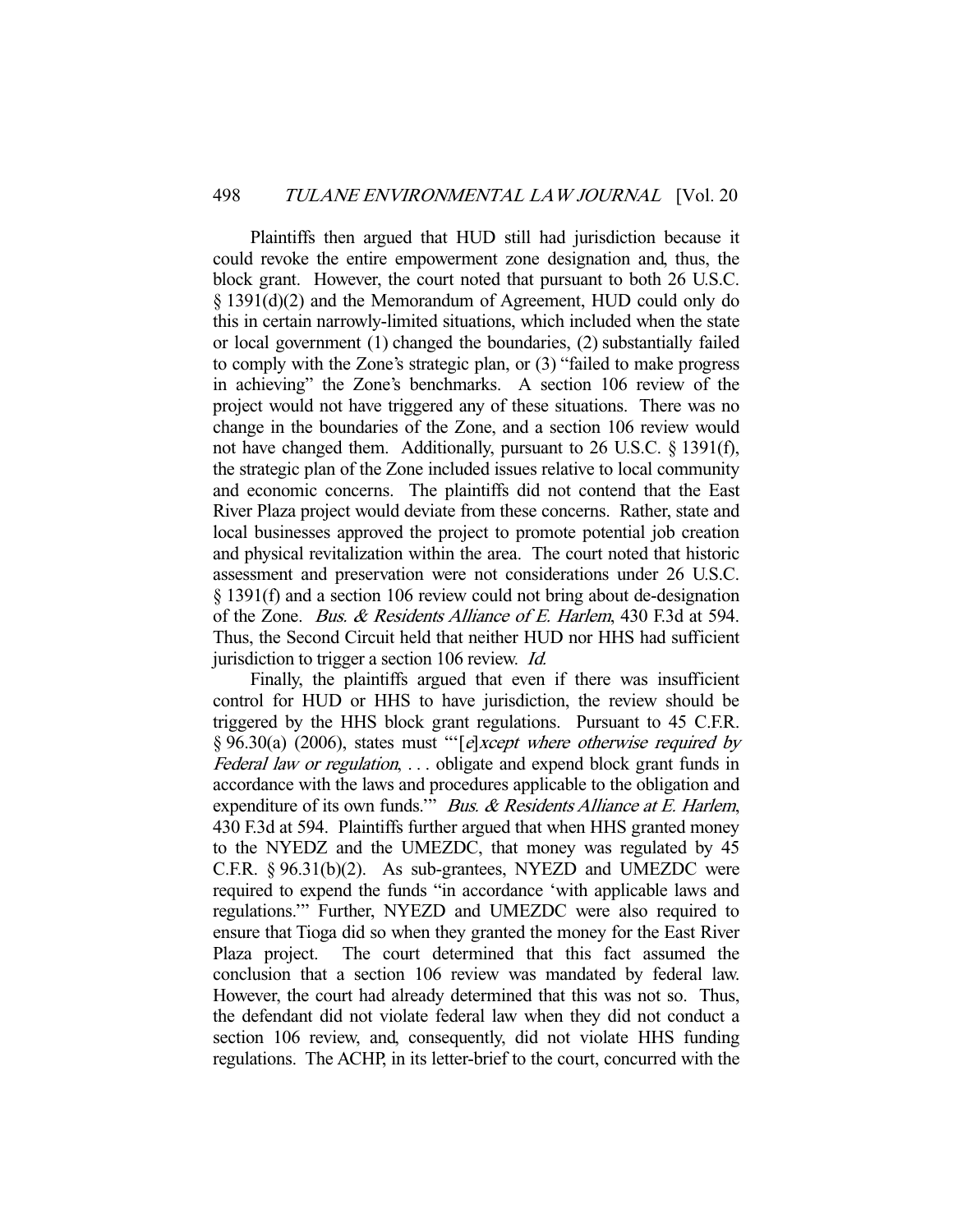Plaintiffs then argued that HUD still had jurisdiction because it could revoke the entire empowerment zone designation and, thus, the block grant. However, the court noted that pursuant to both 26 U.S.C. § 1391(d)(2) and the Memorandum of Agreement, HUD could only do this in certain narrowly-limited situations, which included when the state or local government (1) changed the boundaries, (2) substantially failed to comply with the Zone's strategic plan, or (3) "failed to make progress in achieving" the Zone's benchmarks. A section 106 review of the project would not have triggered any of these situations. There was no change in the boundaries of the Zone, and a section 106 review would not have changed them. Additionally, pursuant to 26 U.S.C. § 1391(f), the strategic plan of the Zone included issues relative to local community and economic concerns. The plaintiffs did not contend that the East River Plaza project would deviate from these concerns. Rather, state and local businesses approved the project to promote potential job creation and physical revitalization within the area. The court noted that historic assessment and preservation were not considerations under 26 U.S.C. § 1391(f) and a section 106 review could not bring about de-designation of the Zone. *Bus. & Residents Alliance of E. Harlem*, 430 F.3d at 594. Thus, the Second Circuit held that neither HUD nor HHS had sufficient jurisdiction to trigger a section 106 review. *Id.*

Finally, the plaintiffs argued that even if there was insufficient control for HUD or HHS to have jurisdiction, the review should be triggered by the HHS block grant regulations. Pursuant to 45 C.F.R. § 96.30(a) (2006), states must "'[*e*]*xcept where otherwise required by Federal law or regulation*, . . . obligate and expend block grant funds in accordance with the laws and procedures applicable to the obligation and expenditure of its own funds.'" *Bus. & Residents Alliance at E. Harlem*, 430 F.3d at 594. Plaintiffs further argued that when HHS granted money to the NYEDZ and the UMEZDC, that money was regulated by 45 C.F.R. § 96.31(b)(2). As sub-grantees, NYEZD and UMEZDC were required to expend the funds "in accordance 'with applicable laws and regulations.'" Further, NYEZD and UMEZDC were also required to ensure that Tioga did so when they granted the money for the East River Plaza project. The court determined that this fact assumed the conclusion that a section 106 review was mandated by federal law. However, the court had already determined that this was not so. Thus, the defendant did not violate federal law when they did not conduct a section 106 review, and, consequently, did not violate HHS funding regulations. The ACHP, in its letter-brief to the court, concurred with the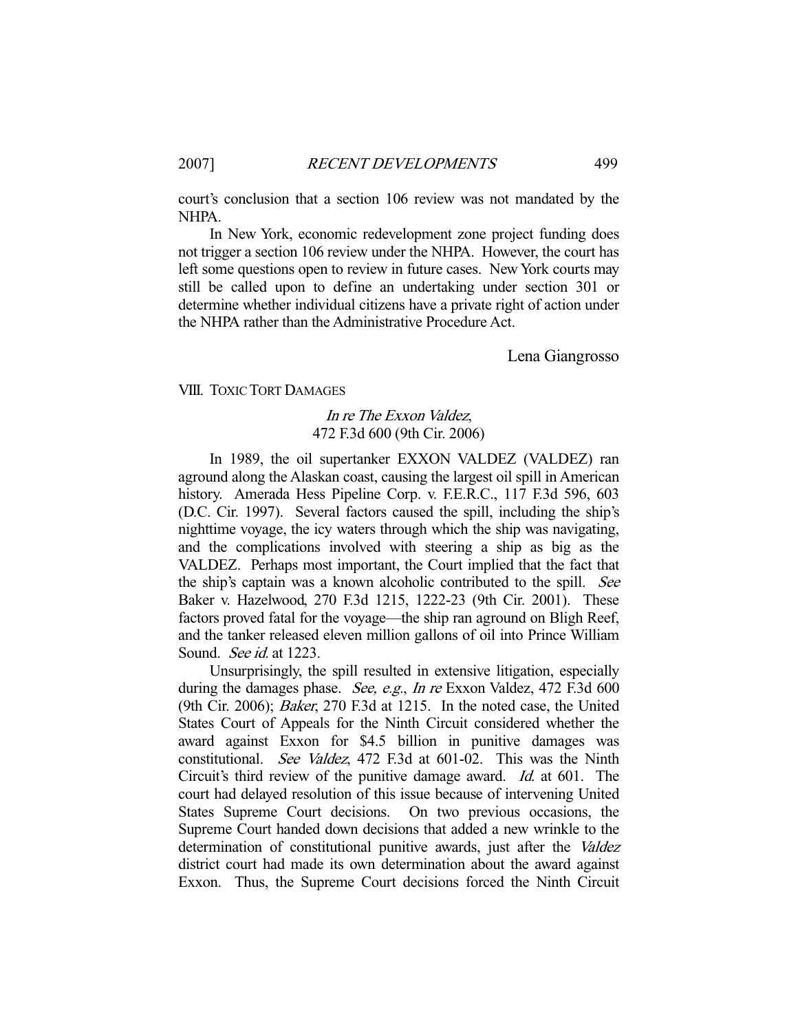court's conclusion that a section 106 review was not mandated by the NHPA.

In New York, economic redevelopment zone project funding does not trigger a section 106 review under the NHPA. However, the court has left some questions open to review in future cases. New York courts may still be called upon to define an undertaking under section 301 or determine whether individual citizens have a private right of action under the NHPA rather than the Administrative Procedure Act.

Lena Giangrosso

## VIII. TOXIC TORT DAMAGES

### *In re The Exxon Valdez*, 472 F.3d 600 (9th Cir. 2006)

In 1989, the oil supertanker EXXON VALDEZ (VALDEZ) ran aground along the Alaskan coast, causing the largest oil spill in American history. Amerada Hess Pipeline Corp. v. F.E.R.C., 117 F.3d 596, 603 (D.C. Cir. 1997). Several factors caused the spill, including the ship's nighttime voyage, the icy waters through which the ship was navigating, and the complications involved with steering a ship as big as the VALDEZ. Perhaps most important, the Court implied that the fact that the ship's captain was a known alcoholic contributed to the spill. *See* Baker v. Hazelwood, 270 F.3d 1215, 1222-23 (9th Cir. 2001). These factors proved fatal for the voyage—the ship ran aground on Bligh Reef, and the tanker released eleven million gallons of oil into Prince William Sound. *See id.* at 1223.

Unsurprisingly, the spill resulted in extensive litigation, especially during the damages phase. *See, e.g.*, *In re* Exxon Valdez, 472 F.3d 600 (9th Cir. 2006); *Baker*, 270 F.3d at 1215. In the noted case, the United States Court of Appeals for the Ninth Circuit considered whether the award against Exxon for $4.5 billion in punitive damages was constitutional. *See Valdez*, 472 F.3d at 601-02. This was the Ninth Circuit's third review of the punitive damage award. *Id.* at 601. The court had delayed resolution of this issue because of intervening United States Supreme Court decisions. On two previous occasions, the Supreme Court handed down decisions that added a new wrinkle to the determination of constitutional punitive awards, just after the *Valdez* district court had made its own determination about the award against Exxon. Thus, the Supreme Court decisions forced the Ninth Circuit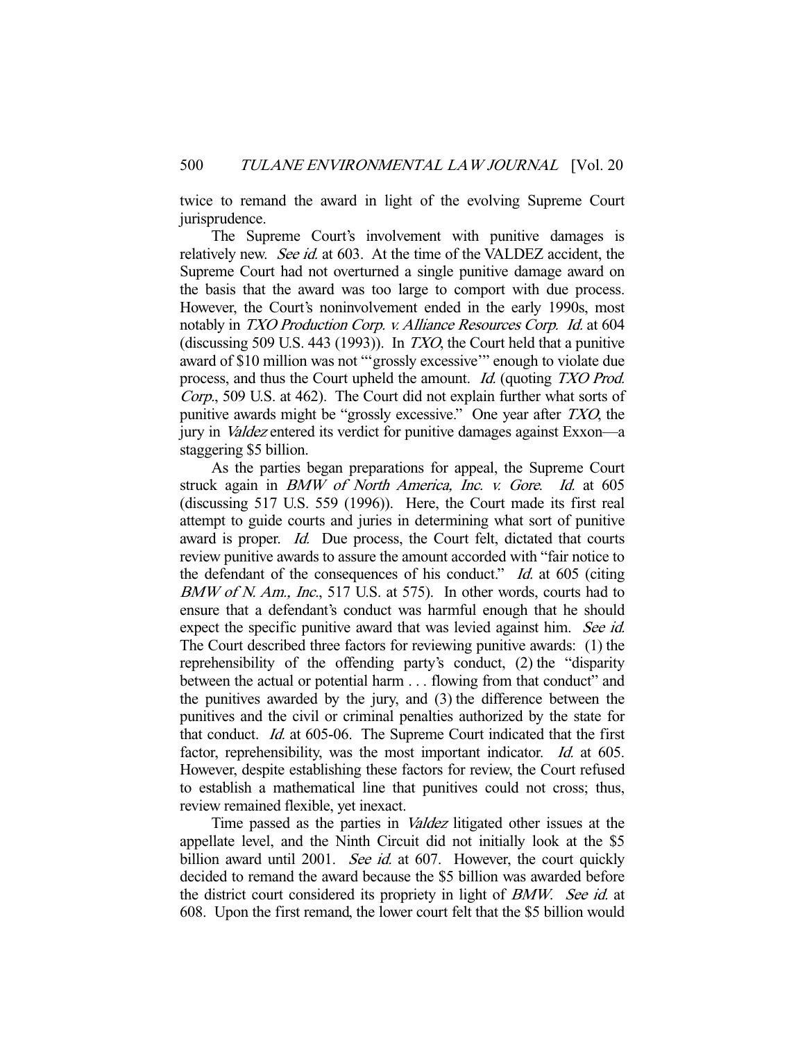twice to remand the award in light of the evolving Supreme Court jurisprudence.

The Supreme Court's involvement with punitive damages is relatively new. *See id.* at 603. At the time of the VALDEZ accident, the Supreme Court had not overturned a single punitive damage award on the basis that the award was too large to comport with due process. However, the Court's noninvolvement ended in the early 1990s, most notably in *TXO Production Corp. v. Alliance Resources Corp. Id.* at 604 (discussing 509 U.S. 443 (1993)). In *TXO*, the Court held that a punitive award of $10 million was not "'grossly excessive'" enough to violate due process, and thus the Court upheld the amount. *Id.* (quoting *TXO Prod. Corp.*, 509 U.S. at 462). The Court did not explain further what sorts of punitive awards might be "grossly excessive." One year after *TXO*, the jury in *Valdez* entered its verdict for punitive damages against Exxon—a staggering $5 billion.

As the parties began preparations for appeal, the Supreme Court struck again in *BMW of North America, Inc. v. Gore. Id.* at 605 (discussing 517 U.S. 559 (1996)). Here, the Court made its first real attempt to guide courts and juries in determining what sort of punitive award is proper. *Id.* Due process, the Court felt, dictated that courts review punitive awards to assure the amount accorded with "fair notice to the defendant of the consequences of his conduct." *Id.* at 605 (citing *BMW of N. Am., Inc.*, 517 U.S. at 575). In other words, courts had to ensure that a defendant's conduct was harmful enough that he should expect the specific punitive award that was levied against him. *See id.* The Court described three factors for reviewing punitive awards: (1) the reprehensibility of the offending party's conduct, (2) the "disparity between the actual or potential harm . . . flowing from that conduct" and the punitives awarded by the jury, and (3) the difference between the punitives and the civil or criminal penalties authorized by the state for that conduct. *Id.* at 605-06. The Supreme Court indicated that the first factor, reprehensibility, was the most important indicator. *Id.* at 605. However, despite establishing these factors for review, the Court refused to establish a mathematical line that punitives could not cross; thus, review remained flexible, yet inexact.

Time passed as the parties in *Valdez* litigated other issues at the appellate level, and the Ninth Circuit did not initially look at the $5 billion award until 2001. *See id.* at 607. However, the court quickly decided to remand the award because the $5 billion was awarded before the district court considered its propriety in light of *BMW*. *See id.* at 608. Upon the first remand, the lower court felt that the $5 billion would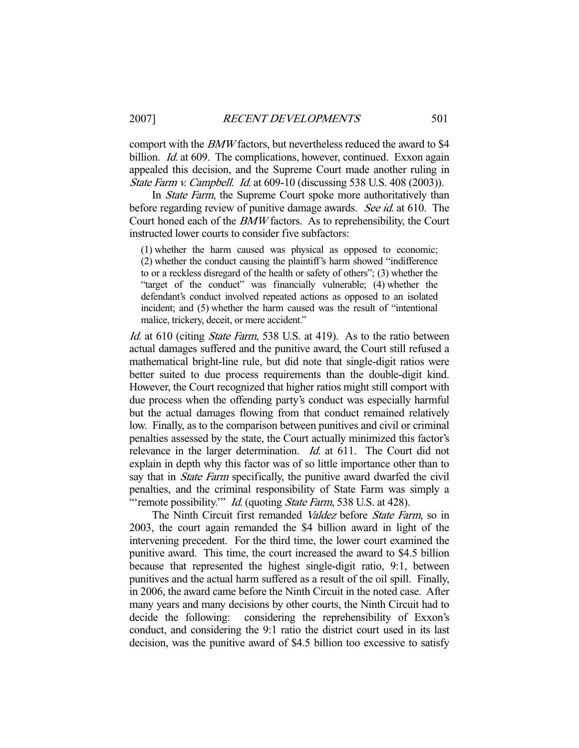comport with the *BMW* factors, but nevertheless reduced the award to $4 billion. *Id.* at 609. The complications, however, continued. Exxon again appealed this decision, and the Supreme Court made another ruling in *State Farm v. Campbell*. *Id.* at 609-10 (discussing 538 U.S. 408 (2003)).

In *State Farm*, the Supreme Court spoke more authoritatively than before regarding review of punitive damage awards. *See id.* at 610. The Court honed each of the *BMW* factors. As to reprehensibility, the Court instructed lower courts to consider five subfactors:

> (1) whether the harm caused was physical as opposed to economic; (2) whether the conduct causing the plaintiff's harm showed "indifference to or a reckless disregard of the health or safety of others"; (3) whether the "target of the conduct" was financially vulnerable; (4) whether the defendant's conduct involved repeated actions as opposed to an isolated incident; and (5) whether the harm caused was the result of "intentional malice, trickery, deceit, or mere accident."

*Id.* at 610 (citing *State Farm*, 538 U.S. at 419). As to the ratio between actual damages suffered and the punitive award, the Court still refused a mathematical bright-line rule, but did note that single-digit ratios were better suited to due process requirements than the double-digit kind. However, the Court recognized that higher ratios might still comport with due process when the offending party's conduct was especially harmful but the actual damages flowing from that conduct remained relatively low. Finally, as to the comparison between punitives and civil or criminal penalties assessed by the state, the Court actually minimized this factor's relevance in the larger determination. *Id.* at 611. The Court did not explain in depth why this factor was of so little importance other than to say that in *State Farm* specifically, the punitive award dwarfed the civil penalties, and the criminal responsibility of State Farm was simply a "'remote possibility.'" *Id.* (quoting *State Farm*, 538 U.S. at 428).

The Ninth Circuit first remanded *Valdez* before *State Farm*, so in 2003, the court again remanded the $4 billion award in light of the intervening precedent. For the third time, the lower court examined the punitive award. This time, the court increased the award to $4.5 billion because that represented the highest single-digit ratio, 9:1, between punitives and the actual harm suffered as a result of the oil spill. Finally, in 2006, the award came before the Ninth Circuit in the noted case. After many years and many decisions by other courts, the Ninth Circuit had to decide the following: considering the reprehensibility of Exxon's conduct, and considering the 9:1 ratio the district court used in its last decision, was the punitive award of $4.5 billion too excessive to satisfy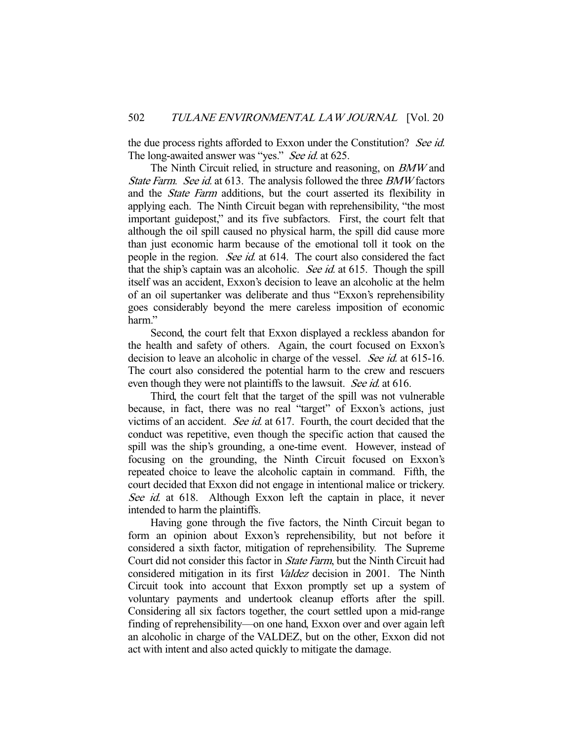the due process rights afforded to Exxon under the Constitution? *See id.* The long-awaited answer was "yes." *See id.* at 625.

The Ninth Circuit relied, in structure and reasoning, on *BMW* and *State Farm*. *See id.* at 613. The analysis followed the three *BMW* factors and the *State Farm* additions, but the court asserted its flexibility in applying each. The Ninth Circuit began with reprehensibility, "the most important guidepost," and its five subfactors. First, the court felt that although the oil spill caused no physical harm, the spill did cause more than just economic harm because of the emotional toll it took on the people in the region. *See id.* at 614. The court also considered the fact that the ship's captain was an alcoholic. *See id.* at 615. Though the spill itself was an accident, Exxon's decision to leave an alcoholic at the helm of an oil supertanker was deliberate and thus "Exxon's reprehensibility goes considerably beyond the mere careless imposition of economic harm."

Second, the court felt that Exxon displayed a reckless abandon for the health and safety of others. Again, the court focused on Exxon's decision to leave an alcoholic in charge of the vessel. *See id.* at 615-16. The court also considered the potential harm to the crew and rescuers even though they were not plaintiffs to the lawsuit. *See id.* at 616.

Third, the court felt that the target of the spill was not vulnerable because, in fact, there was no real "target" of Exxon's actions, just victims of an accident. *See id.* at 617. Fourth, the court decided that the conduct was repetitive, even though the specific action that caused the spill was the ship's grounding, a one-time event. However, instead of focusing on the grounding, the Ninth Circuit focused on Exxon's repeated choice to leave the alcoholic captain in command. Fifth, the court decided that Exxon did not engage in intentional malice or trickery. *See id.* at 618. Although Exxon left the captain in place, it never intended to harm the plaintiffs.

Having gone through the five factors, the Ninth Circuit began to form an opinion about Exxon's reprehensibility, but not before it considered a sixth factor, mitigation of reprehensibility. The Supreme Court did not consider this factor in *State Farm*, but the Ninth Circuit had considered mitigation in its first *Valdez* decision in 2001. The Ninth Circuit took into account that Exxon promptly set up a system of voluntary payments and undertook cleanup efforts after the spill. Considering all six factors together, the court settled upon a mid-range finding of reprehensibility—on one hand, Exxon over and over again left an alcoholic in charge of the VALDEZ, but on the other, Exxon did not act with intent and also acted quickly to mitigate the damage.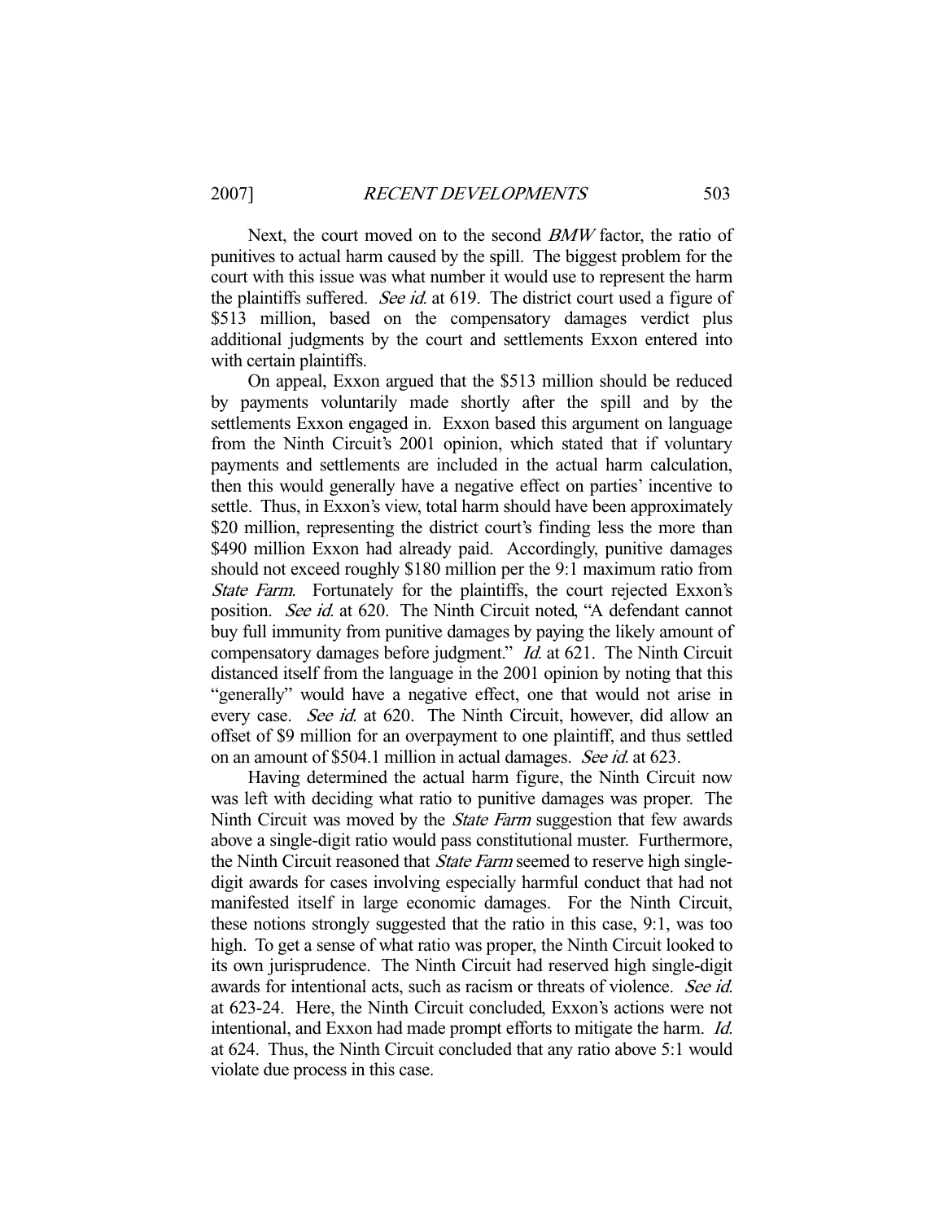Next, the court moved on to the second *BMW* factor, the ratio of punitives to actual harm caused by the spill. The biggest problem for the court with this issue was what number it would use to represent the harm the plaintiffs suffered. *See id.* at 619. The district court used a figure of $513 million, based on the compensatory damages verdict plus additional judgments by the court and settlements Exxon entered into with certain plaintiffs.

On appeal, Exxon argued that the $513 million should be reduced by payments voluntarily made shortly after the spill and by the settlements Exxon engaged in. Exxon based this argument on language from the Ninth Circuit's 2001 opinion, which stated that if voluntary payments and settlements are included in the actual harm calculation, then this would generally have a negative effect on parties' incentive to settle. Thus, in Exxon's view, total harm should have been approximately $20 million, representing the district court's finding less the more than $490 million Exxon had already paid. Accordingly, punitive damages should not exceed roughly $180 million per the 9:1 maximum ratio from *State Farm*. Fortunately for the plaintiffs, the court rejected Exxon's position. *See id.* at 620. The Ninth Circuit noted, "A defendant cannot buy full immunity from punitive damages by paying the likely amount of compensatory damages before judgment." *Id.* at 621. The Ninth Circuit distanced itself from the language in the 2001 opinion by noting that this "generally" would have a negative effect, one that would not arise in every case. *See id.* at 620. The Ninth Circuit, however, did allow an offset of $9 million for an overpayment to one plaintiff, and thus settled on an amount of $504.1 million in actual damages. *See id.* at 623.

Having determined the actual harm figure, the Ninth Circuit now was left with deciding what ratio to punitive damages was proper. The Ninth Circuit was moved by the *State Farm* suggestion that few awards above a single-digit ratio would pass constitutional muster. Furthermore, the Ninth Circuit reasoned that *State Farm* seemed to reserve high single-digit awards for cases involving especially harmful conduct that had not manifested itself in large economic damages. For the Ninth Circuit, these notions strongly suggested that the ratio in this case, 9:1, was too high. To get a sense of what ratio was proper, the Ninth Circuit looked to its own jurisprudence. The Ninth Circuit had reserved high single-digit awards for intentional acts, such as racism or threats of violence. *See id.* at 623-24. Here, the Ninth Circuit concluded, Exxon's actions were not intentional, and Exxon had made prompt efforts to mitigate the harm. *Id.* at 624. Thus, the Ninth Circuit concluded that any ratio above 5:1 would violate due process in this case.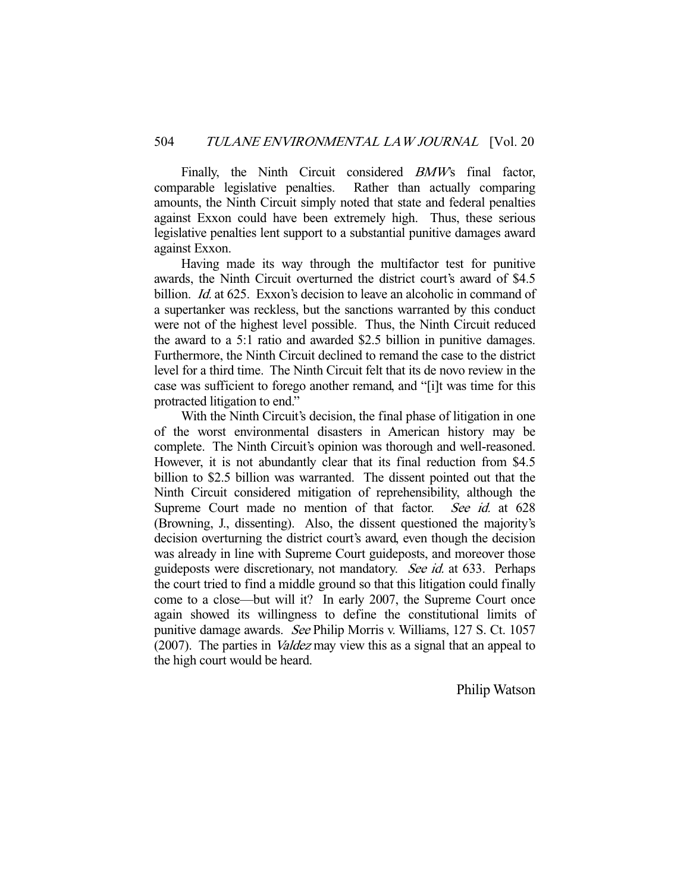Finally, the Ninth Circuit considered *BMW*'s final factor, comparable legislative penalties. Rather than actually comparing amounts, the Ninth Circuit simply noted that state and federal penalties against Exxon could have been extremely high. Thus, these serious legislative penalties lent support to a substantial punitive damages award against Exxon.

Having made its way through the multifactor test for punitive awards, the Ninth Circuit overturned the district court's award of $4.5 billion. *Id.* at 625. Exxon's decision to leave an alcoholic in command of a supertanker was reckless, but the sanctions warranted by this conduct were not of the highest level possible. Thus, the Ninth Circuit reduced the award to a 5:1 ratio and awarded $2.5 billion in punitive damages. Furthermore, the Ninth Circuit declined to remand the case to the district level for a third time. The Ninth Circuit felt that its de novo review in the case was sufficient to forego another remand, and "[i]t was time for this protracted litigation to end."

With the Ninth Circuit's decision, the final phase of litigation in one of the worst environmental disasters in American history may be complete. The Ninth Circuit's opinion was thorough and well-reasoned. However, it is not abundantly clear that its final reduction from $4.5 billion to $2.5 billion was warranted. The dissent pointed out that the Ninth Circuit considered mitigation of reprehensibility, although the Supreme Court made no mention of that factor. *See id.* at 628 (Browning, J., dissenting). Also, the dissent questioned the majority's decision overturning the district court's award, even though the decision was already in line with Supreme Court guideposts, and moreover those guideposts were discretionary, not mandatory. *See id.* at 633. Perhaps the court tried to find a middle ground so that this litigation could finally come to a close—but will it? In early 2007, the Supreme Court once again showed its willingness to define the constitutional limits of punitive damage awards. *See* Philip Morris v. Williams, 127 S. Ct. 1057 (2007). The parties in *Valdez* may view this as a signal that an appeal to the high court would be heard.

Philip Watson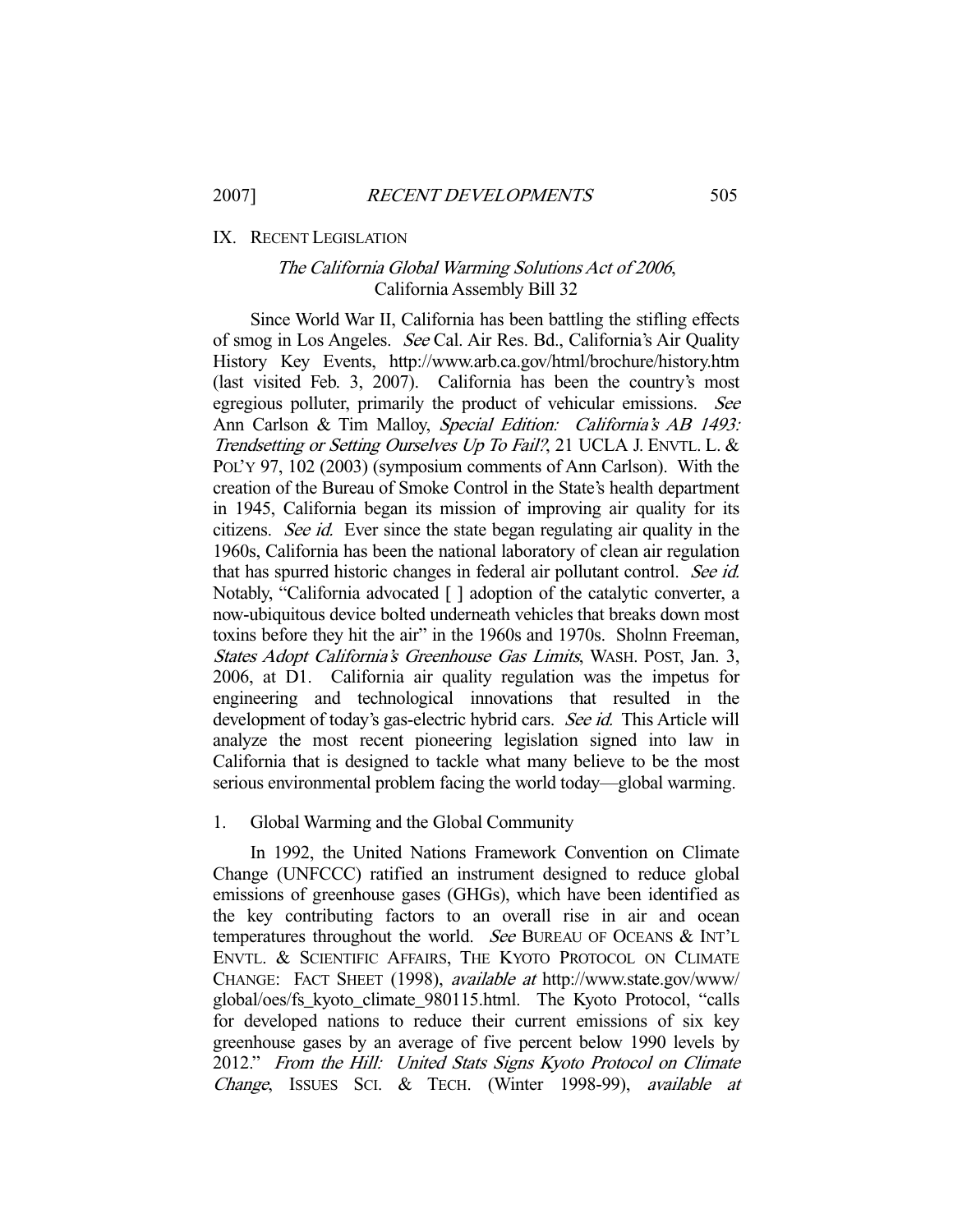## IX. RECENT LEGISLATION

### *The California Global Warming Solutions Act of 2006*, California Assembly Bill 32

Since World War II, California has been battling the stifling effects of smog in Los Angeles. *See* Cal. Air Res. Bd., California's Air Quality History Key Events, http://www.arb.ca.gov/html/brochure/history.htm (last visited Feb. 3, 2007). California has been the country's most egregious polluter, primarily the product of vehicular emissions. *See* Ann Carlson & Tim Malloy, *Special Edition: California's AB 1493: Trendsetting or Setting Ourselves Up To Fail?*, 21 UCLA J. ENVTL. L. & POL'Y 97, 102 (2003) (symposium comments of Ann Carlson). With the creation of the Bureau of Smoke Control in the State's health department in 1945, California began its mission of improving air quality for its citizens. *See id.* Ever since the state began regulating air quality in the 1960s, California has been the national laboratory of clean air regulation that has spurred historic changes in federal air pollutant control. *See id.* Notably, "California advocated [ ] adoption of the catalytic converter, a now-ubiquitous device bolted underneath vehicles that breaks down most toxins before they hit the air" in the 1960s and 1970s. Sholnn Freeman, *States Adopt California's Greenhouse Gas Limits*, WASH. POST, Jan. 3, 2006, at D1. California air quality regulation was the impetus for engineering and technological innovations that resulted in the development of today's gas-electric hybrid cars. *See id.* This Article will analyze the most recent pioneering legislation signed into law in California that is designed to tackle what many believe to be the most serious environmental problem facing the world today—global warming.

#### 1. Global Warming and the Global Community

In 1992, the United Nations Framework Convention on Climate Change (UNFCCC) ratified an instrument designed to reduce global emissions of greenhouse gases (GHGs), which have been identified as the key contributing factors to an overall rise in air and ocean temperatures throughout the world. *See* BUREAU OF OCEANS & INT'L ENVTL. & SCIENTIFIC AFFAIRS, THE KYOTO PROTOCOL ON CLIMATE CHANGE: FACT SHEET (1998), *available at* http://www.state.gov/www/global/oes/fs_kyoto_climate_980115.html. The Kyoto Protocol, "calls for developed nations to reduce their current emissions of six key greenhouse gases by an average of five percent below 1990 levels by 2012." *From the Hill: United Stats Signs Kyoto Protocol on Climate Change*, ISSUES SCI. & TECH. (Winter 1998-99), *available at*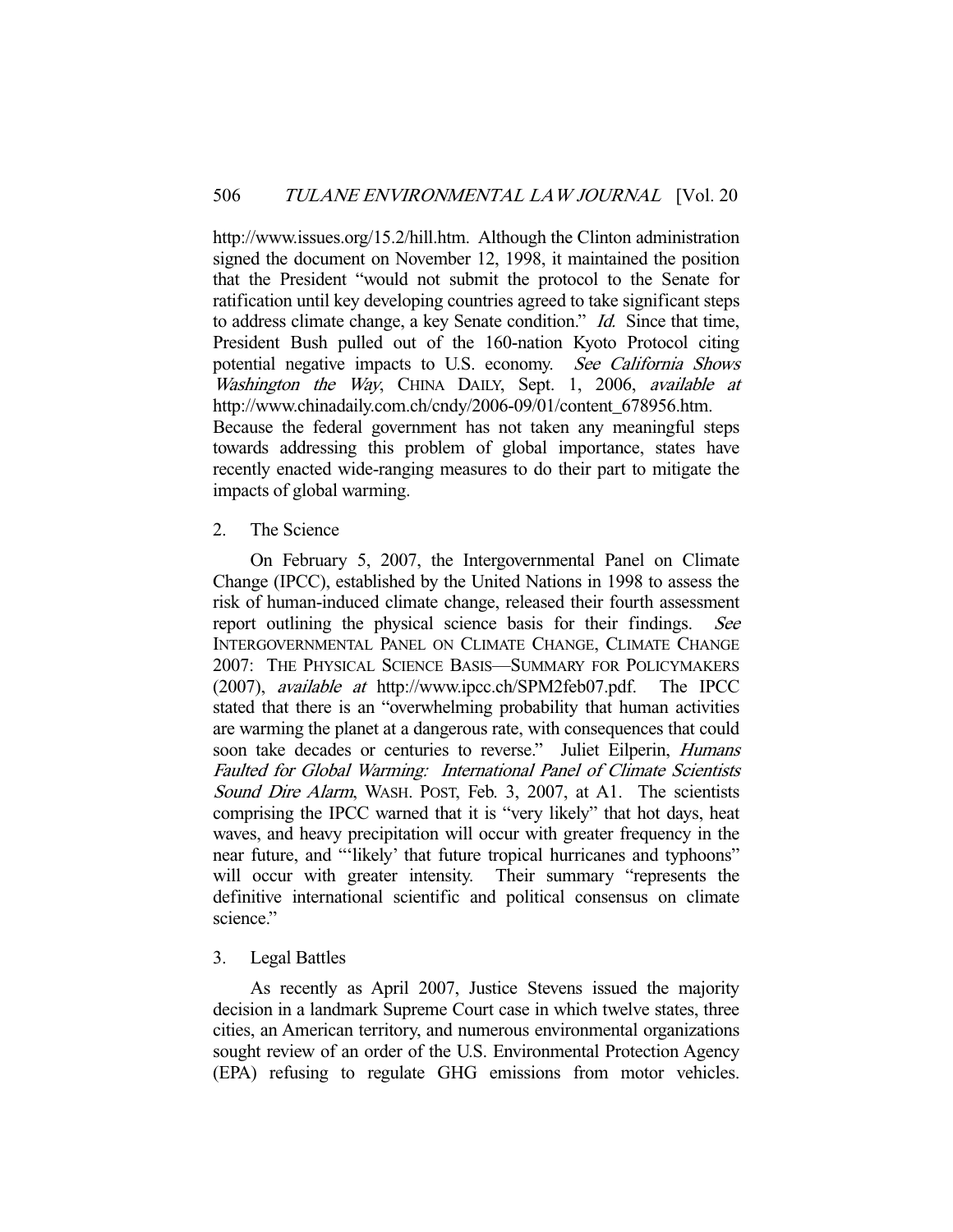http://www.issues.org/15.2/hill.htm. Although the Clinton administration signed the document on November 12, 1998, it maintained the position that the President "would not submit the protocol to the Senate for ratification until key developing countries agreed to take significant steps to address climate change, a key Senate condition." *Id.* Since that time, President Bush pulled out of the 160-nation Kyoto Protocol citing potential negative impacts to U.S. economy. *See California Shows Washington the Way*, CHINA DAILY, Sept. 1, 2006, *available at* http://www.chinadaily.com.ch/cndy/2006-09/01/content_678956.htm. Because the federal government has not taken any meaningful steps towards addressing this problem of global importance, states have recently enacted wide-ranging measures to do their part to mitigate the impacts of global warming.

2. The Science

On February 5, 2007, the Intergovernmental Panel on Climate Change (IPCC), established by the United Nations in 1998 to assess the risk of human-induced climate change, released their fourth assessment report outlining the physical science basis for their findings. *See* INTERGOVERNMENTAL PANEL ON CLIMATE CHANGE, CLIMATE CHANGE 2007: THE PHYSICAL SCIENCE BASIS—SUMMARY FOR POLICYMAKERS (2007), *available at* http://www.ipcc.ch/SPM2feb07.pdf. The IPCC stated that there is an "overwhelming probability that human activities are warming the planet at a dangerous rate, with consequences that could soon take decades or centuries to reverse." Juliet Eilperin, *Humans Faulted for Global Warming: International Panel of Climate Scientists Sound Dire Alarm*, WASH. POST, Feb. 3, 2007, at A1. The scientists comprising the IPCC warned that it is "very likely" that hot days, heat waves, and heavy precipitation will occur with greater frequency in the near future, and "'likely' that future tropical hurricanes and typhoons" will occur with greater intensity. Their summary "represents the definitive international scientific and political consensus on climate science."

3. Legal Battles

As recently as April 2007, Justice Stevens issued the majority decision in a landmark Supreme Court case in which twelve states, three cities, an American territory, and numerous environmental organizations sought review of an order of the U.S. Environmental Protection Agency (EPA) refusing to regulate GHG emissions from motor vehicles.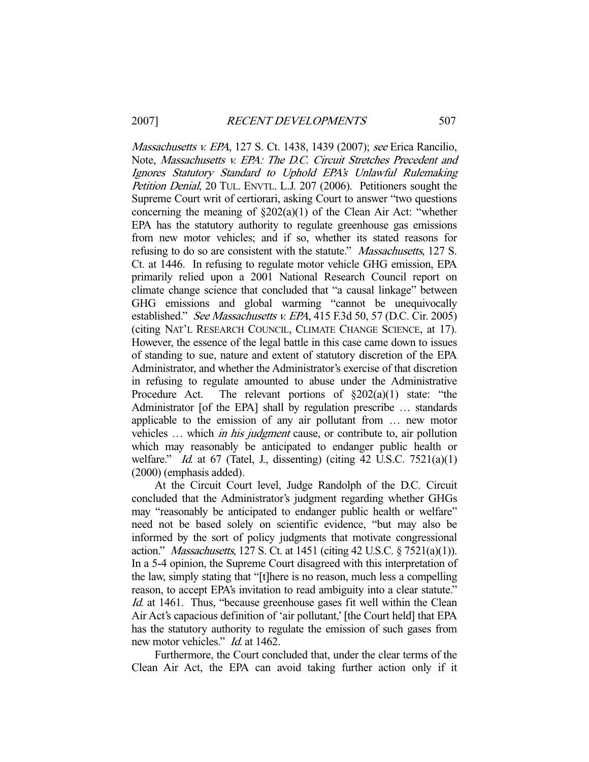*Massachusetts v. EPA*, 127 S. Ct. 1438, 1439 (2007); *see* Erica Rancilio, Note, *Massachusetts v. EPA: The D.C. Circuit Stretches Precedent and Ignores Statutory Standard to Uphold EPA's Unlawful Rulemaking Petition Denial*, 20 TUL. ENVTL. L.J. 207 (2006). Petitioners sought the Supreme Court writ of certiorari, asking Court to answer "two questions concerning the meaning of §202(a)(1) of the Clean Air Act: "whether EPA has the statutory authority to regulate greenhouse gas emissions from new motor vehicles; and if so, whether its stated reasons for refusing to do so are consistent with the statute." *Massachusetts*, 127 S. Ct. at 1446. In refusing to regulate motor vehicle GHG emission, EPA primarily relied upon a 2001 National Research Council report on climate change science that concluded that "a causal linkage" between GHG emissions and global warming "cannot be unequivocally established." *See Massachusetts v. EPA*, 415 F.3d 50, 57 (D.C. Cir. 2005) (citing NAT'L RESEARCH COUNCIL, CLIMATE CHANGE SCIENCE, at 17). However, the essence of the legal battle in this case came down to issues of standing to sue, nature and extent of statutory discretion of the EPA Administrator, and whether the Administrator's exercise of that discretion in refusing to regulate amounted to abuse under the Administrative Procedure Act. The relevant portions of §202(a)(1) state: "the Administrator [of the EPA] shall by regulation prescribe … standards applicable to the emission of any air pollutant from … new motor vehicles … which *in his judgment* cause, or contribute to, air pollution which may reasonably be anticipated to endanger public health or welfare." *Id.* at 67 (Tatel, J., dissenting) (citing 42 U.S.C. 7521(a)(1) (2000) (emphasis added).

At the Circuit Court level, Judge Randolph of the D.C. Circuit concluded that the Administrator's judgment regarding whether GHGs may "reasonably be anticipated to endanger public health or welfare" need not be based solely on scientific evidence, "but may also be informed by the sort of policy judgments that motivate congressional action." *Massachusetts*, 127 S. Ct. at 1451 (citing 42 U.S.C. § 7521(a)(1)). In a 5-4 opinion, the Supreme Court disagreed with this interpretation of the law, simply stating that "[t]here is no reason, much less a compelling reason, to accept EPA's invitation to read ambiguity into a clear statute." *Id.* at 1461. Thus, "because greenhouse gases fit well within the Clean Air Act's capacious definition of 'air pollutant,' [the Court held] that EPA has the statutory authority to regulate the emission of such gases from new motor vehicles." *Id.* at 1462.

Furthermore, the Court concluded that, under the clear terms of the Clean Air Act, the EPA can avoid taking further action only if it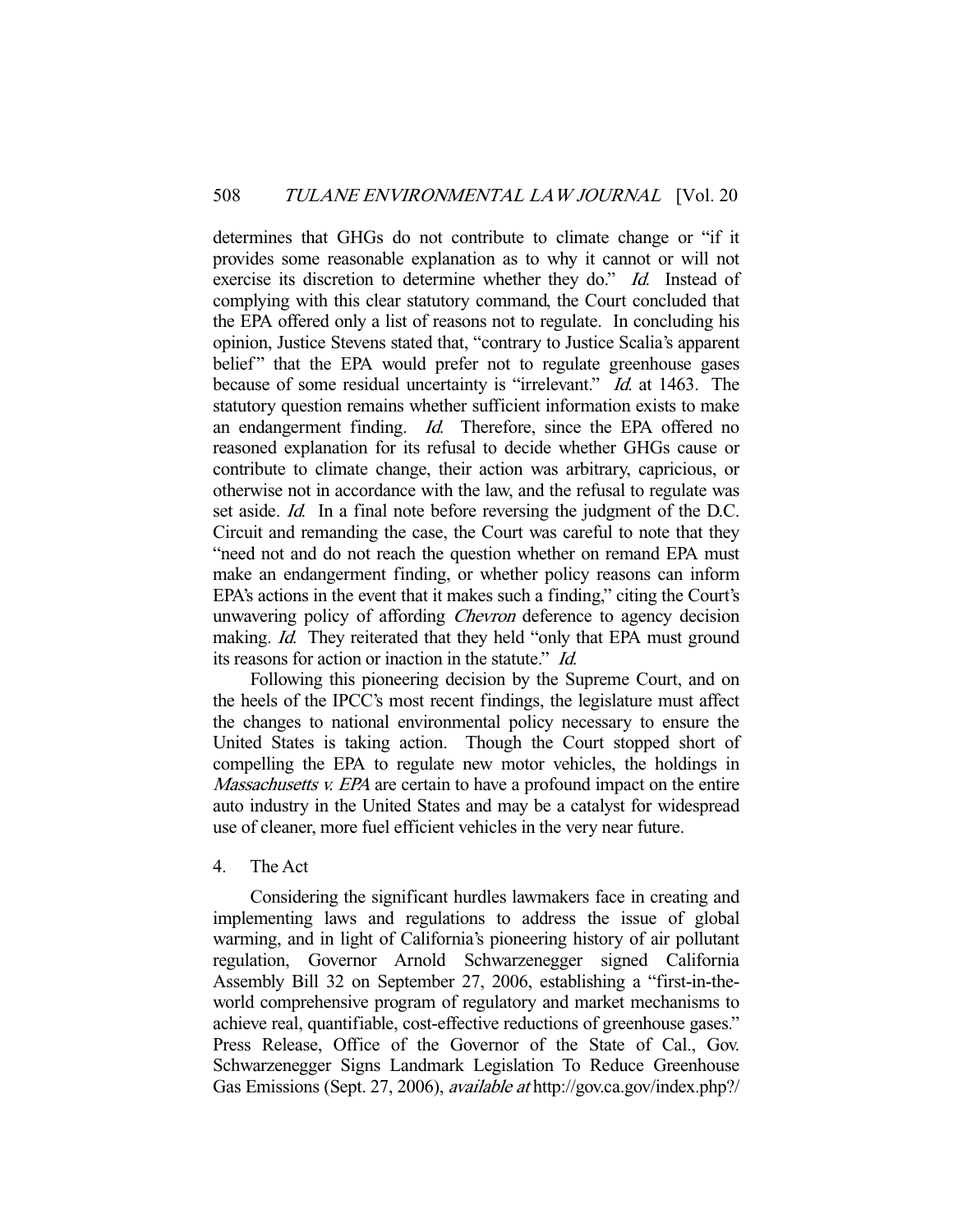determines that GHGs do not contribute to climate change or "if it provides some reasonable explanation as to why it cannot or will not exercise its discretion to determine whether they do." *Id.* Instead of complying with this clear statutory command, the Court concluded that the EPA offered only a list of reasons not to regulate. In concluding his opinion, Justice Stevens stated that, "contrary to Justice Scalia's apparent belief" that the EPA would prefer not to regulate greenhouse gases because of some residual uncertainty is "irrelevant." *Id.* at 1463. The statutory question remains whether sufficient information exists to make an endangerment finding. *Id.* Therefore, since the EPA offered no reasoned explanation for its refusal to decide whether GHGs cause or contribute to climate change, their action was arbitrary, capricious, or otherwise not in accordance with the law, and the refusal to regulate was set aside. *Id.* In a final note before reversing the judgment of the D.C. Circuit and remanding the case, the Court was careful to note that they "need not and do not reach the question whether on remand EPA must make an endangerment finding, or whether policy reasons can inform EPA's actions in the event that it makes such a finding," citing the Court's unwavering policy of affording *Chevron* deference to agency decision making. *Id.* They reiterated that they held "only that EPA must ground its reasons for action or inaction in the statute." *Id.*

Following this pioneering decision by the Supreme Court, and on the heels of the IPCC's most recent findings, the legislature must affect the changes to national environmental policy necessary to ensure the United States is taking action. Though the Court stopped short of compelling the EPA to regulate new motor vehicles, the holdings in *Massachusetts v. EPA* are certain to have a profound impact on the entire auto industry in the United States and may be a catalyst for widespread use of cleaner, more fuel efficient vehicles in the very near future.

4. The Act

Considering the significant hurdles lawmakers face in creating and implementing laws and regulations to address the issue of global warming, and in light of California's pioneering history of air pollutant regulation, Governor Arnold Schwarzenegger signed California Assembly Bill 32 on September 27, 2006, establishing a "first-in-the-world comprehensive program of regulatory and market mechanisms to achieve real, quantifiable, cost-effective reductions of greenhouse gases." Press Release, Office of the Governor of the State of Cal., Gov. Schwarzenegger Signs Landmark Legislation To Reduce Greenhouse Gas Emissions (Sept. 27, 2006), *available at* http://gov.ca.gov/index.php?/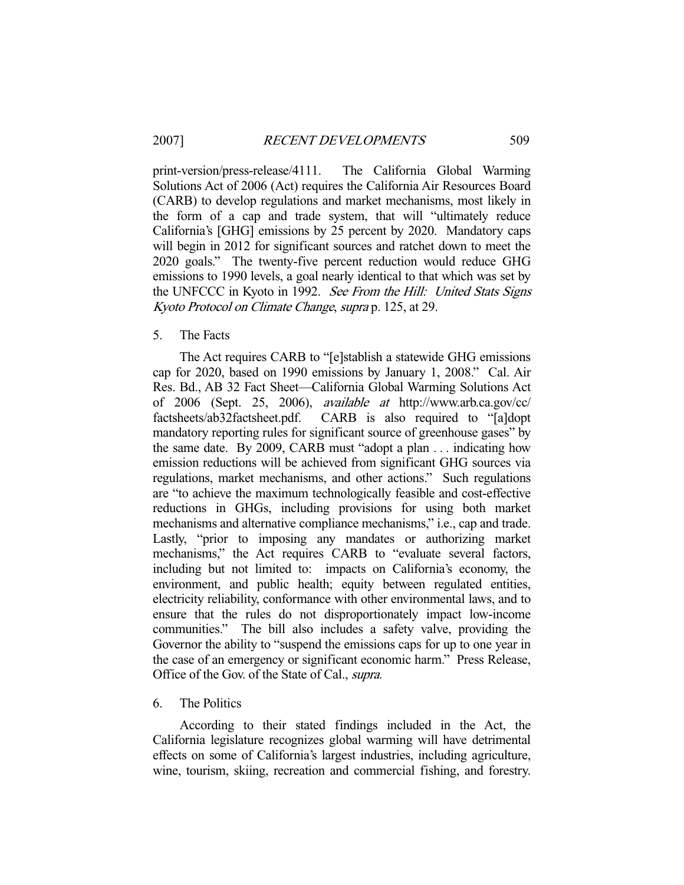print-version/press-release/4111. The California Global Warming Solutions Act of 2006 (Act) requires the California Air Resources Board (CARB) to develop regulations and market mechanisms, most likely in the form of a cap and trade system, that will "ultimately reduce California's [GHG] emissions by 25 percent by 2020. Mandatory caps will begin in 2012 for significant sources and ratchet down to meet the 2020 goals." The twenty-five percent reduction would reduce GHG emissions to 1990 levels, a goal nearly identical to that which was set by the UNFCCC in Kyoto in 1992. *See From the Hill: United Stats Signs Kyoto Protocol on Climate Change*, *supra* p. 125, at 29.

5. The Facts

The Act requires CARB to "[e]stablish a statewide GHG emissions cap for 2020, based on 1990 emissions by January 1, 2008." Cal. Air Res. Bd., AB 32 Fact Sheet—California Global Warming Solutions Act of 2006 (Sept. 25, 2006), *available at* http://www.arb.ca.gov/cc/factsheets/ab32factsheet.pdf. CARB is also required to "[a]dopt mandatory reporting rules for significant source of greenhouse gases" by the same date. By 2009, CARB must "adopt a plan . . . indicating how emission reductions will be achieved from significant GHG sources via regulations, market mechanisms, and other actions." Such regulations are "to achieve the maximum technologically feasible and cost-effective reductions in GHGs, including provisions for using both market mechanisms and alternative compliance mechanisms," i.e., cap and trade. Lastly, "prior to imposing any mandates or authorizing market mechanisms," the Act requires CARB to "evaluate several factors, including but not limited to: impacts on California's economy, the environment, and public health; equity between regulated entities, electricity reliability, conformance with other environmental laws, and to ensure that the rules do not disproportionately impact low-income communities." The bill also includes a safety valve, providing the Governor the ability to "suspend the emissions caps for up to one year in the case of an emergency or significant economic harm." Press Release, Office of the Gov. of the State of Cal., *supra*.

6. The Politics

According to their stated findings included in the Act, the California legislature recognizes global warming will have detrimental effects on some of California's largest industries, including agriculture, wine, tourism, skiing, recreation and commercial fishing, and forestry.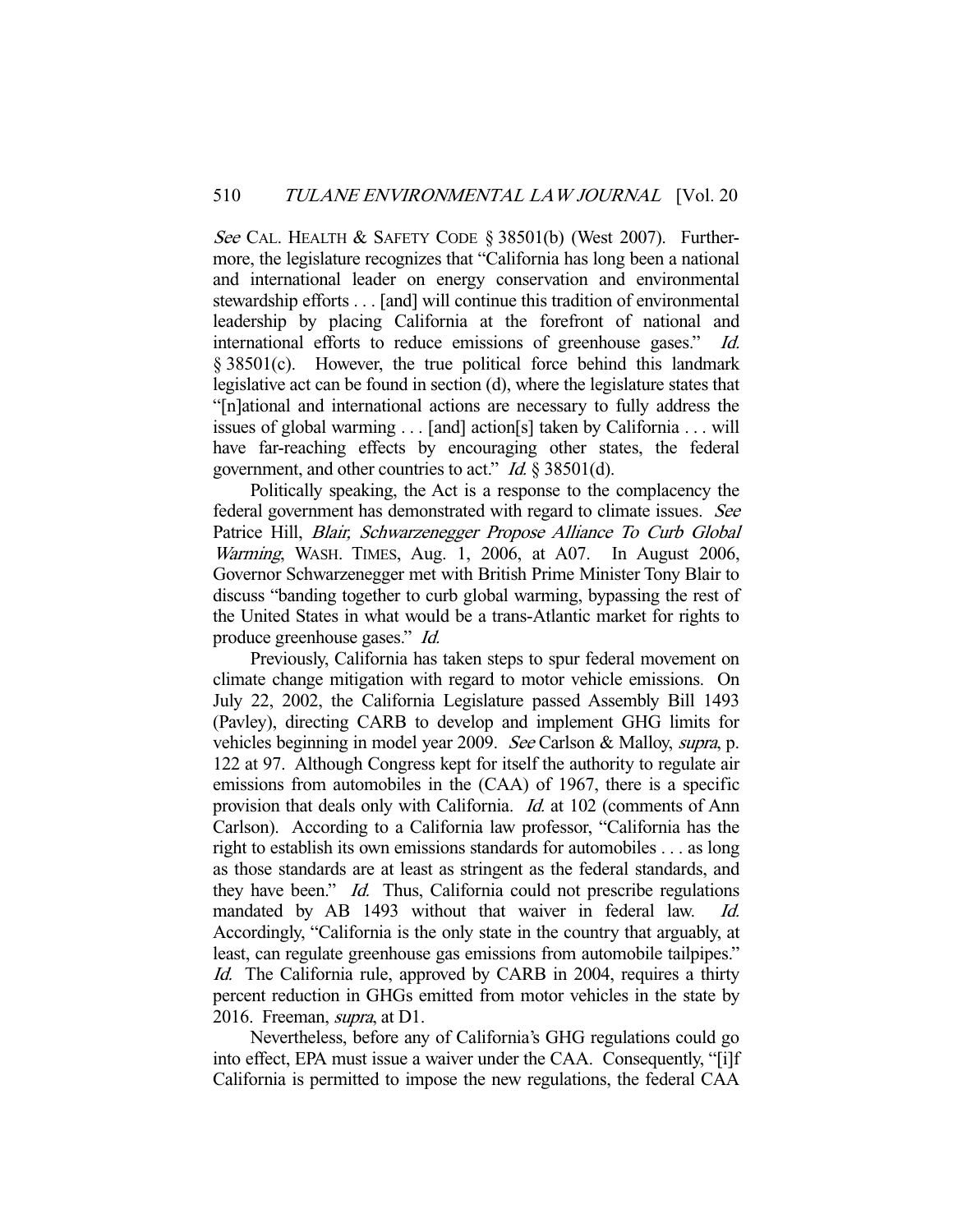*See* CAL. HEALTH & SAFETY CODE § 38501(b) (West 2007). Furthermore, the legislature recognizes that "California has long been a national and international leader on energy conservation and environmental stewardship efforts . . . [and] will continue this tradition of environmental leadership by placing California at the forefront of national and international efforts to reduce emissions of greenhouse gases." *Id.* § 38501(c). However, the true political force behind this landmark legislative act can be found in section (d), where the legislature states that "[n]ational and international actions are necessary to fully address the issues of global warming . . . [and] action[s] taken by California . . . will have far-reaching effects by encouraging other states, the federal government, and other countries to act." *Id.* § 38501(d).

Politically speaking, the Act is a response to the complacency the federal government has demonstrated with regard to climate issues. *See* Patrice Hill, *Blair, Schwarzenegger Propose Alliance To Curb Global Warming*, WASH. TIMES, Aug. 1, 2006, at A07. In August 2006, Governor Schwarzenegger met with British Prime Minister Tony Blair to discuss "banding together to curb global warming, bypassing the rest of the United States in what would be a trans-Atlantic market for rights to produce greenhouse gases." *Id.*

Previously, California has taken steps to spur federal movement on climate change mitigation with regard to motor vehicle emissions. On July 22, 2002, the California Legislature passed Assembly Bill 1493 (Pavley), directing CARB to develop and implement GHG limits for vehicles beginning in model year 2009. *See* Carlson & Malloy, *supra*, p. 122 at 97. Although Congress kept for itself the authority to regulate air emissions from automobiles in the (CAA) of 1967, there is a specific provision that deals only with California. *Id.* at 102 (comments of Ann Carlson). According to a California law professor, "California has the right to establish its own emissions standards for automobiles . . . as long as those standards are at least as stringent as the federal standards, and they have been." *Id.* Thus, California could not prescribe regulations mandated by AB 1493 without that waiver in federal law. *Id.* Accordingly, "California is the only state in the country that arguably, at least, can regulate greenhouse gas emissions from automobile tailpipes." *Id.* The California rule, approved by CARB in 2004, requires a thirty percent reduction in GHGs emitted from motor vehicles in the state by 2016. Freeman, *supra*, at D1.

Nevertheless, before any of California's GHG regulations could go into effect, EPA must issue a waiver under the CAA. Consequently, "[i]f California is permitted to impose the new regulations, the federal CAA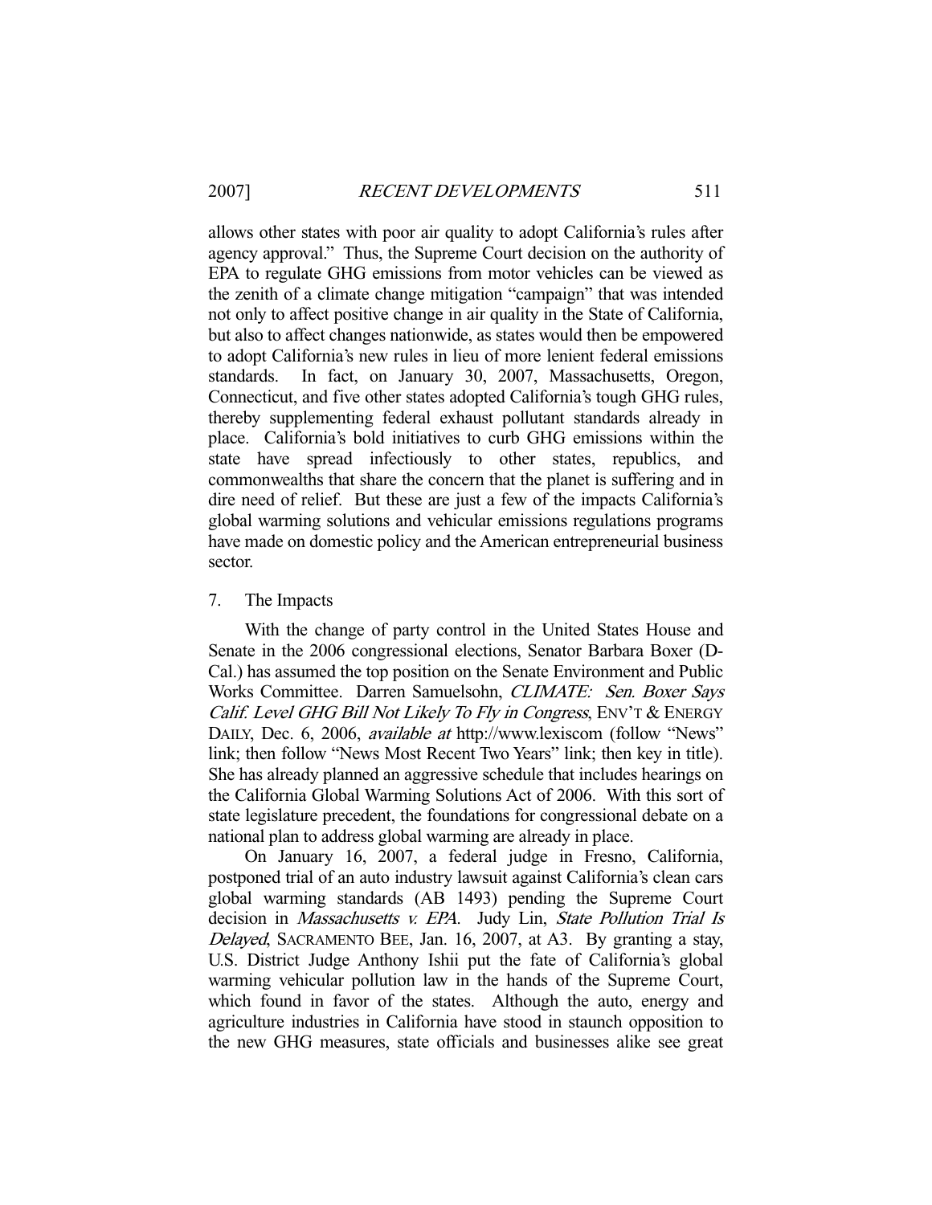allows other states with poor air quality to adopt California's rules after agency approval." Thus, the Supreme Court decision on the authority of EPA to regulate GHG emissions from motor vehicles can be viewed as the zenith of a climate change mitigation "campaign" that was intended not only to affect positive change in air quality in the State of California, but also to affect changes nationwide, as states would then be empowered to adopt California's new rules in lieu of more lenient federal emissions standards. In fact, on January 30, 2007, Massachusetts, Oregon, Connecticut, and five other states adopted California's tough GHG rules, thereby supplementing federal exhaust pollutant standards already in place. California's bold initiatives to curb GHG emissions within the state have spread infectiously to other states, republics, and commonwealths that share the concern that the planet is suffering and in dire need of relief. But these are just a few of the impacts California's global warming solutions and vehicular emissions regulations programs have made on domestic policy and the American entrepreneurial business sector.

7. The Impacts

With the change of party control in the United States House and Senate in the 2006 congressional elections, Senator Barbara Boxer (D-Cal.) has assumed the top position on the Senate Environment and Public Works Committee. Darren Samuelsohn, *CLIMATE: Sen. Boxer Says Calif. Level GHG Bill Not Likely To Fly in Congress*, ENV'T & ENERGY DAILY, Dec. 6, 2006, *available at* http://www.lexiscom (follow "News" link; then follow "News Most Recent Two Years" link; then key in title). She has already planned an aggressive schedule that includes hearings on the California Global Warming Solutions Act of 2006. With this sort of state legislature precedent, the foundations for congressional debate on a national plan to address global warming are already in place.

On January 16, 2007, a federal judge in Fresno, California, postponed trial of an auto industry lawsuit against California's clean cars global warming standards (AB 1493) pending the Supreme Court decision in *Massachusetts v. EPA*. Judy Lin, *State Pollution Trial Is Delayed*, SACRAMENTO BEE, Jan. 16, 2007, at A3. By granting a stay, U.S. District Judge Anthony Ishii put the fate of California's global warming vehicular pollution law in the hands of the Supreme Court, which found in favor of the states. Although the auto, energy and agriculture industries in California have stood in staunch opposition to the new GHG measures, state officials and businesses alike see great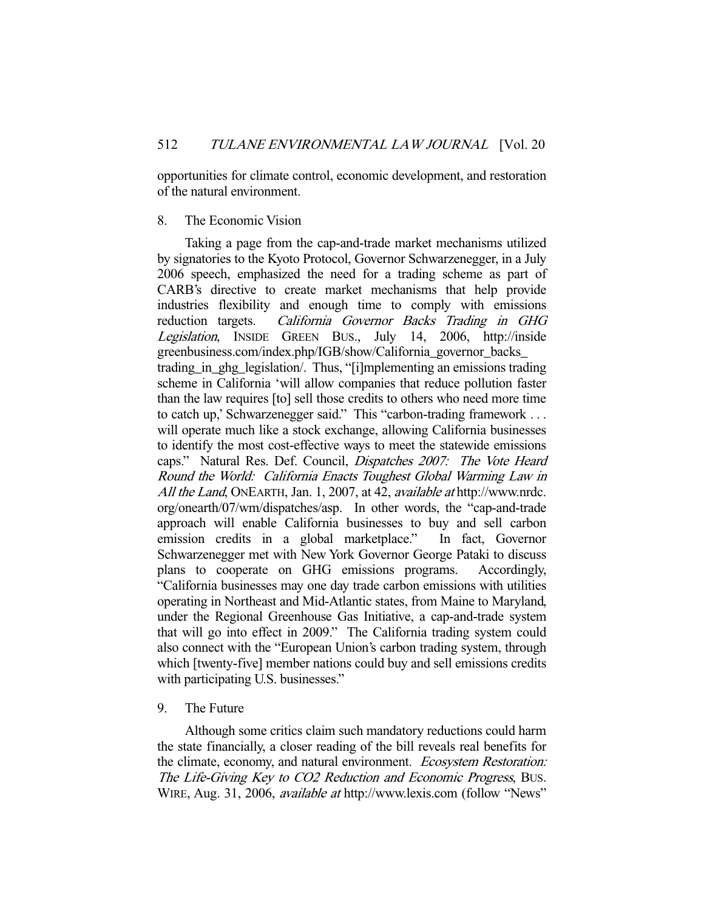opportunities for climate control, economic development, and restoration of the natural environment.

8. The Economic Vision

Taking a page from the cap-and-trade market mechanisms utilized by signatories to the Kyoto Protocol, Governor Schwarzenegger, in a July 2006 speech, emphasized the need for a trading scheme as part of CARB's directive to create market mechanisms that help provide industries flexibility and enough time to comply with emissions reduction targets. *California Governor Backs Trading in GHG Legislation*, INSIDE GREEN BUS., July 14, 2006, http://insidegreenbusiness.com/index.php/IGB/show/California_governor_backs_trading_in_ghg_legislation/. Thus, "[i]mplementing an emissions trading scheme in California 'will allow companies that reduce pollution faster than the law requires [to] sell those credits to others who need more time to catch up,' Schwarzenegger said." This "carbon-trading framework . . . will operate much like a stock exchange, allowing California businesses to identify the most cost-effective ways to meet the statewide emissions caps." Natural Res. Def. Council, *Dispatches 2007: The Vote Heard Round the World: California Enacts Toughest Global Warming Law in All the Land*, ONEARTH, Jan. 1, 2007, at 42, *available at* http://www.nrdc.org/onearth/07/wm/dispatches/asp. In other words, the "cap-and-trade approach will enable California businesses to buy and sell carbon emission credits in a global marketplace." In fact, Governor Schwarzenegger met with New York Governor George Pataki to discuss plans to cooperate on GHG emissions programs. Accordingly, "California businesses may one day trade carbon emissions with utilities operating in Northeast and Mid-Atlantic states, from Maine to Maryland, under the Regional Greenhouse Gas Initiative, a cap-and-trade system that will go into effect in 2009." The California trading system could also connect with the "European Union's carbon trading system, through which [twenty-five] member nations could buy and sell emissions credits with participating U.S. businesses."

9. The Future

Although some critics claim such mandatory reductions could harm the state financially, a closer reading of the bill reveals real benefits for the climate, economy, and natural environment. *Ecosystem Restoration: The Life-Giving Key to CO2 Reduction and Economic Progress*, BUS. WIRE, Aug. 31, 2006, *available at* http://www.lexis.com (follow "News"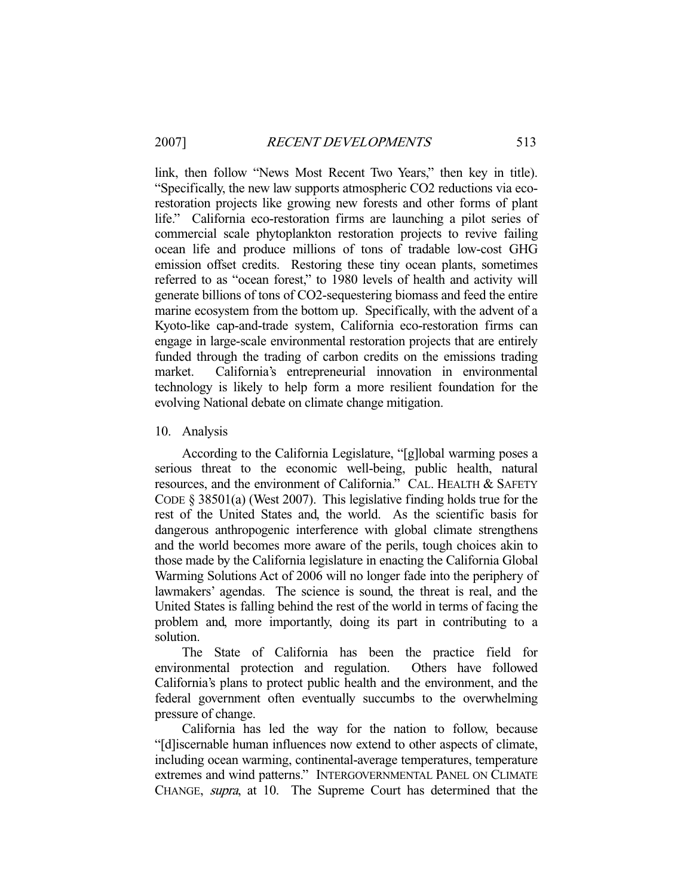link, then follow "News Most Recent Two Years," then key in title). "Specifically, the new law supports atmospheric CO2 reductions via eco-restoration projects like growing new forests and other forms of plant life." California eco-restoration firms are launching a pilot series of commercial scale phytoplankton restoration projects to revive failing ocean life and produce millions of tons of tradable low-cost GHG emission offset credits. Restoring these tiny ocean plants, sometimes referred to as "ocean forest," to 1980 levels of health and activity will generate billions of tons of CO2-sequestering biomass and feed the entire marine ecosystem from the bottom up. Specifically, with the advent of a Kyoto-like cap-and-trade system, California eco-restoration firms can engage in large-scale environmental restoration projects that are entirely funded through the trading of carbon credits on the emissions trading market. California's entrepreneurial innovation in environmental technology is likely to help form a more resilient foundation for the evolving National debate on climate change mitigation.

10. Analysis

According to the California Legislature, "[g]lobal warming poses a serious threat to the economic well-being, public health, natural resources, and the environment of California." CAL. HEALTH & SAFETY CODE § 38501(a) (West 2007). This legislative finding holds true for the rest of the United States and, the world. As the scientific basis for dangerous anthropogenic interference with global climate strengthens and the world becomes more aware of the perils, tough choices akin to those made by the California legislature in enacting the California Global Warming Solutions Act of 2006 will no longer fade into the periphery of lawmakers' agendas. The science is sound, the threat is real, and the United States is falling behind the rest of the world in terms of facing the problem and, more importantly, doing its part in contributing to a solution.

The State of California has been the practice field for environmental protection and regulation. Others have followed California's plans to protect public health and the environment, and the federal government often eventually succumbs to the overwhelming pressure of change.

California has led the way for the nation to follow, because "[d]iscernable human influences now extend to other aspects of climate, including ocean warming, continental-average temperatures, temperature extremes and wind patterns." INTERGOVERNMENTAL PANEL ON CLIMATE CHANGE, *supra*, at 10. The Supreme Court has determined that the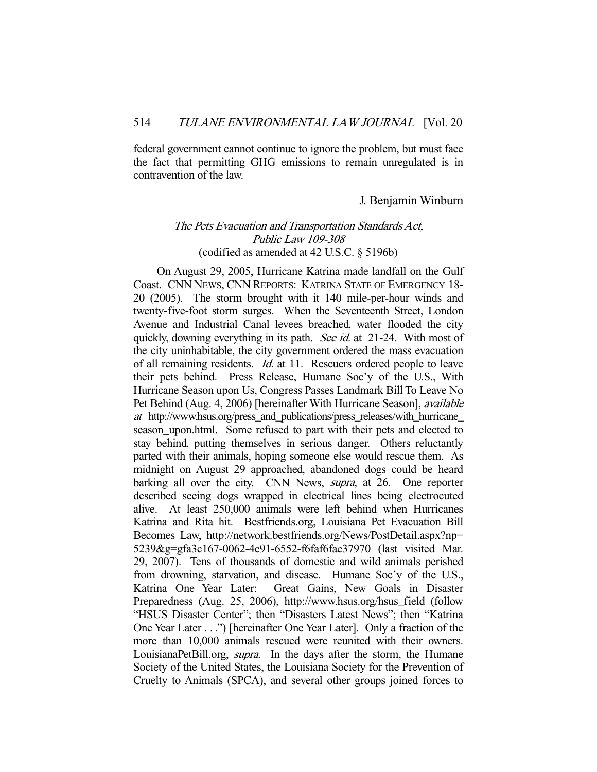federal government cannot continue to ignore the problem, but must face the fact that permitting GHG emissions to remain unregulated is in contravention of the law.

J. Benjamin Winburn

### *The Pets Evacuation and Transportation Standards Act, Public Law 109-308* (codified as amended at 42 U.S.C. § 5196b)

On August 29, 2005, Hurricane Katrina made landfall on the Gulf Coast. CNN NEWS, CNN REPORTS: KATRINA STATE OF EMERGENCY 18-20 (2005). The storm brought with it 140 mile-per-hour winds and twenty-five-foot storm surges. When the Seventeenth Street, London Avenue and Industrial Canal levees breached, water flooded the city quickly, downing everything in its path. *See id.* at 21-24. With most of the city uninhabitable, the city government ordered the mass evacuation of all remaining residents. *Id.* at 11. Rescuers ordered people to leave their pets behind. Press Release, Humane Soc'y of the U.S., With Hurricane Season upon Us, Congress Passes Landmark Bill To Leave No Pet Behind (Aug. 4, 2006) [hereinafter With Hurricane Season], *available at* http://www.hsus.org/press_and_publications/press_releases/with_hurricane_season_upon.html. Some refused to part with their pets and elected to stay behind, putting themselves in serious danger. Others reluctantly parted with their animals, hoping someone else would rescue them. As midnight on August 29 approached, abandoned dogs could be heard barking all over the city. CNN News, *supra*, at 26. One reporter described seeing dogs wrapped in electrical lines being electrocuted alive. At least 250,000 animals were left behind when Hurricanes Katrina and Rita hit. Bestfriends.org, Louisiana Pet Evacuation Bill Becomes Law, http://network.bestfriends.org/News/PostDetail.aspx?np=5239&g=gfa3c167-0062-4e91-6552-f6faf6fae37970 (last visited Mar. 29, 2007). Tens of thousands of domestic and wild animals perished from drowning, starvation, and disease. Humane Soc'y of the U.S., Katrina One Year Later: Great Gains, New Goals in Disaster Preparedness (Aug. 25, 2006), http://www.hsus.org/hsus_field (follow "HSUS Disaster Center"; then "Disasters Latest News"; then "Katrina One Year Later . . .") [hereinafter One Year Later]. Only a fraction of the more than 10,000 animals rescued were reunited with their owners. LouisianaPetBill.org, *supra*. In the days after the storm, the Humane Society of the United States, the Louisiana Society for the Prevention of Cruelty to Animals (SPCA), and several other groups joined forces to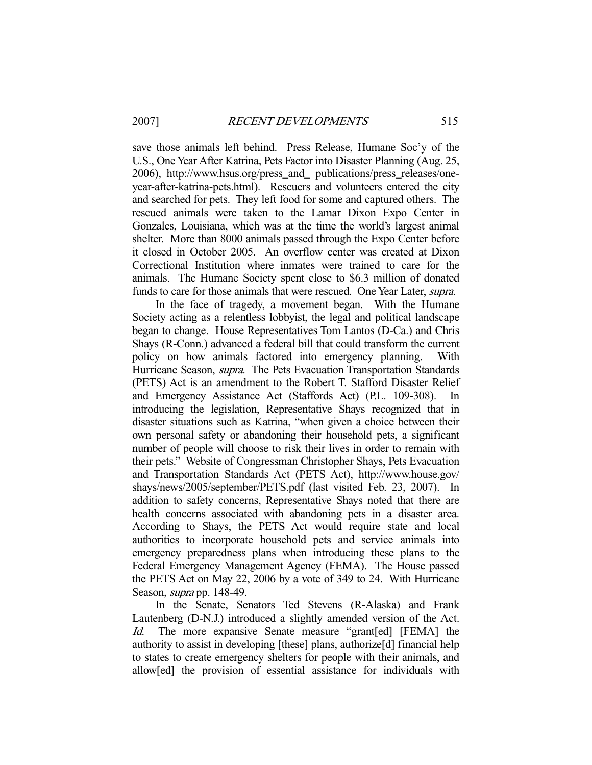save those animals left behind. Press Release, Humane Soc'y of the U.S., One Year After Katrina, Pets Factor into Disaster Planning (Aug. 25, 2006), http://www.hsus.org/press_and_ publications/press_releases/one-year-after-katrina-pets.html). Rescuers and volunteers entered the city and searched for pets. They left food for some and captured others. The rescued animals were taken to the Lamar Dixon Expo Center in Gonzales, Louisiana, which was at the time the world's largest animal shelter. More than 8000 animals passed through the Expo Center before it closed in October 2005. An overflow center was created at Dixon Correctional Institution where inmates were trained to care for the animals. The Humane Society spent close to $6.3 million of donated funds to care for those animals that were rescued. One Year Later, *supra*.

In the face of tragedy, a movement began. With the Humane Society acting as a relentless lobbyist, the legal and political landscape began to change. House Representatives Tom Lantos (D-Ca.) and Chris Shays (R-Conn.) advanced a federal bill that could transform the current policy on how animals factored into emergency planning. With Hurricane Season, *supra*. The Pets Evacuation Transportation Standards (PETS) Act is an amendment to the Robert T. Stafford Disaster Relief and Emergency Assistance Act (Staffords Act) (P.L. 109-308). In introducing the legislation, Representative Shays recognized that in disaster situations such as Katrina, "when given a choice between their own personal safety or abandoning their household pets, a significant number of people will choose to risk their lives in order to remain with their pets." Website of Congressman Christopher Shays, Pets Evacuation and Transportation Standards Act (PETS Act), http://www.house.gov/shays/news/2005/september/PETS.pdf (last visited Feb. 23, 2007). In addition to safety concerns, Representative Shays noted that there are health concerns associated with abandoning pets in a disaster area. According to Shays, the PETS Act would require state and local authorities to incorporate household pets and service animals into emergency preparedness plans when introducing these plans to the Federal Emergency Management Agency (FEMA). The House passed the PETS Act on May 22, 2006 by a vote of 349 to 24. With Hurricane Season, *supra* pp. 148-49.

In the Senate, Senators Ted Stevens (R-Alaska) and Frank Lautenberg (D-N.J.) introduced a slightly amended version of the Act. *Id.* The more expansive Senate measure "grant[ed] [FEMA] the authority to assist in developing [these] plans, authorize[d] financial help to states to create emergency shelters for people with their animals, and allow[ed] the provision of essential assistance for individuals with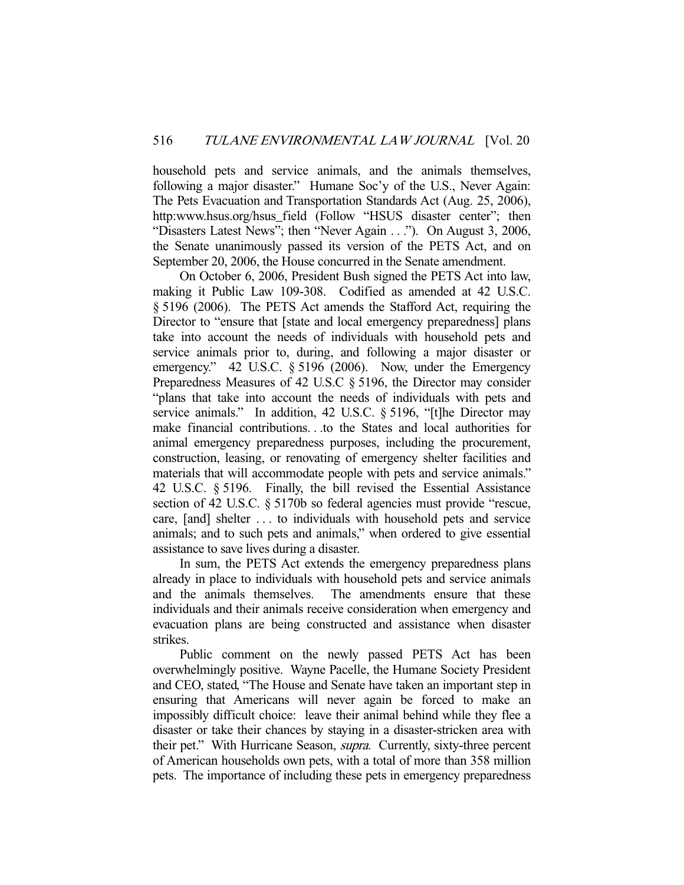household pets and service animals, and the animals themselves, following a major disaster." Humane Soc'y of the U.S., Never Again: The Pets Evacuation and Transportation Standards Act (Aug. 25, 2006), http:www.hsus.org/hsus_field (Follow "HSUS disaster center"; then "Disasters Latest News"; then "Never Again . . ."). On August 3, 2006, the Senate unanimously passed its version of the PETS Act, and on September 20, 2006, the House concurred in the Senate amendment.

On October 6, 2006, President Bush signed the PETS Act into law, making it Public Law 109-308. Codified as amended at 42 U.S.C. § 5196 (2006). The PETS Act amends the Stafford Act, requiring the Director to "ensure that [state and local emergency preparedness] plans take into account the needs of individuals with household pets and service animals prior to, during, and following a major disaster or emergency." 42 U.S.C. § 5196 (2006). Now, under the Emergency Preparedness Measures of 42 U.S.C § 5196, the Director may consider "plans that take into account the needs of individuals with pets and service animals." In addition, 42 U.S.C. § 5196, "[t]he Director may make financial contributions. . .to the States and local authorities for animal emergency preparedness purposes, including the procurement, construction, leasing, or renovating of emergency shelter facilities and materials that will accommodate people with pets and service animals." 42 U.S.C. § 5196. Finally, the bill revised the Essential Assistance section of 42 U.S.C. § 5170b so federal agencies must provide "rescue, care, [and] shelter . . . to individuals with household pets and service animals; and to such pets and animals," when ordered to give essential assistance to save lives during a disaster.

In sum, the PETS Act extends the emergency preparedness plans already in place to individuals with household pets and service animals and the animals themselves. The amendments ensure that these individuals and their animals receive consideration when emergency and evacuation plans are being constructed and assistance when disaster strikes.

Public comment on the newly passed PETS Act has been overwhelmingly positive. Wayne Pacelle, the Humane Society President and CEO, stated, "The House and Senate have taken an important step in ensuring that Americans will never again be forced to make an impossibly difficult choice: leave their animal behind while they flee a disaster or take their chances by staying in a disaster-stricken area with their pet." With Hurricane Season, *supra*. Currently, sixty-three percent of American households own pets, with a total of more than 358 million pets. The importance of including these pets in emergency preparedness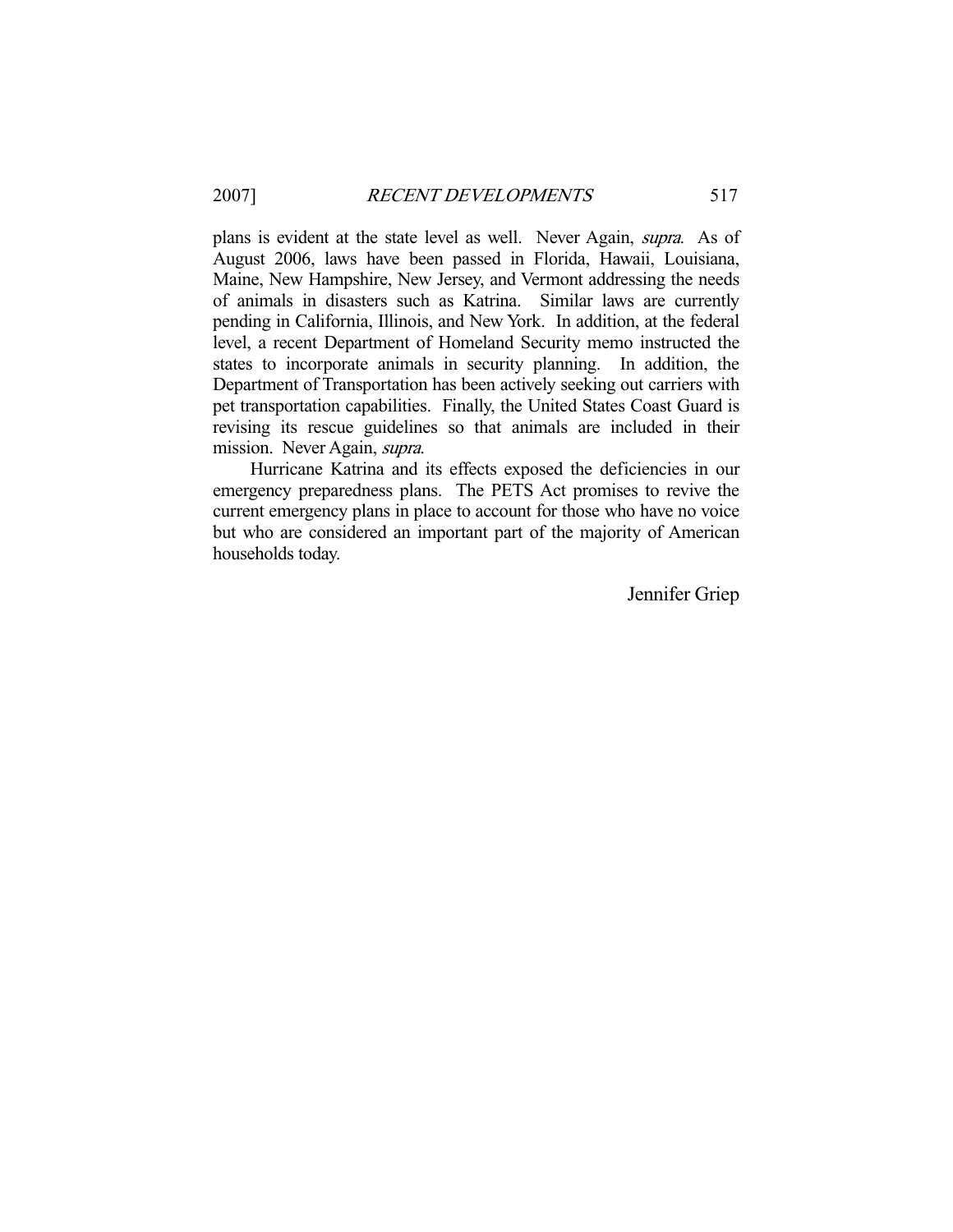plans is evident at the state level as well. Never Again, *supra*. As of August 2006, laws have been passed in Florida, Hawaii, Louisiana, Maine, New Hampshire, New Jersey, and Vermont addressing the needs of animals in disasters such as Katrina. Similar laws are currently pending in California, Illinois, and New York. In addition, at the federal level, a recent Department of Homeland Security memo instructed the states to incorporate animals in security planning. In addition, the Department of Transportation has been actively seeking out carriers with pet transportation capabilities. Finally, the United States Coast Guard is revising its rescue guidelines so that animals are included in their mission. Never Again, *supra*.

Hurricane Katrina and its effects exposed the deficiencies in our emergency preparedness plans. The PETS Act promises to revive the current emergency plans in place to account for those who have no voice but who are considered an important part of the majority of American households today.

Jennifer Griep